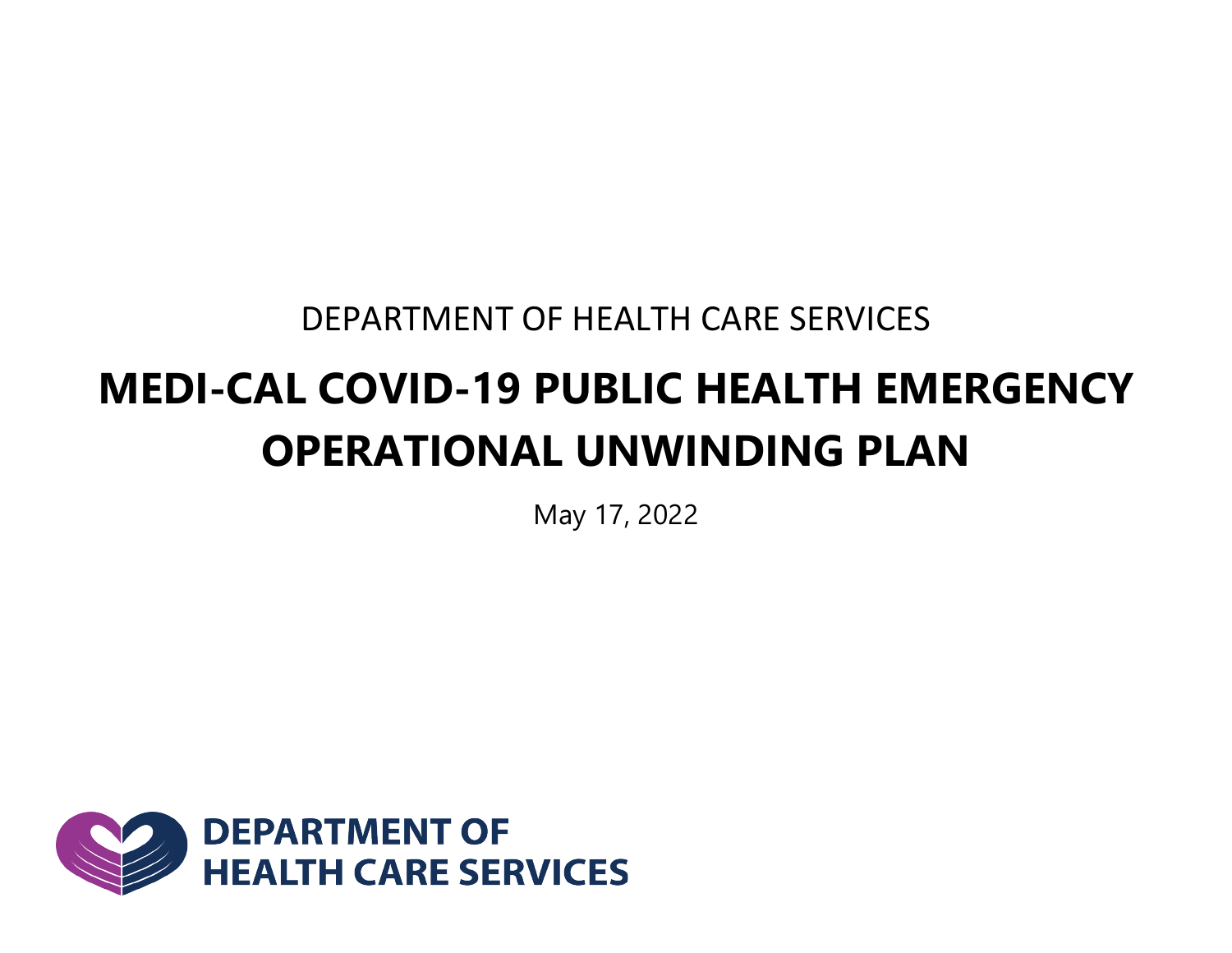DEPARTMENT OF HEALTH CARE SERVICES

# MEDI-CAL COVID-19 PUBLIC HEALTH EMERGENCY OPERATIONAL UNWINDING PLAN

May 17, 2022

DEPARTMENT OF HEALTH CARE SERVICES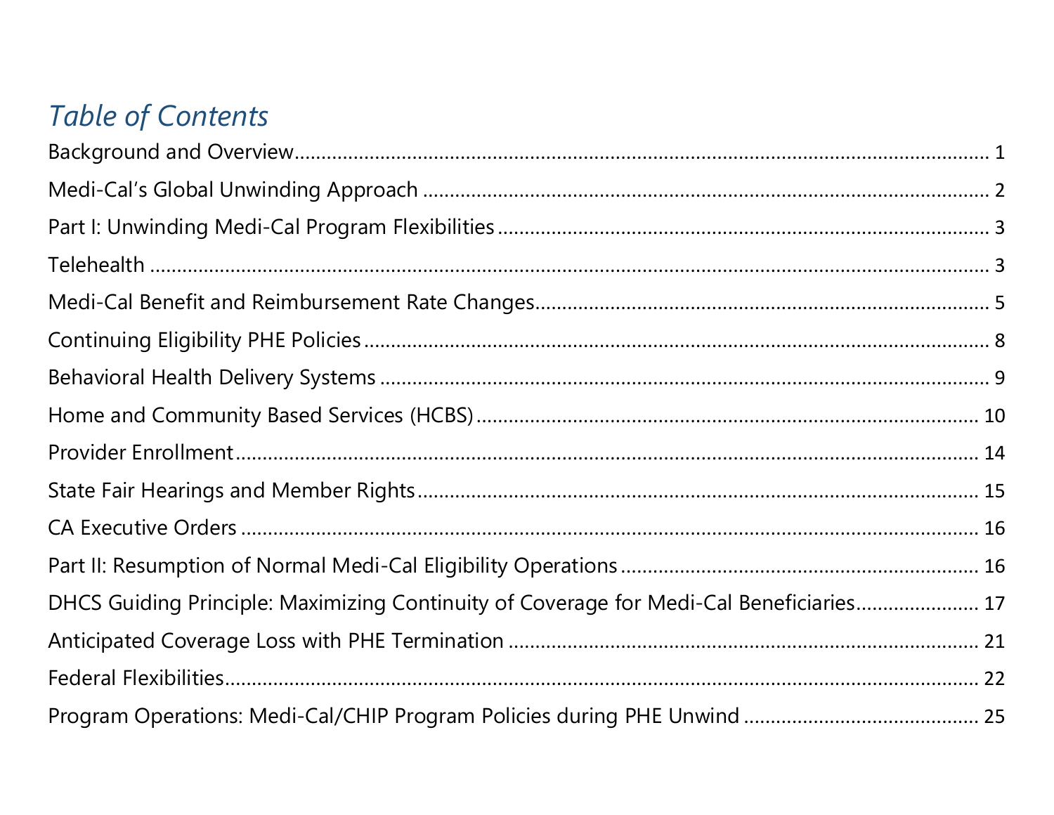## *Table of Contents*

Background and Overview ........................................................................................................ 1

Medi-Cal's Global Unwinding Approach ..................................................................................... 2

Part I: Unwinding Medi-Cal Program Flexibilities ........................................................................ 3

Telehealth ................................................................................................................................. 3

Medi-Cal Benefit and Reimbursement Rate Changes .................................................................. 5

Continuing Eligibility PHE Policies ............................................................................................ 8

Behavioral Health Delivery Systems .......................................................................................... 9

Home and Community Based Services (HCBS) ......................................................................... 10

Provider Enrollment ................................................................................................................ 14

State Fair Hearings and Member Rights ................................................................................... 15

CA Executive Orders ............................................................................................................... 16

Part II: Resumption of Normal Medi-Cal Eligibility Operations ................................................. 16

DHCS Guiding Principle: Maximizing Continuity of Coverage for Medi-Cal Beneficiaries ............. 17

Anticipated Coverage Loss with PHE Termination ..................................................................... 21

Federal Flexibilities ................................................................................................................. 22

Program Operations: Medi-Cal/CHIP Program Policies during PHE Unwind ................................. 25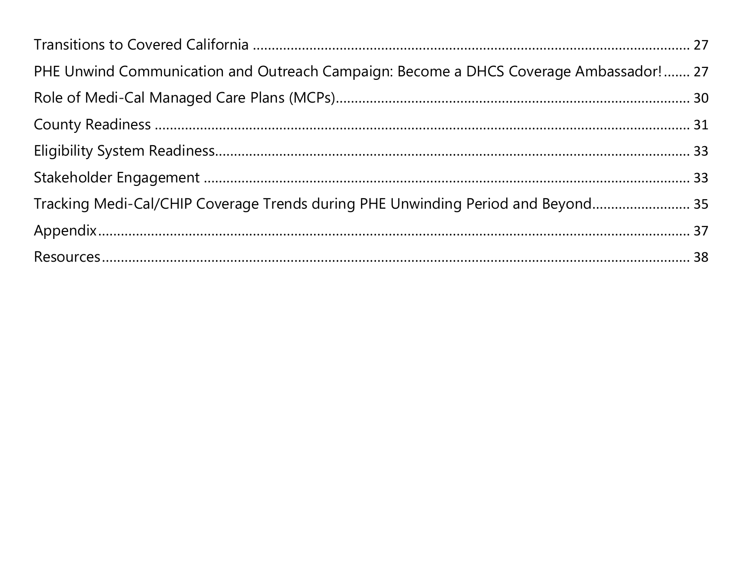Transitions to Covered California ........................................................................................................ 27

PHE Unwind Communication and Outreach Campaign: Become a DHCS Coverage Ambassador! ....... 27

Role of Medi-Cal Managed Care Plans (MCPs) ........................................................................................ 30

County Readiness ........................................................................................................................................ 31

Eligibility System Readiness ........................................................................................................................ 33

Stakeholder Engagement ............................................................................................................................ 33

Tracking Medi-Cal/CHIP Coverage Trends during PHE Unwinding Period and Beyond ......................... 35

Appendix ...................................................................................................................................................... 37

Resources ...................................................................................................................................................... 38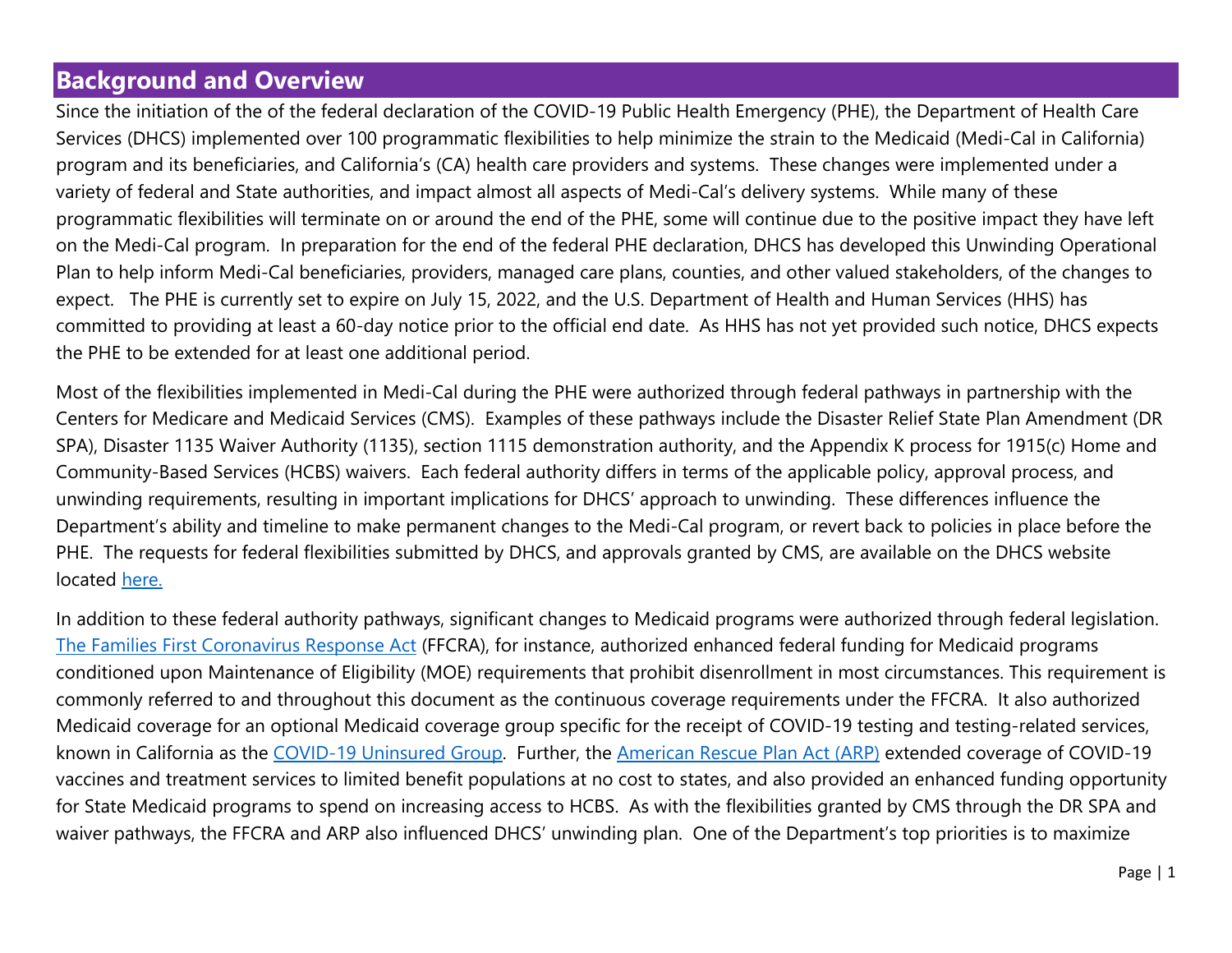## Background and Overview

Since the initiation of the of the federal declaration of the COVID-19 Public Health Emergency (PHE), the Department of Health Care Services (DHCS) implemented over 100 programmatic flexibilities to help minimize the strain to the Medicaid (Medi-Cal in California) program and its beneficiaries, and California's (CA) health care providers and systems. These changes were implemented under a variety of federal and State authorities, and impact almost all aspects of Medi-Cal's delivery systems. While many of these programmatic flexibilities will terminate on or around the end of the PHE, some will continue due to the positive impact they have left on the Medi-Cal program. In preparation for the end of the federal PHE declaration, DHCS has developed this Unwinding Operational Plan to help inform Medi-Cal beneficiaries, providers, managed care plans, counties, and other valued stakeholders, of the changes to expect. The PHE is currently set to expire on July 15, 2022, and the U.S. Department of Health and Human Services (HHS) has committed to providing at least a 60-day notice prior to the official end date. As HHS has not yet provided such notice, DHCS expects the PHE to be extended for at least one additional period.

Most of the flexibilities implemented in Medi-Cal during the PHE were authorized through federal pathways in partnership with the Centers for Medicare and Medicaid Services (CMS). Examples of these pathways include the Disaster Relief State Plan Amendment (DR SPA), Disaster 1135 Waiver Authority (1135), section 1115 demonstration authority, and the Appendix K process for 1915(c) Home and Community-Based Services (HCBS) waivers. Each federal authority differs in terms of the applicable policy, approval process, and unwinding requirements, resulting in important implications for DHCS' approach to unwinding. These differences influence the Department's ability and timeline to make permanent changes to the Medi-Cal program, or revert back to policies in place before the PHE. The requests for federal flexibilities submitted by DHCS, and approvals granted by CMS, are available on the DHCS website located here.

In addition to these federal authority pathways, significant changes to Medicaid programs were authorized through federal legislation. The Families First Coronavirus Response Act (FFCRA), for instance, authorized enhanced federal funding for Medicaid programs conditioned upon Maintenance of Eligibility (MOE) requirements that prohibit disenrollment in most circumstances. This requirement is commonly referred to and throughout this document as the continuous coverage requirements under the FFCRA. It also authorized Medicaid coverage for an optional Medicaid coverage group specific for the receipt of COVID-19 testing and testing-related services, known in California as the COVID-19 Uninsured Group. Further, the American Rescue Plan Act (ARP) extended coverage of COVID-19 vaccines and treatment services to limited benefit populations at no cost to states, and also provided an enhanced funding opportunity for State Medicaid programs to spend on increasing access to HCBS. As with the flexibilities granted by CMS through the DR SPA and waiver pathways, the FFCRA and ARP also influenced DHCS' unwinding plan. One of the Department's top priorities is to maximize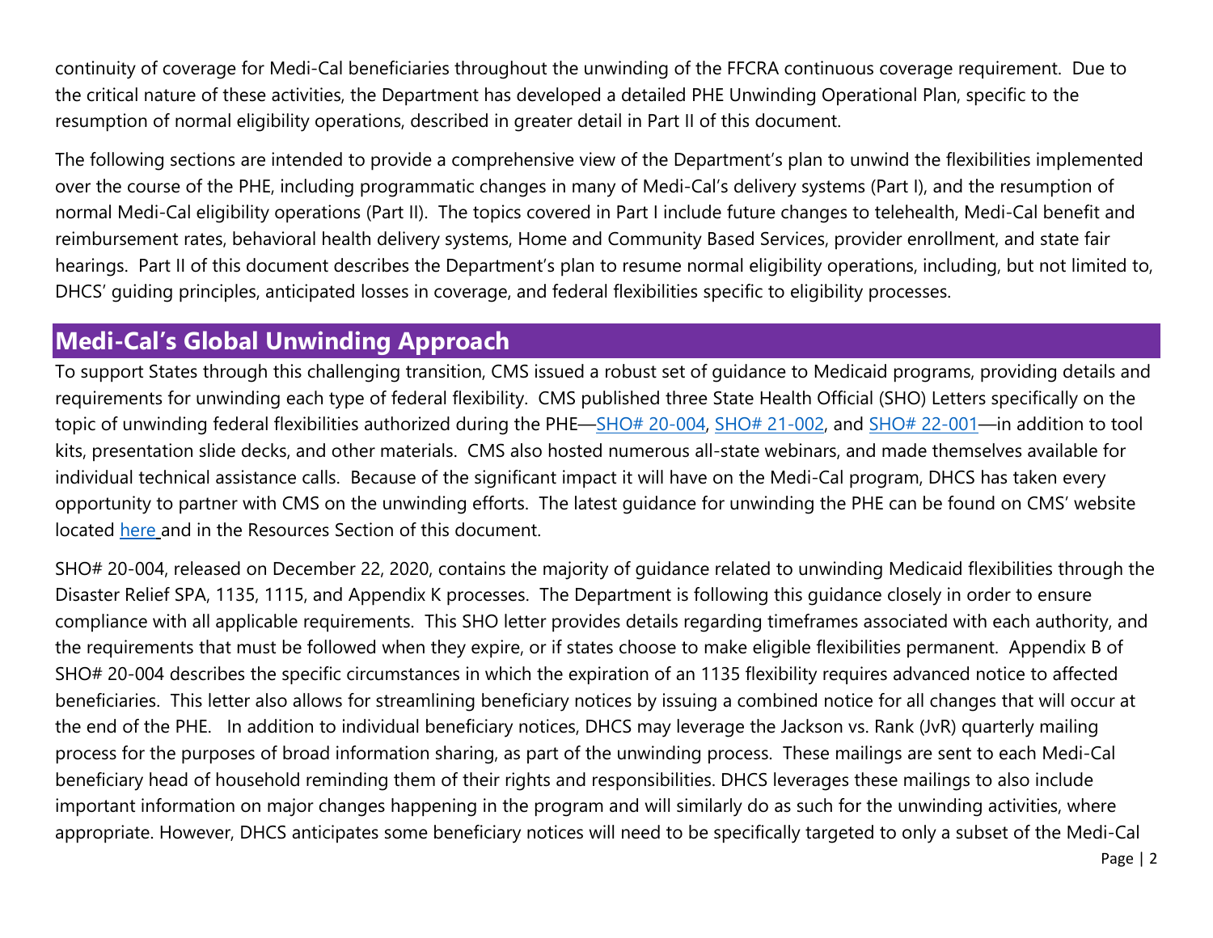continuity of coverage for Medi-Cal beneficiaries throughout the unwinding of the FFCRA continuous coverage requirement. Due to the critical nature of these activities, the Department has developed a detailed PHE Unwinding Operational Plan, specific to the resumption of normal eligibility operations, described in greater detail in Part II of this document.

The following sections are intended to provide a comprehensive view of the Department's plan to unwind the flexibilities implemented over the course of the PHE, including programmatic changes in many of Medi-Cal's delivery systems (Part I), and the resumption of normal Medi-Cal eligibility operations (Part II). The topics covered in Part I include future changes to telehealth, Medi-Cal benefit and reimbursement rates, behavioral health delivery systems, Home and Community Based Services, provider enrollment, and state fair hearings. Part II of this document describes the Department's plan to resume normal eligibility operations, including, but not limited to, DHCS' guiding principles, anticipated losses in coverage, and federal flexibilities specific to eligibility processes.

## Medi-Cal's Global Unwinding Approach

To support States through this challenging transition, CMS issued a robust set of guidance to Medicaid programs, providing details and requirements for unwinding each type of federal flexibility. CMS published three State Health Official (SHO) Letters specifically on the topic of unwinding federal flexibilities authorized during the PHE—SHO# 20-004, SHO# 21-002, and SHO# 22-001—in addition to tool kits, presentation slide decks, and other materials. CMS also hosted numerous all-state webinars, and made themselves available for individual technical assistance calls. Because of the significant impact it will have on the Medi-Cal program, DHCS has taken every opportunity to partner with CMS on the unwinding efforts. The latest guidance for unwinding the PHE can be found on CMS' website located here and in the Resources Section of this document.

SHO# 20-004, released on December 22, 2020, contains the majority of guidance related to unwinding Medicaid flexibilities through the Disaster Relief SPA, 1135, 1115, and Appendix K processes. The Department is following this guidance closely in order to ensure compliance with all applicable requirements. This SHO letter provides details regarding timeframes associated with each authority, and the requirements that must be followed when they expire, or if states choose to make eligible flexibilities permanent. Appendix B of SHO# 20-004 describes the specific circumstances in which the expiration of an 1135 flexibility requires advanced notice to affected beneficiaries. This letter also allows for streamlining beneficiary notices by issuing a combined notice for all changes that will occur at the end of the PHE. In addition to individual beneficiary notices, DHCS may leverage the Jackson vs. Rank (JvR) quarterly mailing process for the purposes of broad information sharing, as part of the unwinding process. These mailings are sent to each Medi-Cal beneficiary head of household reminding them of their rights and responsibilities. DHCS leverages these mailings to also include important information on major changes happening in the program and will similarly do as such for the unwinding activities, where appropriate. However, DHCS anticipates some beneficiary notices will need to be specifically targeted to only a subset of the Medi-Cal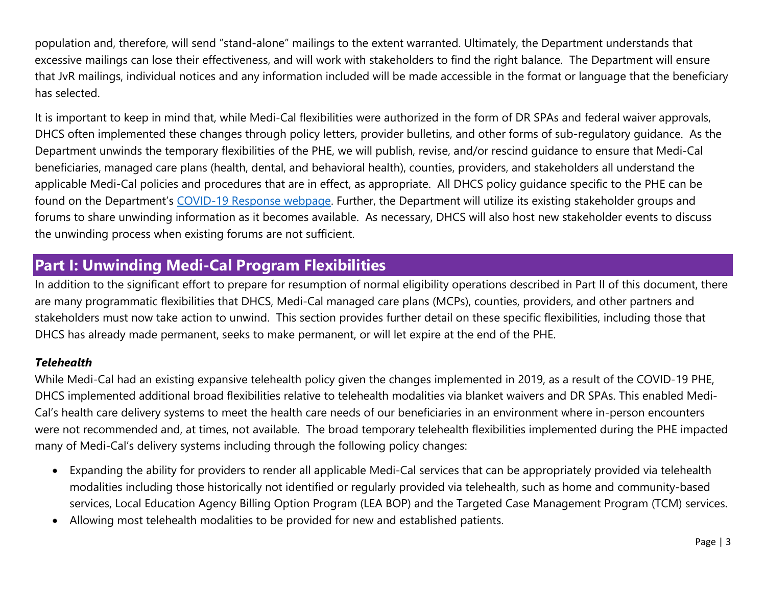population and, therefore, will send "stand-alone" mailings to the extent warranted. Ultimately, the Department understands that excessive mailings can lose their effectiveness, and will work with stakeholders to find the right balance. The Department will ensure that JvR mailings, individual notices and any information included will be made accessible in the format or language that the beneficiary has selected.

It is important to keep in mind that, while Medi-Cal flexibilities were authorized in the form of DR SPAs and federal waiver approvals, DHCS often implemented these changes through policy letters, provider bulletins, and other forms of sub-regulatory guidance. As the Department unwinds the temporary flexibilities of the PHE, we will publish, revise, and/or rescind guidance to ensure that Medi-Cal beneficiaries, managed care plans (health, dental, and behavioral health), counties, providers, and stakeholders all understand the applicable Medi-Cal policies and procedures that are in effect, as appropriate. All DHCS policy guidance specific to the PHE can be found on the Department's [COVID-19 Response webpage](). Further, the Department will utilize its existing stakeholder groups and forums to share unwinding information as it becomes available. As necessary, DHCS will also host new stakeholder events to discuss the unwinding process when existing forums are not sufficient.

## Part I: Unwinding Medi-Cal Program Flexibilities

In addition to the significant effort to prepare for resumption of normal eligibility operations described in Part II of this document, there are many programmatic flexibilities that DHCS, Medi-Cal managed care plans (MCPs), counties, providers, and other partners and stakeholders must now take action to unwind. This section provides further detail on these specific flexibilities, including those that DHCS has already made permanent, seeks to make permanent, or will let expire at the end of the PHE.

### *Telehealth*

While Medi-Cal had an existing expansive telehealth policy given the changes implemented in 2019, as a result of the COVID-19 PHE, DHCS implemented additional broad flexibilities relative to telehealth modalities via blanket waivers and DR SPAs. This enabled Medi-Cal's health care delivery systems to meet the health care needs of our beneficiaries in an environment where in-person encounters were not recommended and, at times, not available. The broad temporary telehealth flexibilities implemented during the PHE impacted many of Medi-Cal's delivery systems including through the following policy changes:

- Expanding the ability for providers to render all applicable Medi-Cal services that can be appropriately provided via telehealth modalities including those historically not identified or regularly provided via telehealth, such as home and community-based services, Local Education Agency Billing Option Program (LEA BOP) and the Targeted Case Management Program (TCM) services.
- Allowing most telehealth modalities to be provided for new and established patients.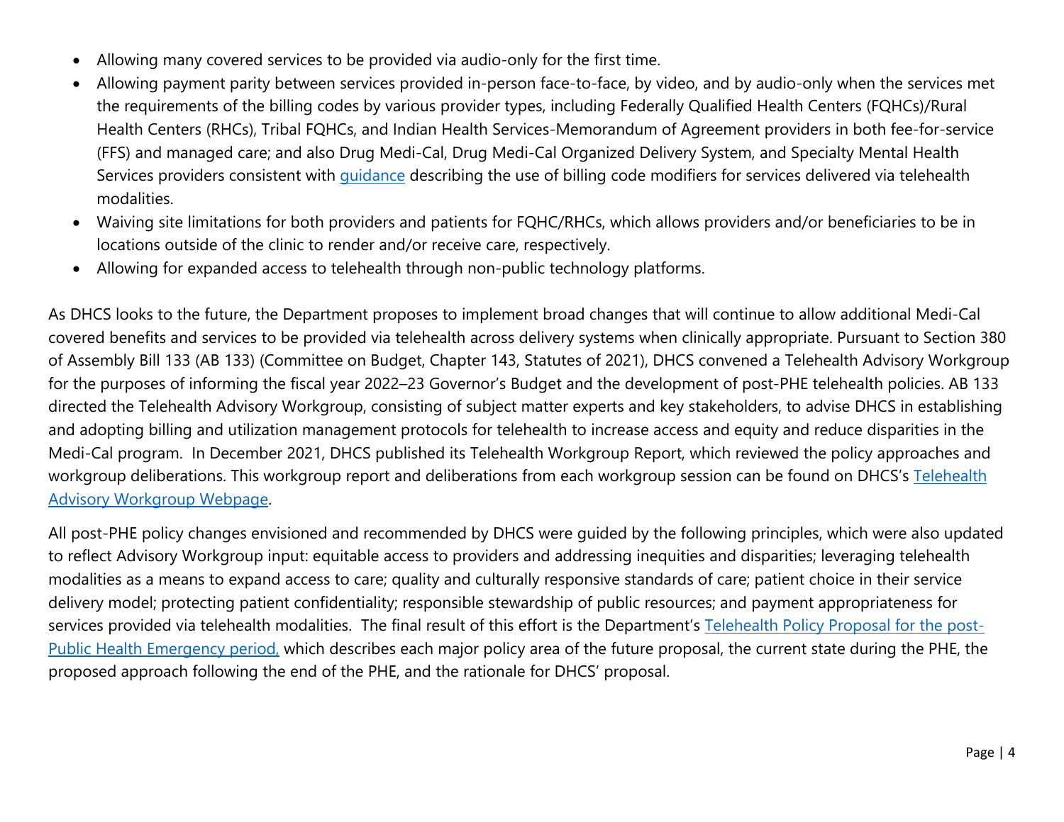- Allowing many covered services to be provided via audio-only for the first time.
- Allowing payment parity between services provided in-person face-to-face, by video, and by audio-only when the services met the requirements of the billing codes by various provider types, including Federally Qualified Health Centers (FQHCs)/Rural Health Centers (RHCs), Tribal FQHCs, and Indian Health Services-Memorandum of Agreement providers in both fee-for-service (FFS) and managed care; and also Drug Medi-Cal, Drug Medi-Cal Organized Delivery System, and Specialty Mental Health Services providers consistent with guidance describing the use of billing code modifiers for services delivered via telehealth modalities.
- Waiving site limitations for both providers and patients for FQHC/RHCs, which allows providers and/or beneficiaries to be in locations outside of the clinic to render and/or receive care, respectively.
- Allowing for expanded access to telehealth through non-public technology platforms.

As DHCS looks to the future, the Department proposes to implement broad changes that will continue to allow additional Medi-Cal covered benefits and services to be provided via telehealth across delivery systems when clinically appropriate. Pursuant to Section 380 of Assembly Bill 133 (AB 133) (Committee on Budget, Chapter 143, Statutes of 2021), DHCS convened a Telehealth Advisory Workgroup for the purposes of informing the fiscal year 2022–23 Governor's Budget and the development of post-PHE telehealth policies. AB 133 directed the Telehealth Advisory Workgroup, consisting of subject matter experts and key stakeholders, to advise DHCS in establishing and adopting billing and utilization management protocols for telehealth to increase access and equity and reduce disparities in the Medi-Cal program. In December 2021, DHCS published its Telehealth Workgroup Report, which reviewed the policy approaches and workgroup deliberations. This workgroup report and deliberations from each workgroup session can be found on DHCS's Telehealth Advisory Workgroup Webpage.

All post-PHE policy changes envisioned and recommended by DHCS were guided by the following principles, which were also updated to reflect Advisory Workgroup input: equitable access to providers and addressing inequities and disparities; leveraging telehealth modalities as a means to expand access to care; quality and culturally responsive standards of care; patient choice in their service delivery model; protecting patient confidentiality; responsible stewardship of public resources; and payment appropriateness for services provided via telehealth modalities. The final result of this effort is the Department's Telehealth Policy Proposal for the post-Public Health Emergency period, which describes each major policy area of the future proposal, the current state during the PHE, the proposed approach following the end of the PHE, and the rationale for DHCS' proposal.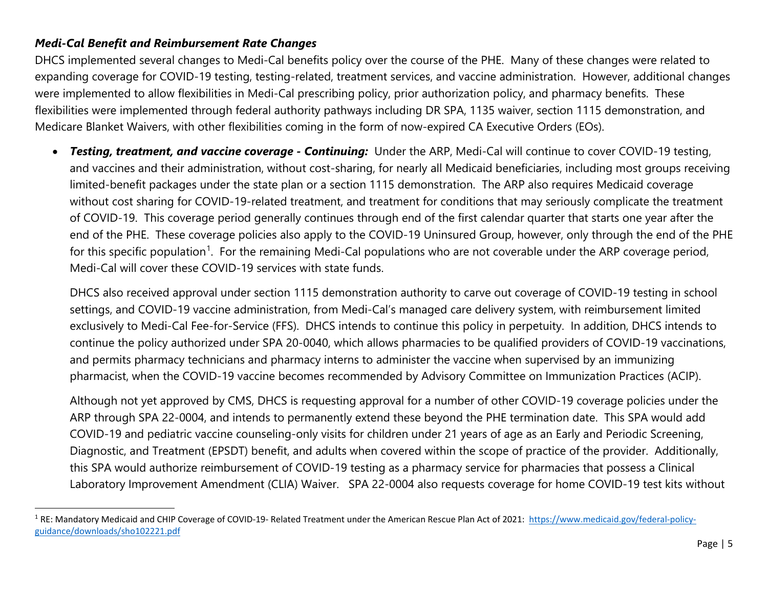***Medi-Cal Benefit and Reimbursement Rate Changes***

DHCS implemented several changes to Medi-Cal benefits policy over the course of the PHE. Many of these changes were related to expanding coverage for COVID-19 testing, testing-related, treatment services, and vaccine administration. However, additional changes were implemented to allow flexibilities in Medi-Cal prescribing policy, prior authorization policy, and pharmacy benefits. These flexibilities were implemented through federal authority pathways including DR SPA, 1135 waiver, section 1115 demonstration, and Medicare Blanket Waivers, with other flexibilities coming in the form of now-expired CA Executive Orders (EOs).

- ***Testing, treatment, and vaccine coverage - Continuing:*** Under the ARP, Medi-Cal will continue to cover COVID-19 testing, and vaccines and their administration, without cost-sharing, for nearly all Medicaid beneficiaries, including most groups receiving limited-benefit packages under the state plan or a section 1115 demonstration. The ARP also requires Medicaid coverage without cost sharing for COVID-19-related treatment, and treatment for conditions that may seriously complicate the treatment of COVID-19. This coverage period generally continues through end of the first calendar quarter that starts one year after the end of the PHE. These coverage policies also apply to the COVID-19 Uninsured Group, however, only through the end of the PHE for this specific population[1]. For the remaining Medi-Cal populations who are not coverable under the ARP coverage period, Medi-Cal will cover these COVID-19 services with state funds.

  DHCS also received approval under section 1115 demonstration authority to carve out coverage of COVID-19 testing in school settings, and COVID-19 vaccine administration, from Medi-Cal's managed care delivery system, with reimbursement limited exclusively to Medi-Cal Fee-for-Service (FFS). DHCS intends to continue this policy in perpetuity. In addition, DHCS intends to continue the policy authorized under SPA 20-0040, which allows pharmacies to be qualified providers of COVID-19 vaccinations, and permits pharmacy technicians and pharmacy interns to administer the vaccine when supervised by an immunizing pharmacist, when the COVID-19 vaccine becomes recommended by Advisory Committee on Immunization Practices (ACIP).

  Although not yet approved by CMS, DHCS is requesting approval for a number of other COVID-19 coverage policies under the ARP through SPA 22-0004, and intends to permanently extend these beyond the PHE termination date. This SPA would add COVID-19 and pediatric vaccine counseling-only visits for children under 21 years of age as an Early and Periodic Screening, Diagnostic, and Treatment (EPSDT) benefit, and adults when covered within the scope of practice of the provider. Additionally, this SPA would authorize reimbursement of COVID-19 testing as a pharmacy service for pharmacies that possess a Clinical Laboratory Improvement Amendment (CLIA) Waiver. SPA 22-0004 also requests coverage for home COVID-19 test kits without

[1] RE: Mandatory Medicaid and CHIP Coverage of COVID-19- Related Treatment under the American Rescue Plan Act of 2021: https://www.medicaid.gov/federal-policy-guidance/downloads/sho102221.pdf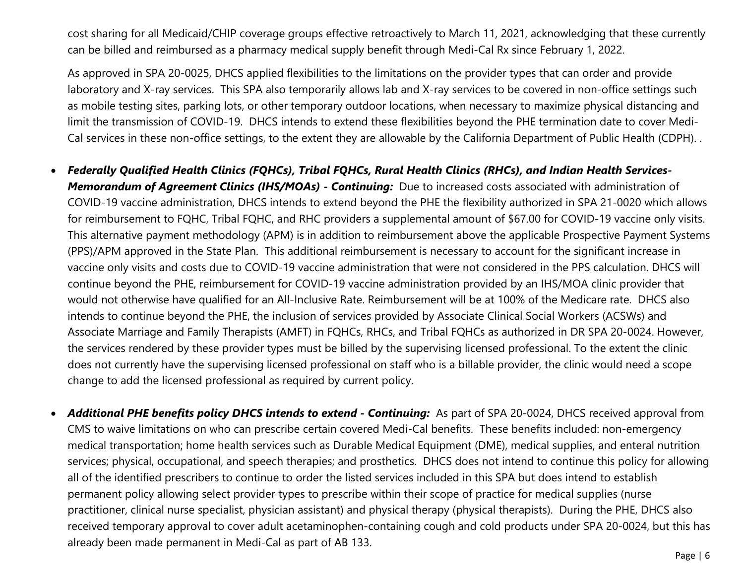cost sharing for all Medicaid/CHIP coverage groups effective retroactively to March 11, 2021, acknowledging that these currently can be billed and reimbursed as a pharmacy medical supply benefit through Medi-Cal Rx since February 1, 2022.

As approved in SPA 20-0025, DHCS applied flexibilities to the limitations on the provider types that can order and provide laboratory and X-ray services. This SPA also temporarily allows lab and X-ray services to be covered in non-office settings such as mobile testing sites, parking lots, or other temporary outdoor locations, when necessary to maximize physical distancing and limit the transmission of COVID-19. DHCS intends to extend these flexibilities beyond the PHE termination date to cover Medi-Cal services in these non-office settings, to the extent they are allowable by the California Department of Public Health (CDPH). .

- ***Federally Qualified Health Clinics (FQHCs), Tribal FQHCs, Rural Health Clinics (RHCs), and Indian Health Services-Memorandum of Agreement Clinics (IHS/MOAs) - Continuing:*** Due to increased costs associated with administration of COVID-19 vaccine administration, DHCS intends to extend beyond the PHE the flexibility authorized in SPA 21-0020 which allows for reimbursement to FQHC, Tribal FQHC, and RHC providers a supplemental amount of $67.00 for COVID-19 vaccine only visits. This alternative payment methodology (APM) is in addition to reimbursement above the applicable Prospective Payment Systems (PPS)/APM approved in the State Plan. This additional reimbursement is necessary to account for the significant increase in vaccine only visits and costs due to COVID-19 vaccine administration that were not considered in the PPS calculation. DHCS will continue beyond the PHE, reimbursement for COVID-19 vaccine administration provided by an IHS/MOA clinic provider that would not otherwise have qualified for an All-Inclusive Rate. Reimbursement will be at 100% of the Medicare rate. DHCS also intends to continue beyond the PHE, the inclusion of services provided by Associate Clinical Social Workers (ACSWs) and Associate Marriage and Family Therapists (AMFT) in FQHCs, RHCs, and Tribal FQHCs as authorized in DR SPA 20-0024. However, the services rendered by these provider types must be billed by the supervising licensed professional. To the extent the clinic does not currently have the supervising licensed professional on staff who is a billable provider, the clinic would need a scope change to add the licensed professional as required by current policy.

- ***Additional PHE benefits policy DHCS intends to extend - Continuing:*** As part of SPA 20-0024, DHCS received approval from CMS to waive limitations on who can prescribe certain covered Medi-Cal benefits. These benefits included: non-emergency medical transportation; home health services such as Durable Medical Equipment (DME), medical supplies, and enteral nutrition services; physical, occupational, and speech therapies; and prosthetics. DHCS does not intend to continue this policy for allowing all of the identified prescribers to continue to order the listed services included in this SPA but does intend to establish permanent policy allowing select provider types to prescribe within their scope of practice for medical supplies (nurse practitioner, clinical nurse specialist, physician assistant) and physical therapy (physical therapists). During the PHE, DHCS also received temporary approval to cover adult acetaminophen-containing cough and cold products under SPA 20-0024, but this has already been made permanent in Medi-Cal as part of AB 133.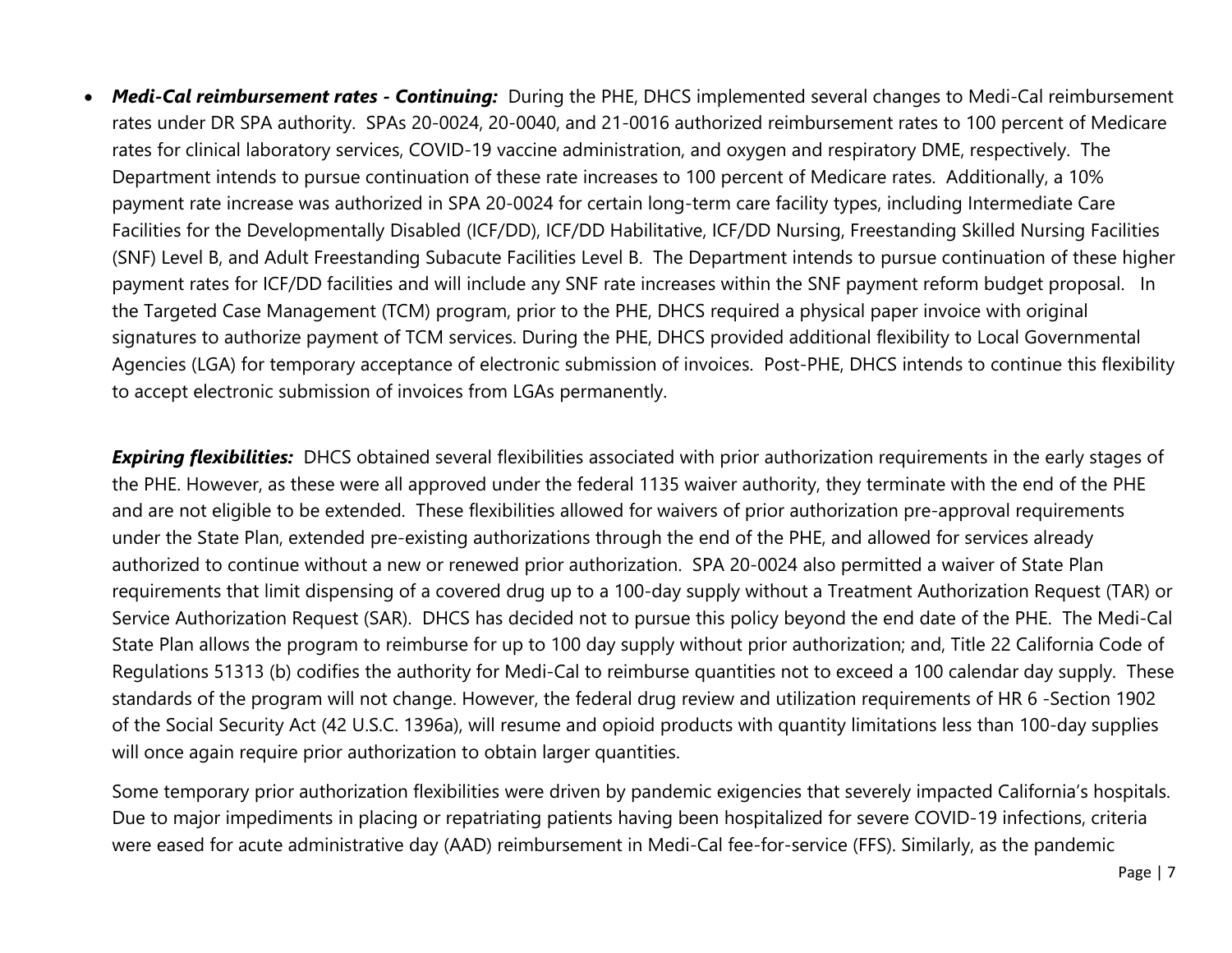- ***Medi-Cal reimbursement rates - Continuing:*** During the PHE, DHCS implemented several changes to Medi-Cal reimbursement rates under DR SPA authority. SPAs 20-0024, 20-0040, and 21-0016 authorized reimbursement rates to 100 percent of Medicare rates for clinical laboratory services, COVID-19 vaccine administration, and oxygen and respiratory DME, respectively. The Department intends to pursue continuation of these rate increases to 100 percent of Medicare rates. Additionally, a 10% payment rate increase was authorized in SPA 20-0024 for certain long-term care facility types, including Intermediate Care Facilities for the Developmentally Disabled (ICF/DD), ICF/DD Habilitative, ICF/DD Nursing, Freestanding Skilled Nursing Facilities (SNF) Level B, and Adult Freestanding Subacute Facilities Level B. The Department intends to pursue continuation of these higher payment rates for ICF/DD facilities and will include any SNF rate increases within the SNF payment reform budget proposal. In the Targeted Case Management (TCM) program, prior to the PHE, DHCS required a physical paper invoice with original signatures to authorize payment of TCM services. During the PHE, DHCS provided additional flexibility to Local Governmental Agencies (LGA) for temporary acceptance of electronic submission of invoices. Post-PHE, DHCS intends to continue this flexibility to accept electronic submission of invoices from LGAs permanently.

***Expiring flexibilities:*** DHCS obtained several flexibilities associated with prior authorization requirements in the early stages of the PHE. However, as these were all approved under the federal 1135 waiver authority, they terminate with the end of the PHE and are not eligible to be extended. These flexibilities allowed for waivers of prior authorization pre-approval requirements under the State Plan, extended pre-existing authorizations through the end of the PHE, and allowed for services already authorized to continue without a new or renewed prior authorization. SPA 20-0024 also permitted a waiver of State Plan requirements that limit dispensing of a covered drug up to a 100-day supply without a Treatment Authorization Request (TAR) or Service Authorization Request (SAR). DHCS has decided not to pursue this policy beyond the end date of the PHE. The Medi-Cal State Plan allows the program to reimburse for up to 100 day supply without prior authorization; and, Title 22 California Code of Regulations 51313 (b) codifies the authority for Medi-Cal to reimburse quantities not to exceed a 100 calendar day supply. These standards of the program will not change. However, the federal drug review and utilization requirements of HR 6 -Section 1902 of the Social Security Act (42 U.S.C. 1396a), will resume and opioid products with quantity limitations less than 100-day supplies will once again require prior authorization to obtain larger quantities.

Some temporary prior authorization flexibilities were driven by pandemic exigencies that severely impacted California's hospitals. Due to major impediments in placing or repatriating patients having been hospitalized for severe COVID-19 infections, criteria were eased for acute administrative day (AAD) reimbursement in Medi-Cal fee-for-service (FFS). Similarly, as the pandemic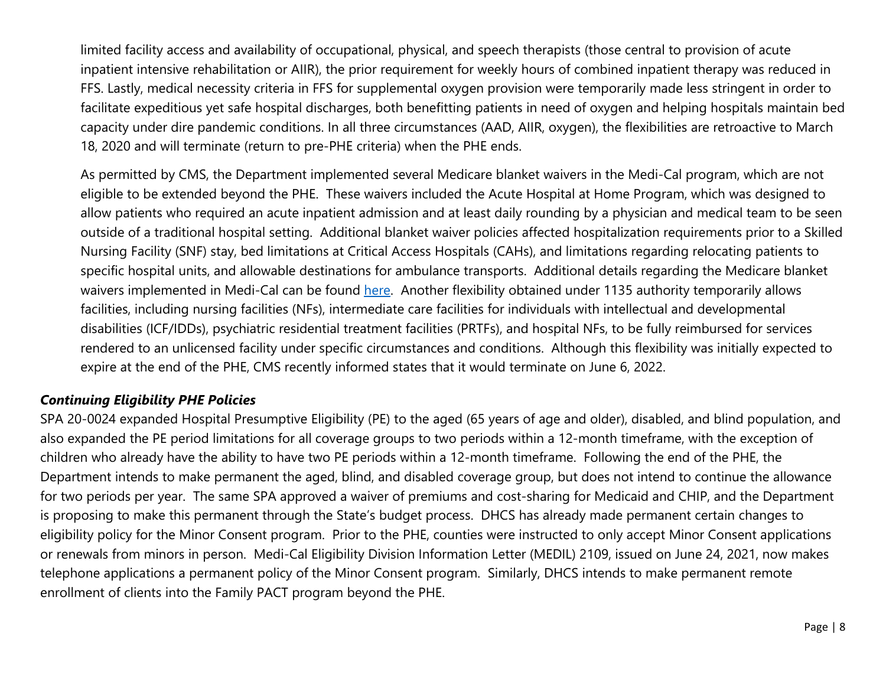limited facility access and availability of occupational, physical, and speech therapists (those central to provision of acute inpatient intensive rehabilitation or AIIR), the prior requirement for weekly hours of combined inpatient therapy was reduced in FFS. Lastly, medical necessity criteria in FFS for supplemental oxygen provision were temporarily made less stringent in order to facilitate expeditious yet safe hospital discharges, both benefitting patients in need of oxygen and helping hospitals maintain bed capacity under dire pandemic conditions. In all three circumstances (AAD, AIIR, oxygen), the flexibilities are retroactive to March 18, 2020 and will terminate (return to pre-PHE criteria) when the PHE ends.

As permitted by CMS, the Department implemented several Medicare blanket waivers in the Medi-Cal program, which are not eligible to be extended beyond the PHE. These waivers included the Acute Hospital at Home Program, which was designed to allow patients who required an acute inpatient admission and at least daily rounding by a physician and medical team to be seen outside of a traditional hospital setting. Additional blanket waiver policies affected hospitalization requirements prior to a Skilled Nursing Facility (SNF) stay, bed limitations at Critical Access Hospitals (CAHs), and limitations regarding relocating patients to specific hospital units, and allowable destinations for ambulance transports. Additional details regarding the Medicare blanket waivers implemented in Medi-Cal can be found here. Another flexibility obtained under 1135 authority temporarily allows facilities, including nursing facilities (NFs), intermediate care facilities for individuals with intellectual and developmental disabilities (ICF/IDDs), psychiatric residential treatment facilities (PRTFs), and hospital NFs, to be fully reimbursed for services rendered to an unlicensed facility under specific circumstances and conditions. Although this flexibility was initially expected to expire at the end of the PHE, CMS recently informed states that it would terminate on June 6, 2022.

### *Continuing Eligibility PHE Policies*

SPA 20-0024 expanded Hospital Presumptive Eligibility (PE) to the aged (65 years of age and older), disabled, and blind population, and also expanded the PE period limitations for all coverage groups to two periods within a 12-month timeframe, with the exception of children who already have the ability to have two PE periods within a 12-month timeframe. Following the end of the PHE, the Department intends to make permanent the aged, blind, and disabled coverage group, but does not intend to continue the allowance for two periods per year. The same SPA approved a waiver of premiums and cost-sharing for Medicaid and CHIP, and the Department is proposing to make this permanent through the State's budget process. DHCS has already made permanent certain changes to eligibility policy for the Minor Consent program. Prior to the PHE, counties were instructed to only accept Minor Consent applications or renewals from minors in person. Medi-Cal Eligibility Division Information Letter (MEDIL) 2109, issued on June 24, 2021, now makes telephone applications a permanent policy of the Minor Consent program. Similarly, DHCS intends to make permanent remote enrollment of clients into the Family PACT program beyond the PHE.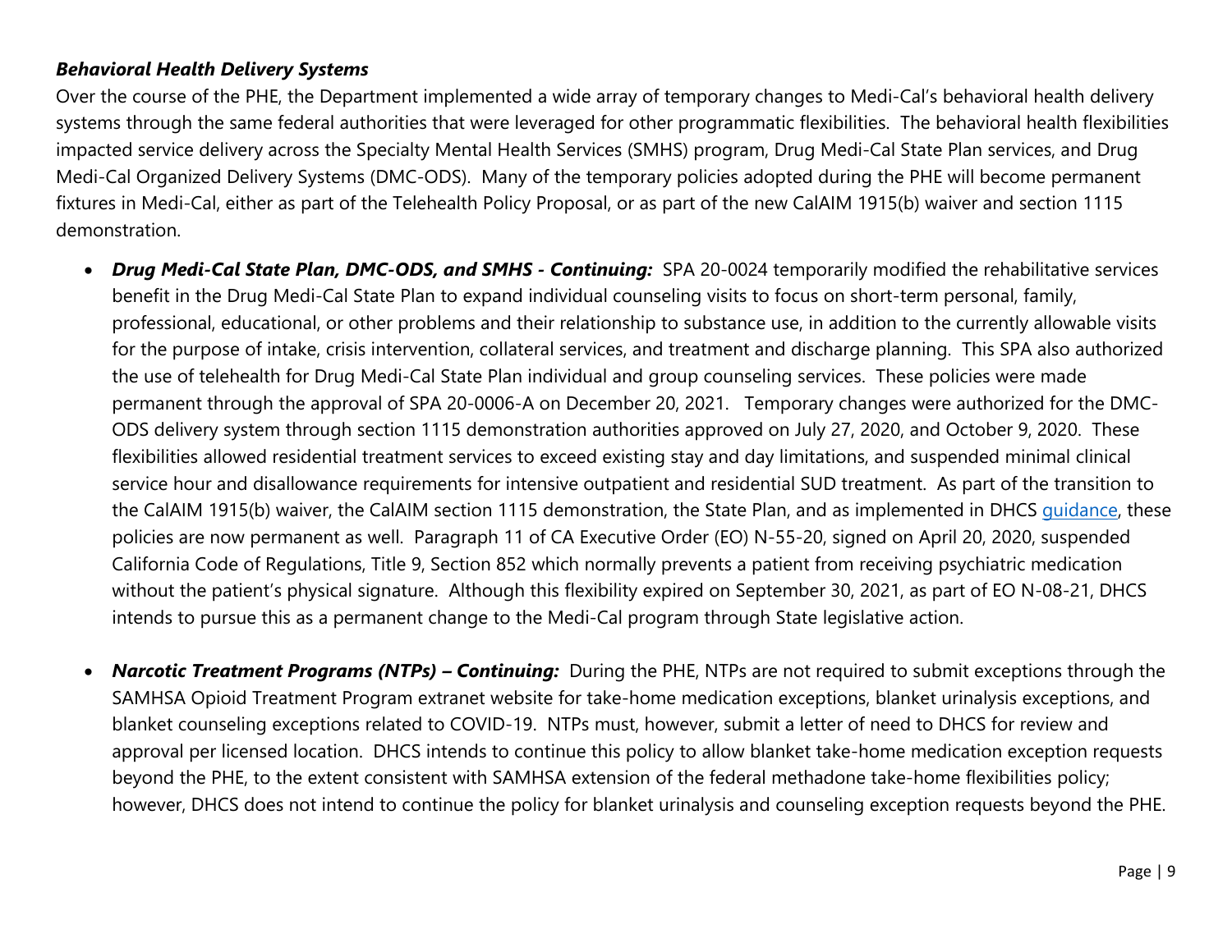***Behavioral Health Delivery Systems***

Over the course of the PHE, the Department implemented a wide array of temporary changes to Medi-Cal's behavioral health delivery systems through the same federal authorities that were leveraged for other programmatic flexibilities. The behavioral health flexibilities impacted service delivery across the Specialty Mental Health Services (SMHS) program, Drug Medi-Cal State Plan services, and Drug Medi-Cal Organized Delivery Systems (DMC-ODS). Many of the temporary policies adopted during the PHE will become permanent fixtures in Medi-Cal, either as part of the Telehealth Policy Proposal, or as part of the new CalAIM 1915(b) waiver and section 1115 demonstration.

- ***Drug Medi-Cal State Plan, DMC-ODS, and SMHS - Continuing:*** SPA 20-0024 temporarily modified the rehabilitative services benefit in the Drug Medi-Cal State Plan to expand individual counseling visits to focus on short-term personal, family, professional, educational, or other problems and their relationship to substance use, in addition to the currently allowable visits for the purpose of intake, crisis intervention, collateral services, and treatment and discharge planning. This SPA also authorized the use of telehealth for Drug Medi-Cal State Plan individual and group counseling services. These policies were made permanent through the approval of SPA 20-0006-A on December 20, 2021. Temporary changes were authorized for the DMC-ODS delivery system through section 1115 demonstration authorities approved on July 27, 2020, and October 9, 2020. These flexibilities allowed residential treatment services to exceed existing stay and day limitations, and suspended minimal clinical service hour and disallowance requirements for intensive outpatient and residential SUD treatment. As part of the transition to the CalAIM 1915(b) waiver, the CalAIM section 1115 demonstration, the State Plan, and as implemented in DHCS guidance, these policies are now permanent as well. Paragraph 11 of CA Executive Order (EO) N-55-20, signed on April 20, 2020, suspended California Code of Regulations, Title 9, Section 852 which normally prevents a patient from receiving psychiatric medication without the patient's physical signature. Although this flexibility expired on September 30, 2021, as part of EO N-08-21, DHCS intends to pursue this as a permanent change to the Medi-Cal program through State legislative action.

- ***Narcotic Treatment Programs (NTPs) – Continuing:*** During the PHE, NTPs are not required to submit exceptions through the SAMHSA Opioid Treatment Program extranet website for take-home medication exceptions, blanket urinalysis exceptions, and blanket counseling exceptions related to COVID-19. NTPs must, however, submit a letter of need to DHCS for review and approval per licensed location. DHCS intends to continue this policy to allow blanket take-home medication exception requests beyond the PHE, to the extent consistent with SAMHSA extension of the federal methadone take-home flexibilities policy; however, DHCS does not intend to continue the policy for blanket urinalysis and counseling exception requests beyond the PHE.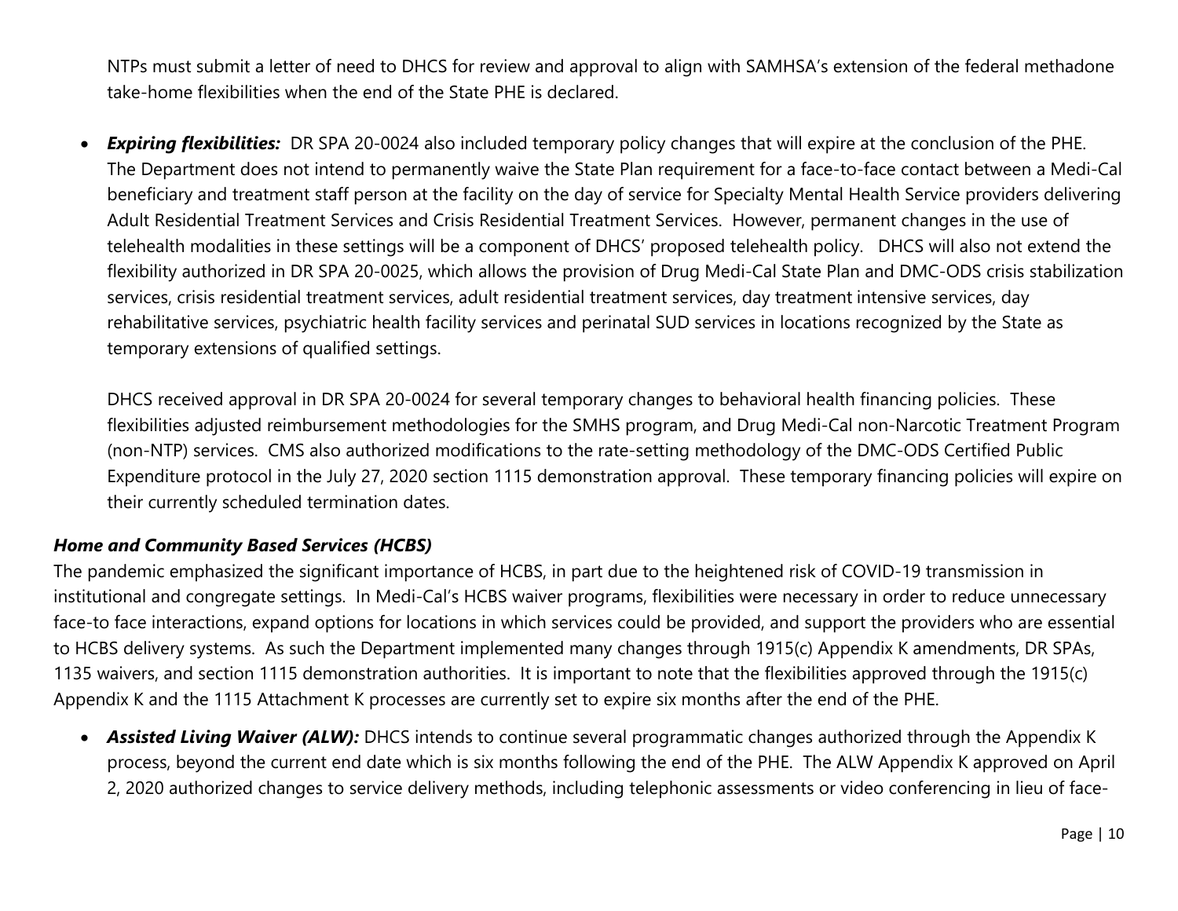NTPs must submit a letter of need to DHCS for review and approval to align with SAMHSA's extension of the federal methadone take-home flexibilities when the end of the State PHE is declared.

- ***Expiring flexibilities:*** DR SPA 20-0024 also included temporary policy changes that will expire at the conclusion of the PHE. The Department does not intend to permanently waive the State Plan requirement for a face-to-face contact between a Medi-Cal beneficiary and treatment staff person at the facility on the day of service for Specialty Mental Health Service providers delivering Adult Residential Treatment Services and Crisis Residential Treatment Services. However, permanent changes in the use of telehealth modalities in these settings will be a component of DHCS' proposed telehealth policy. DHCS will also not extend the flexibility authorized in DR SPA 20-0025, which allows the provision of Drug Medi-Cal State Plan and DMC-ODS crisis stabilization services, crisis residential treatment services, adult residential treatment services, day treatment intensive services, day rehabilitative services, psychiatric health facility services and perinatal SUD services in locations recognized by the State as temporary extensions of qualified settings.

  DHCS received approval in DR SPA 20-0024 for several temporary changes to behavioral health financing policies. These flexibilities adjusted reimbursement methodologies for the SMHS program, and Drug Medi-Cal non-Narcotic Treatment Program (non-NTP) services. CMS also authorized modifications to the rate-setting methodology of the DMC-ODS Certified Public Expenditure protocol in the July 27, 2020 section 1115 demonstration approval. These temporary financing policies will expire on their currently scheduled termination dates.

### *Home and Community Based Services (HCBS)*

The pandemic emphasized the significant importance of HCBS, in part due to the heightened risk of COVID-19 transmission in institutional and congregate settings. In Medi-Cal's HCBS waiver programs, flexibilities were necessary in order to reduce unnecessary face-to face interactions, expand options for locations in which services could be provided, and support the providers who are essential to HCBS delivery systems. As such the Department implemented many changes through 1915(c) Appendix K amendments, DR SPAs, 1135 waivers, and section 1115 demonstration authorities. It is important to note that the flexibilities approved through the 1915(c) Appendix K and the 1115 Attachment K processes are currently set to expire six months after the end of the PHE.

- ***Assisted Living Waiver (ALW):*** DHCS intends to continue several programmatic changes authorized through the Appendix K process, beyond the current end date which is six months following the end of the PHE. The ALW Appendix K approved on April 2, 2020 authorized changes to service delivery methods, including telephonic assessments or video conferencing in lieu of face-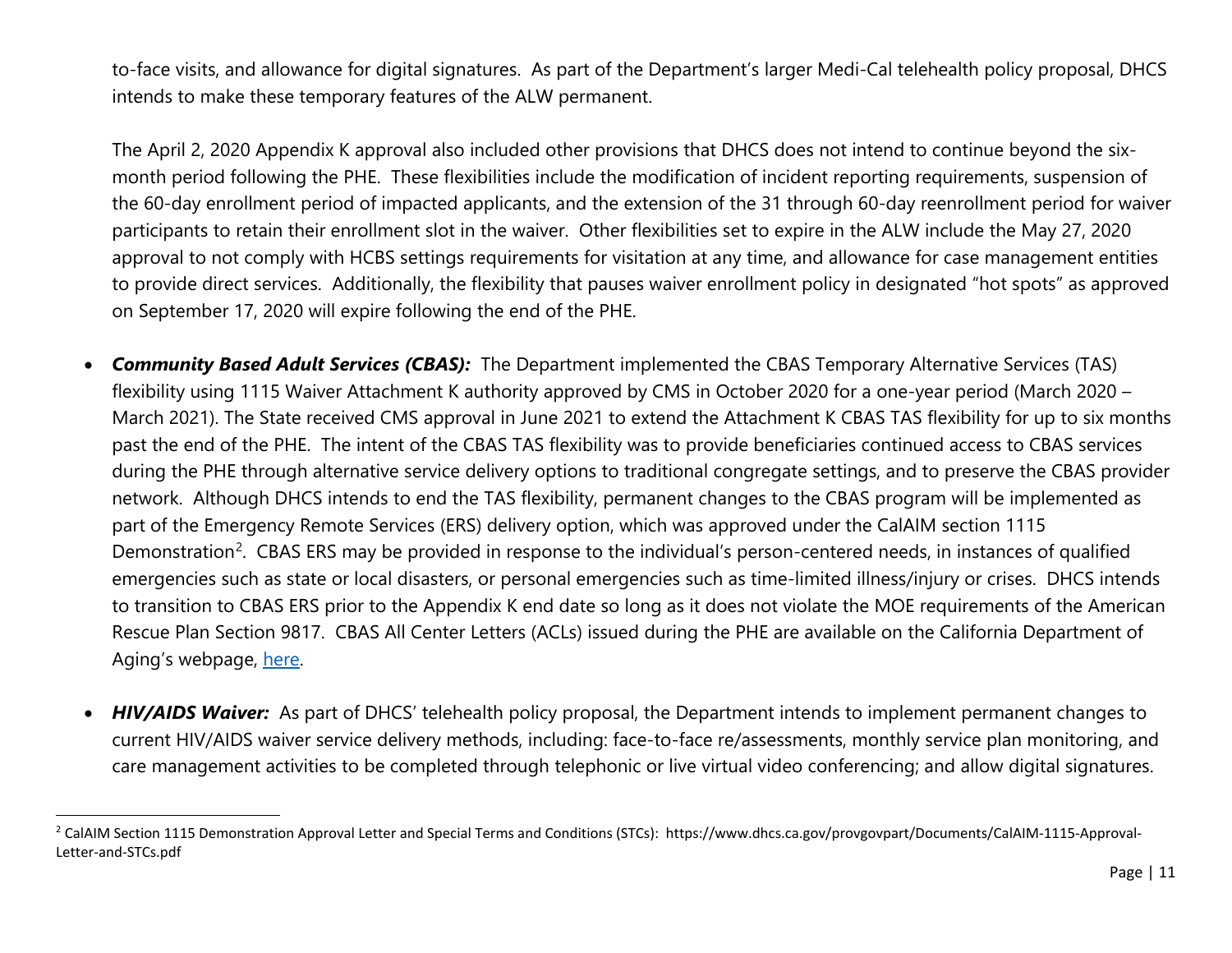to-face visits, and allowance for digital signatures. As part of the Department's larger Medi-Cal telehealth policy proposal, DHCS intends to make these temporary features of the ALW permanent.

The April 2, 2020 Appendix K approval also included other provisions that DHCS does not intend to continue beyond the six-month period following the PHE. These flexibilities include the modification of incident reporting requirements, suspension of the 60-day enrollment period of impacted applicants, and the extension of the 31 through 60-day reenrollment period for waiver participants to retain their enrollment slot in the waiver. Other flexibilities set to expire in the ALW include the May 27, 2020 approval to not comply with HCBS settings requirements for visitation at any time, and allowance for case management entities to provide direct services. Additionally, the flexibility that pauses waiver enrollment policy in designated "hot spots" as approved on September 17, 2020 will expire following the end of the PHE.

- ***Community Based Adult Services (CBAS):*** The Department implemented the CBAS Temporary Alternative Services (TAS) flexibility using 1115 Waiver Attachment K authority approved by CMS in October 2020 for a one-year period (March 2020 – March 2021). The State received CMS approval in June 2021 to extend the Attachment K CBAS TAS flexibility for up to six months past the end of the PHE. The intent of the CBAS TAS flexibility was to provide beneficiaries continued access to CBAS services during the PHE through alternative service delivery options to traditional congregate settings, and to preserve the CBAS provider network. Although DHCS intends to end the TAS flexibility, permanent changes to the CBAS program will be implemented as part of the Emergency Remote Services (ERS) delivery option, which was approved under the CalAIM section 1115 Demonstration[2]. CBAS ERS may be provided in response to the individual's person-centered needs, in instances of qualified emergencies such as state or local disasters, or personal emergencies such as time-limited illness/injury or crises. DHCS intends to transition to CBAS ERS prior to the Appendix K end date so long as it does not violate the MOE requirements of the American Rescue Plan Section 9817. CBAS All Center Letters (ACLs) issued during the PHE are available on the California Department of Aging's webpage, [here](#).

- ***HIV/AIDS Waiver:*** As part of DHCS' telehealth policy proposal, the Department intends to implement permanent changes to current HIV/AIDS waiver service delivery methods, including: face-to-face re/assessments, monthly service plan monitoring, and care management activities to be completed through telephonic or live virtual video conferencing; and allow digital signatures.

[2] CalAIM Section 1115 Demonstration Approval Letter and Special Terms and Conditions (STCs): https://www.dhcs.ca.gov/provgovpart/Documents/CalAIM-1115-Approval-Letter-and-STCs.pdf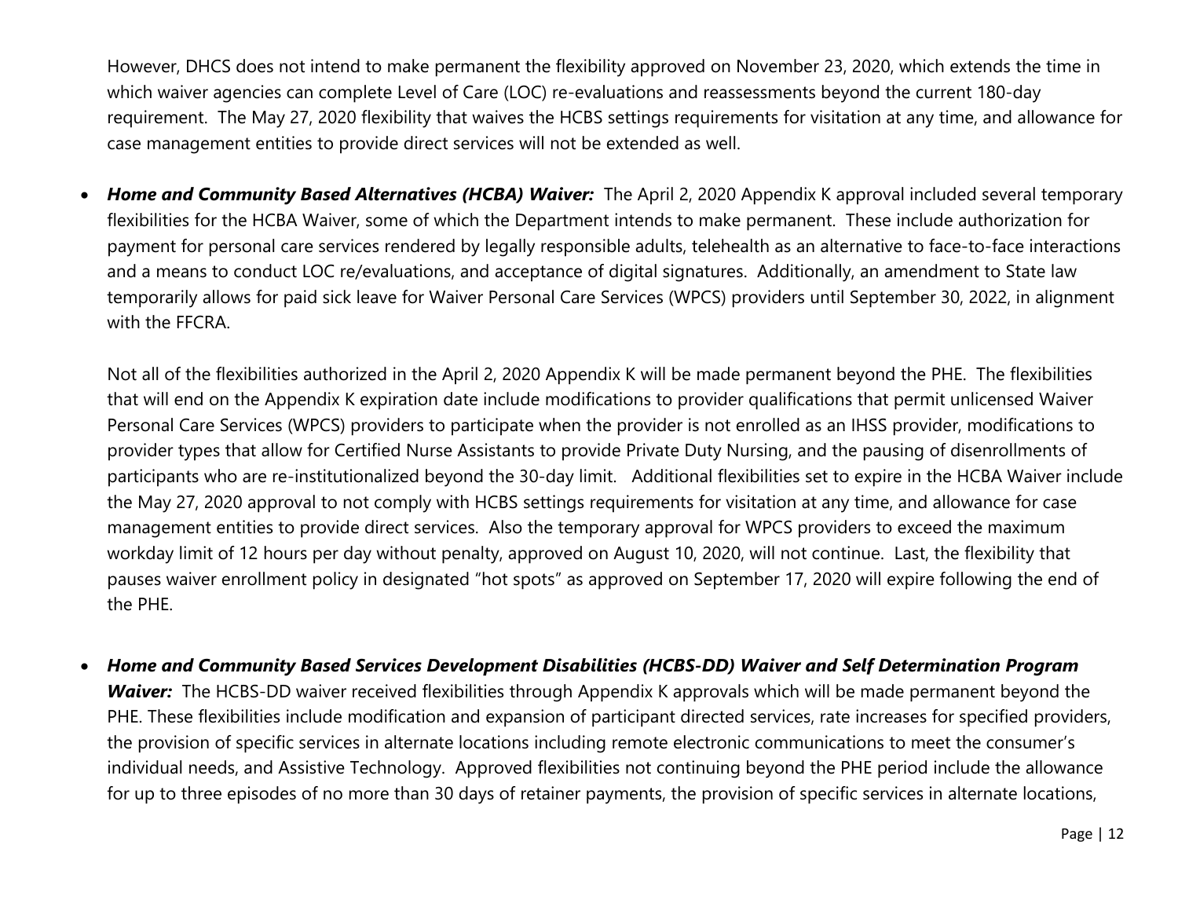However, DHCS does not intend to make permanent the flexibility approved on November 23, 2020, which extends the time in which waiver agencies can complete Level of Care (LOC) re-evaluations and reassessments beyond the current 180-day requirement. The May 27, 2020 flexibility that waives the HCBS settings requirements for visitation at any time, and allowance for case management entities to provide direct services will not be extended as well.

- ***Home and Community Based Alternatives (HCBA) Waiver:*** The April 2, 2020 Appendix K approval included several temporary flexibilities for the HCBA Waiver, some of which the Department intends to make permanent. These include authorization for payment for personal care services rendered by legally responsible adults, telehealth as an alternative to face-to-face interactions and a means to conduct LOC re/evaluations, and acceptance of digital signatures. Additionally, an amendment to State law temporarily allows for paid sick leave for Waiver Personal Care Services (WPCS) providers until September 30, 2022, in alignment with the FFCRA.

  Not all of the flexibilities authorized in the April 2, 2020 Appendix K will be made permanent beyond the PHE. The flexibilities that will end on the Appendix K expiration date include modifications to provider qualifications that permit unlicensed Waiver Personal Care Services (WPCS) providers to participate when the provider is not enrolled as an IHSS provider, modifications to provider types that allow for Certified Nurse Assistants to provide Private Duty Nursing, and the pausing of disenrollments of participants who are re-institutionalized beyond the 30-day limit. Additional flexibilities set to expire in the HCBA Waiver include the May 27, 2020 approval to not comply with HCBS settings requirements for visitation at any time, and allowance for case management entities to provide direct services. Also the temporary approval for WPCS providers to exceed the maximum workday limit of 12 hours per day without penalty, approved on August 10, 2020, will not continue. Last, the flexibility that pauses waiver enrollment policy in designated "hot spots" as approved on September 17, 2020 will expire following the end of the PHE.

- ***Home and Community Based Services Development Disabilities (HCBS-DD) Waiver and Self Determination Program Waiver:*** The HCBS-DD waiver received flexibilities through Appendix K approvals which will be made permanent beyond the PHE. These flexibilities include modification and expansion of participant directed services, rate increases for specified providers, the provision of specific services in alternate locations including remote electronic communications to meet the consumer's individual needs, and Assistive Technology. Approved flexibilities not continuing beyond the PHE period include the allowance for up to three episodes of no more than 30 days of retainer payments, the provision of specific services in alternate locations,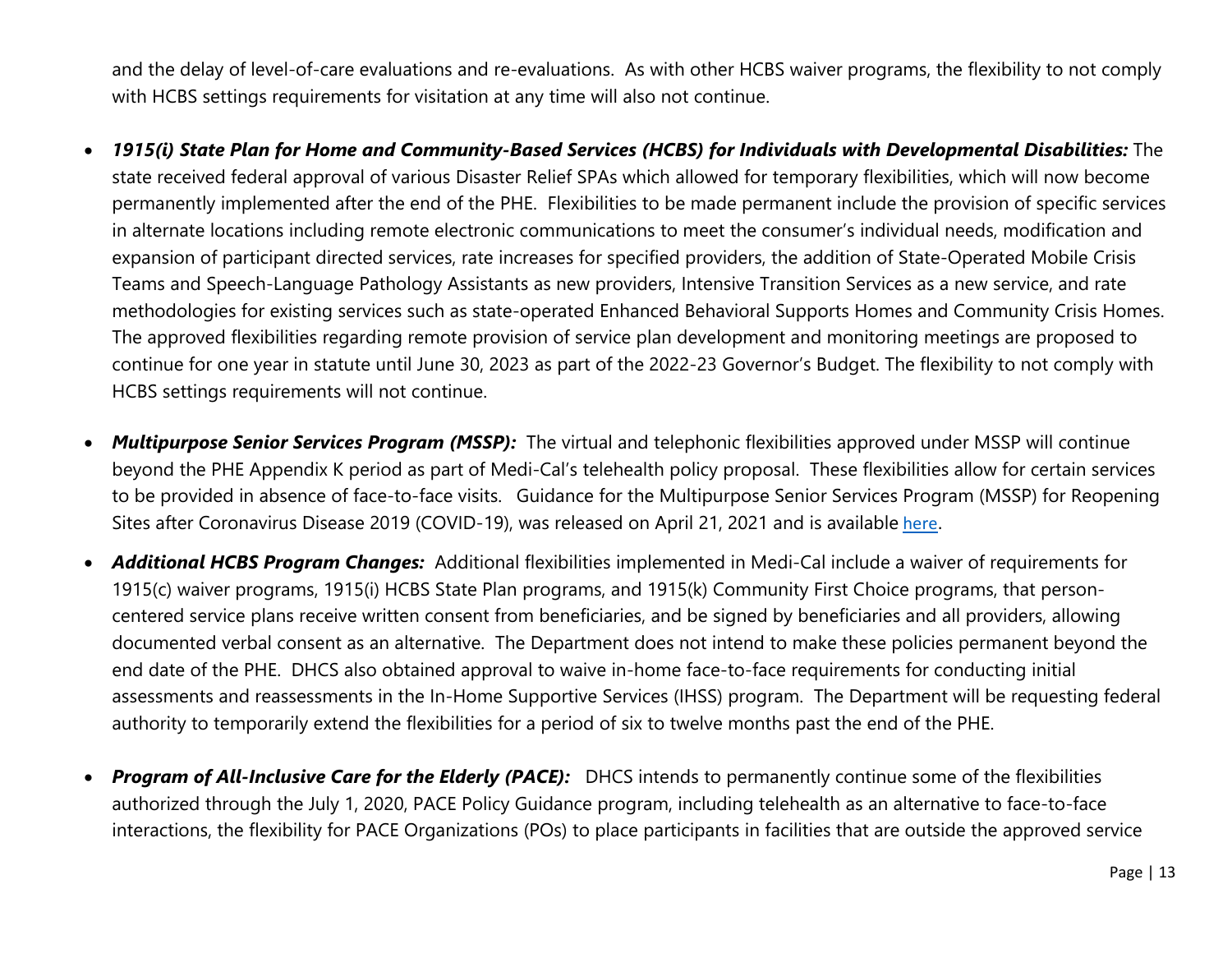and the delay of level-of-care evaluations and re-evaluations. As with other HCBS waiver programs, the flexibility to not comply with HCBS settings requirements for visitation at any time will also not continue.

- ***1915(i) State Plan for Home and Community-Based Services (HCBS) for Individuals with Developmental Disabilities:*** The state received federal approval of various Disaster Relief SPAs which allowed for temporary flexibilities, which will now become permanently implemented after the end of the PHE. Flexibilities to be made permanent include the provision of specific services in alternate locations including remote electronic communications to meet the consumer's individual needs, modification and expansion of participant directed services, rate increases for specified providers, the addition of State-Operated Mobile Crisis Teams and Speech-Language Pathology Assistants as new providers, Intensive Transition Services as a new service, and rate methodologies for existing services such as state-operated Enhanced Behavioral Supports Homes and Community Crisis Homes. The approved flexibilities regarding remote provision of service plan development and monitoring meetings are proposed to continue for one year in statute until June 30, 2023 as part of the 2022-23 Governor's Budget. The flexibility to not comply with HCBS settings requirements will not continue.

- ***Multipurpose Senior Services Program (MSSP):*** The virtual and telephonic flexibilities approved under MSSP will continue beyond the PHE Appendix K period as part of Medi-Cal's telehealth policy proposal. These flexibilities allow for certain services to be provided in absence of face-to-face visits. Guidance for the Multipurpose Senior Services Program (MSSP) for Reopening Sites after Coronavirus Disease 2019 (COVID-19), was released on April 21, 2021 and is available here.

- ***Additional HCBS Program Changes:*** Additional flexibilities implemented in Medi-Cal include a waiver of requirements for 1915(c) waiver programs, 1915(i) HCBS State Plan programs, and 1915(k) Community First Choice programs, that person-centered service plans receive written consent from beneficiaries, and be signed by beneficiaries and all providers, allowing documented verbal consent as an alternative. The Department does not intend to make these policies permanent beyond the end date of the PHE. DHCS also obtained approval to waive in-home face-to-face requirements for conducting initial assessments and reassessments in the In-Home Supportive Services (IHSS) program. The Department will be requesting federal authority to temporarily extend the flexibilities for a period of six to twelve months past the end of the PHE.

- ***Program of All-Inclusive Care for the Elderly (PACE):*** DHCS intends to permanently continue some of the flexibilities authorized through the July 1, 2020, PACE Policy Guidance program, including telehealth as an alternative to face-to-face interactions, the flexibility for PACE Organizations (POs) to place participants in facilities that are outside the approved service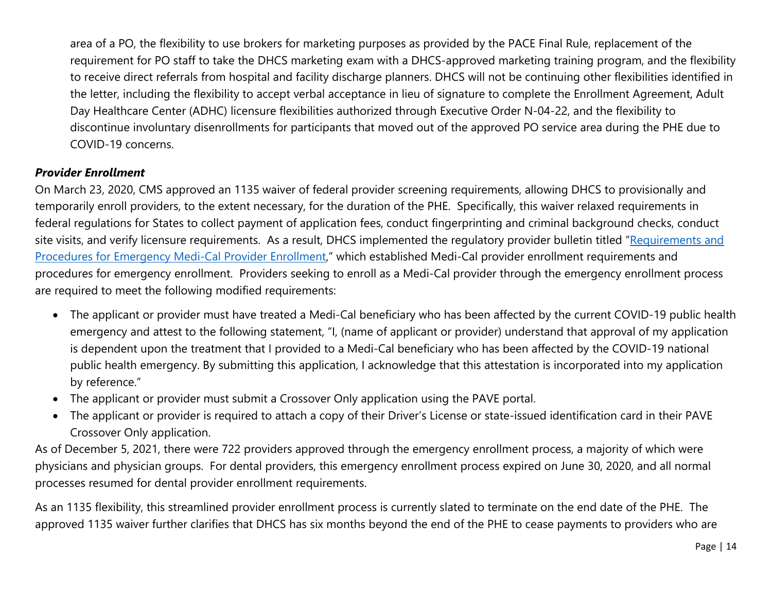area of a PO, the flexibility to use brokers for marketing purposes as provided by the PACE Final Rule, replacement of the requirement for PO staff to take the DHCS marketing exam with a DHCS-approved marketing training program, and the flexibility to receive direct referrals from hospital and facility discharge planners. DHCS will not be continuing other flexibilities identified in the letter, including the flexibility to accept verbal acceptance in lieu of signature to complete the Enrollment Agreement, Adult Day Healthcare Center (ADHC) licensure flexibilities authorized through Executive Order N-04-22, and the flexibility to discontinue involuntary disenrollments for participants that moved out of the approved PO service area during the PHE due to COVID-19 concerns.

***Provider Enrollment***

On March 23, 2020, CMS approved an 1135 waiver of federal provider screening requirements, allowing DHCS to provisionally and temporarily enroll providers, to the extent necessary, for the duration of the PHE. Specifically, this waiver relaxed requirements in federal regulations for States to collect payment of application fees, conduct fingerprinting and criminal background checks, conduct site visits, and verify licensure requirements. As a result, DHCS implemented the regulatory provider bulletin titled "Requirements and Procedures for Emergency Medi-Cal Provider Enrollment," which established Medi-Cal provider enrollment requirements and procedures for emergency enrollment. Providers seeking to enroll as a Medi-Cal provider through the emergency enrollment process are required to meet the following modified requirements:

- The applicant or provider must have treated a Medi-Cal beneficiary who has been affected by the current COVID-19 public health emergency and attest to the following statement, "I, (name of applicant or provider) understand that approval of my application is dependent upon the treatment that I provided to a Medi-Cal beneficiary who has been affected by the COVID-19 national public health emergency. By submitting this application, I acknowledge that this attestation is incorporated into my application by reference."
- The applicant or provider must submit a Crossover Only application using the PAVE portal.
- The applicant or provider is required to attach a copy of their Driver's License or state-issued identification card in their PAVE Crossover Only application.

As of December 5, 2021, there were 722 providers approved through the emergency enrollment process, a majority of which were physicians and physician groups. For dental providers, this emergency enrollment process expired on June 30, 2020, and all normal processes resumed for dental provider enrollment requirements.

As an 1135 flexibility, this streamlined provider enrollment process is currently slated to terminate on the end date of the PHE. The approved 1135 waiver further clarifies that DHCS has six months beyond the end of the PHE to cease payments to providers who are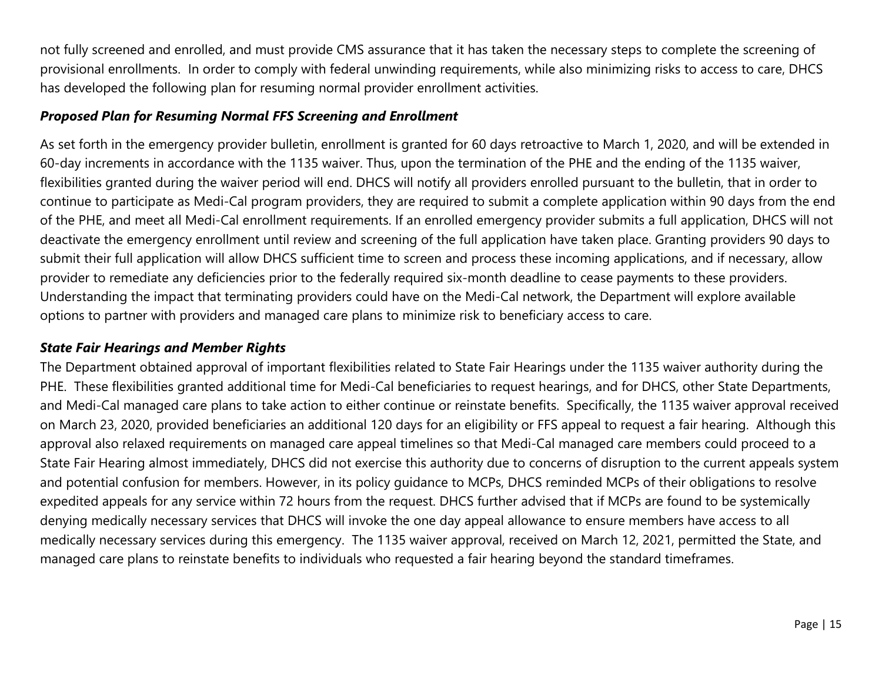not fully screened and enrolled, and must provide CMS assurance that it has taken the necessary steps to complete the screening of provisional enrollments. In order to comply with federal unwinding requirements, while also minimizing risks to access to care, DHCS has developed the following plan for resuming normal provider enrollment activities.

***Proposed Plan for Resuming Normal FFS Screening and Enrollment***

As set forth in the emergency provider bulletin, enrollment is granted for 60 days retroactive to March 1, 2020, and will be extended in 60-day increments in accordance with the 1135 waiver. Thus, upon the termination of the PHE and the ending of the 1135 waiver, flexibilities granted during the waiver period will end. DHCS will notify all providers enrolled pursuant to the bulletin, that in order to continue to participate as Medi-Cal program providers, they are required to submit a complete application within 90 days from the end of the PHE, and meet all Medi-Cal enrollment requirements. If an enrolled emergency provider submits a full application, DHCS will not deactivate the emergency enrollment until review and screening of the full application have taken place. Granting providers 90 days to submit their full application will allow DHCS sufficient time to screen and process these incoming applications, and if necessary, allow provider to remediate any deficiencies prior to the federally required six-month deadline to cease payments to these providers. Understanding the impact that terminating providers could have on the Medi-Cal network, the Department will explore available options to partner with providers and managed care plans to minimize risk to beneficiary access to care.

***State Fair Hearings and Member Rights***

The Department obtained approval of important flexibilities related to State Fair Hearings under the 1135 waiver authority during the PHE. These flexibilities granted additional time for Medi-Cal beneficiaries to request hearings, and for DHCS, other State Departments, and Medi-Cal managed care plans to take action to either continue or reinstate benefits. Specifically, the 1135 waiver approval received on March 23, 2020, provided beneficiaries an additional 120 days for an eligibility or FFS appeal to request a fair hearing. Although this approval also relaxed requirements on managed care appeal timelines so that Medi-Cal managed care members could proceed to a State Fair Hearing almost immediately, DHCS did not exercise this authority due to concerns of disruption to the current appeals system and potential confusion for members. However, in its policy guidance to MCPs, DHCS reminded MCPs of their obligations to resolve expedited appeals for any service within 72 hours from the request. DHCS further advised that if MCPs are found to be systemically denying medically necessary services that DHCS will invoke the one day appeal allowance to ensure members have access to all medically necessary services during this emergency. The 1135 waiver approval, received on March 12, 2021, permitted the State, and managed care plans to reinstate benefits to individuals who requested a fair hearing beyond the standard timeframes.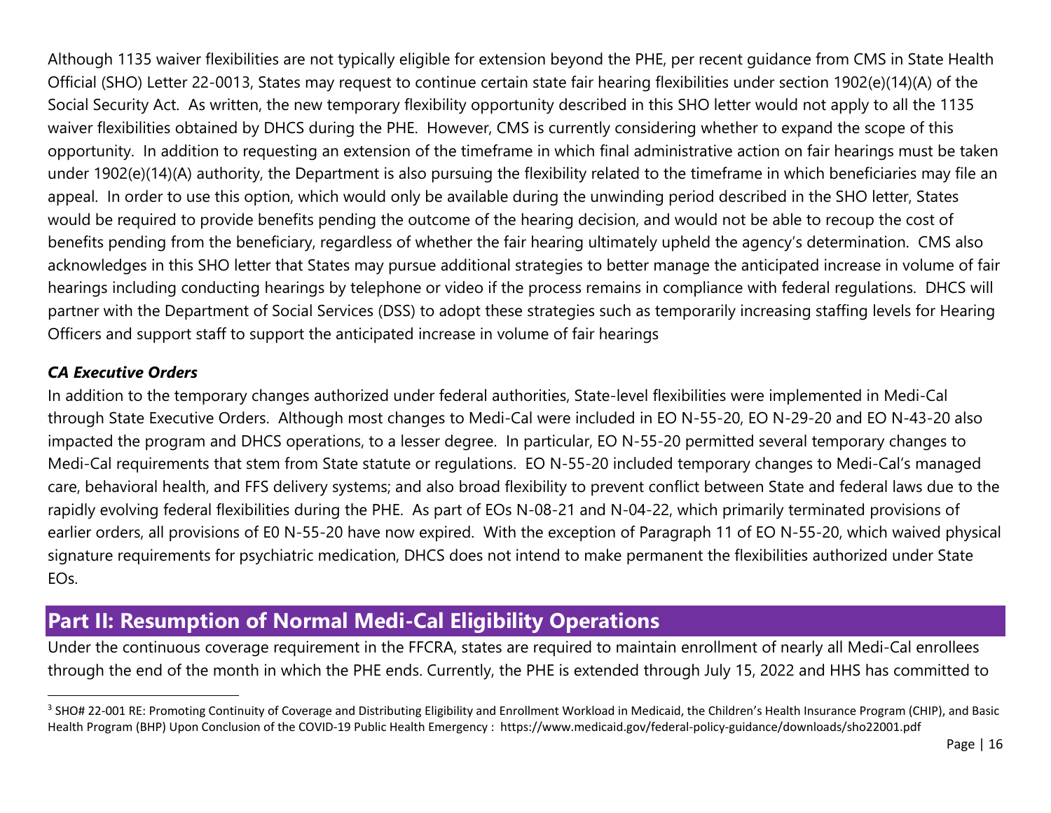Although 1135 waiver flexibilities are not typically eligible for extension beyond the PHE, per recent guidance from CMS in State Health Official (SHO) Letter 22-001[3], States may request to continue certain state fair hearing flexibilities under section 1902(e)(14)(A) of the Social Security Act. As written, the new temporary flexibility opportunity described in this SHO letter would not apply to all the 1135 waiver flexibilities obtained by DHCS during the PHE. However, CMS is currently considering whether to expand the scope of this opportunity. In addition to requesting an extension of the timeframe in which final administrative action on fair hearings must be taken under 1902(e)(14)(A) authority, the Department is also pursuing the flexibility related to the timeframe in which beneficiaries may file an appeal. In order to use this option, which would only be available during the unwinding period described in the SHO letter, States would be required to provide benefits pending the outcome of the hearing decision, and would not be able to recoup the cost of benefits pending from the beneficiary, regardless of whether the fair hearing ultimately upheld the agency's determination. CMS also acknowledges in this SHO letter that States may pursue additional strategies to better manage the anticipated increase in volume of fair hearings including conducting hearings by telephone or video if the process remains in compliance with federal regulations. DHCS will partner with the Department of Social Services (DSS) to adopt these strategies such as temporarily increasing staffing levels for Hearing Officers and support staff to support the anticipated increase in volume of fair hearings

### *CA Executive Orders*

In addition to the temporary changes authorized under federal authorities, State-level flexibilities were implemented in Medi-Cal through State Executive Orders. Although most changes to Medi-Cal were included in EO N-55-20, EO N-29-20 and EO N-43-20 also impacted the program and DHCS operations, to a lesser degree. In particular, EO N-55-20 permitted several temporary changes to Medi-Cal requirements that stem from State statute or regulations. EO N-55-20 included temporary changes to Medi-Cal's managed care, behavioral health, and FFS delivery systems; and also broad flexibility to prevent conflict between State and federal laws due to the rapidly evolving federal flexibilities during the PHE. As part of EOs N-08-21 and N-04-22, which primarily terminated provisions of earlier orders, all provisions of E0 N-55-20 have now expired. With the exception of Paragraph 11 of EO N-55-20, which waived physical signature requirements for psychiatric medication, DHCS does not intend to make permanent the flexibilities authorized under State EOs.

## Part II: Resumption of Normal Medi-Cal Eligibility Operations

Under the continuous coverage requirement in the FFCRA, states are required to maintain enrollment of nearly all Medi-Cal enrollees through the end of the month in which the PHE ends. Currently, the PHE is extended through July 15, 2022 and HHS has committed to

---

[3] SHO# 22-001 RE: Promoting Continuity of Coverage and Distributing Eligibility and Enrollment Workload in Medicaid, the Children's Health Insurance Program (CHIP), and Basic Health Program (BHP) Upon Conclusion of the COVID-19 Public Health Emergency : https://www.medicaid.gov/federal-policy-guidance/downloads/sho22001.pdf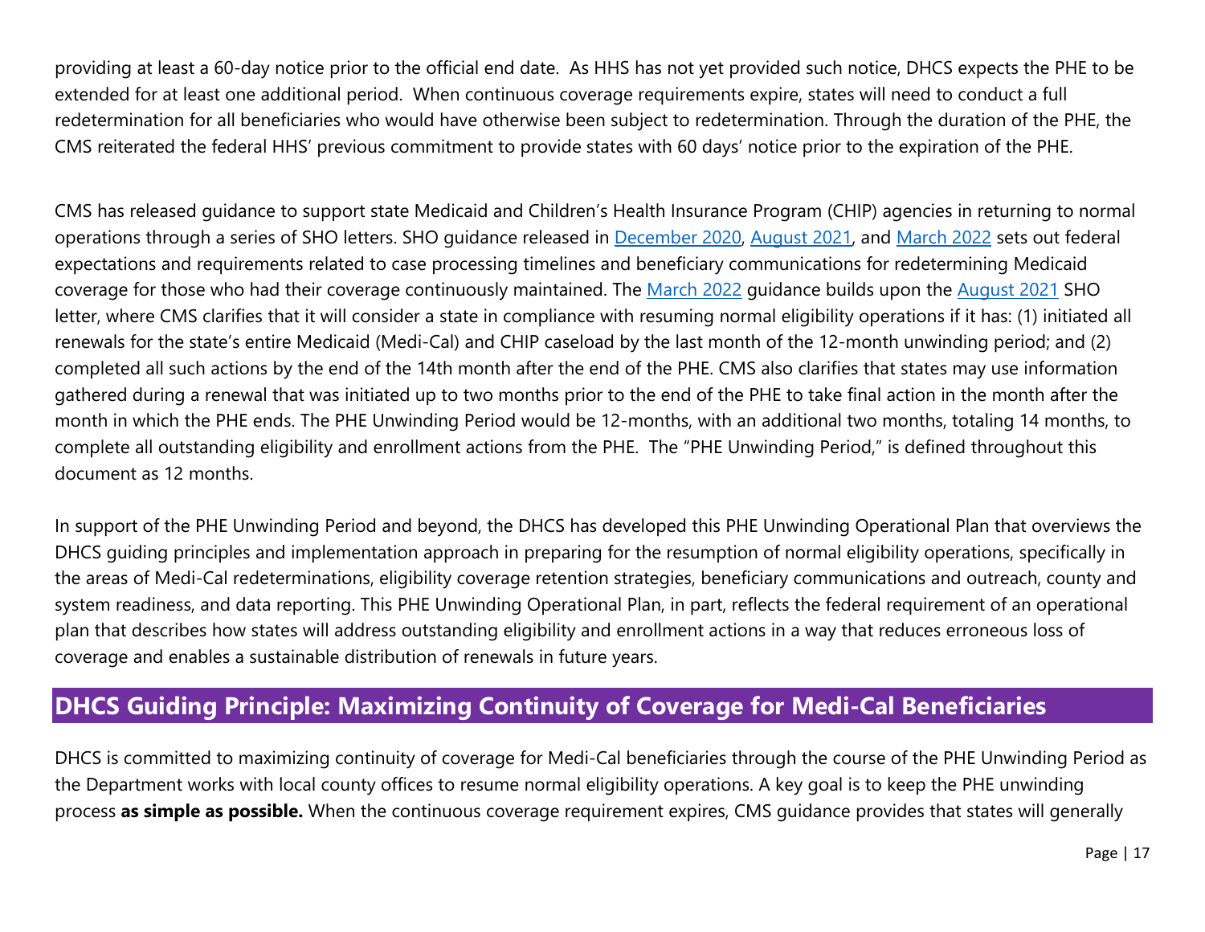providing at least a 60-day notice prior to the official end date. As HHS has not yet provided such notice, DHCS expects the PHE to be extended for at least one additional period. When continuous coverage requirements expire, states will need to conduct a full redetermination for all beneficiaries who would have otherwise been subject to redetermination. Through the duration of the PHE, the CMS reiterated the federal HHS' previous commitment to provide states with 60 days' notice prior to the expiration of the PHE.

CMS has released guidance to support state Medicaid and Children's Health Insurance Program (CHIP) agencies in returning to normal operations through a series of SHO letters. SHO guidance released in December 2020, August 2021, and March 2022 sets out federal expectations and requirements related to case processing timelines and beneficiary communications for redetermining Medicaid coverage for those who had their coverage continuously maintained. The March 2022 guidance builds upon the August 2021 SHO letter, where CMS clarifies that it will consider a state in compliance with resuming normal eligibility operations if it has: (1) initiated all renewals for the state's entire Medicaid (Medi-Cal) and CHIP caseload by the last month of the 12-month unwinding period; and (2) completed all such actions by the end of the 14th month after the end of the PHE. CMS also clarifies that states may use information gathered during a renewal that was initiated up to two months prior to the end of the PHE to take final action in the month after the month in which the PHE ends. The PHE Unwinding Period would be 12-months, with an additional two months, totaling 14 months, to complete all outstanding eligibility and enrollment actions from the PHE. The "PHE Unwinding Period," is defined throughout this document as 12 months.

In support of the PHE Unwinding Period and beyond, the DHCS has developed this PHE Unwinding Operational Plan that overviews the DHCS guiding principles and implementation approach in preparing for the resumption of normal eligibility operations, specifically in the areas of Medi-Cal redeterminations, eligibility coverage retention strategies, beneficiary communications and outreach, county and system readiness, and data reporting. This PHE Unwinding Operational Plan, in part, reflects the federal requirement of an operational plan that describes how states will address outstanding eligibility and enrollment actions in a way that reduces erroneous loss of coverage and enables a sustainable distribution of renewals in future years.

## DHCS Guiding Principle: Maximizing Continuity of Coverage for Medi-Cal Beneficiaries

DHCS is committed to maximizing continuity of coverage for Medi-Cal beneficiaries through the course of the PHE Unwinding Period as the Department works with local county offices to resume normal eligibility operations. A key goal is to keep the PHE unwinding process **as simple as possible.** When the continuous coverage requirement expires, CMS guidance provides that states will generally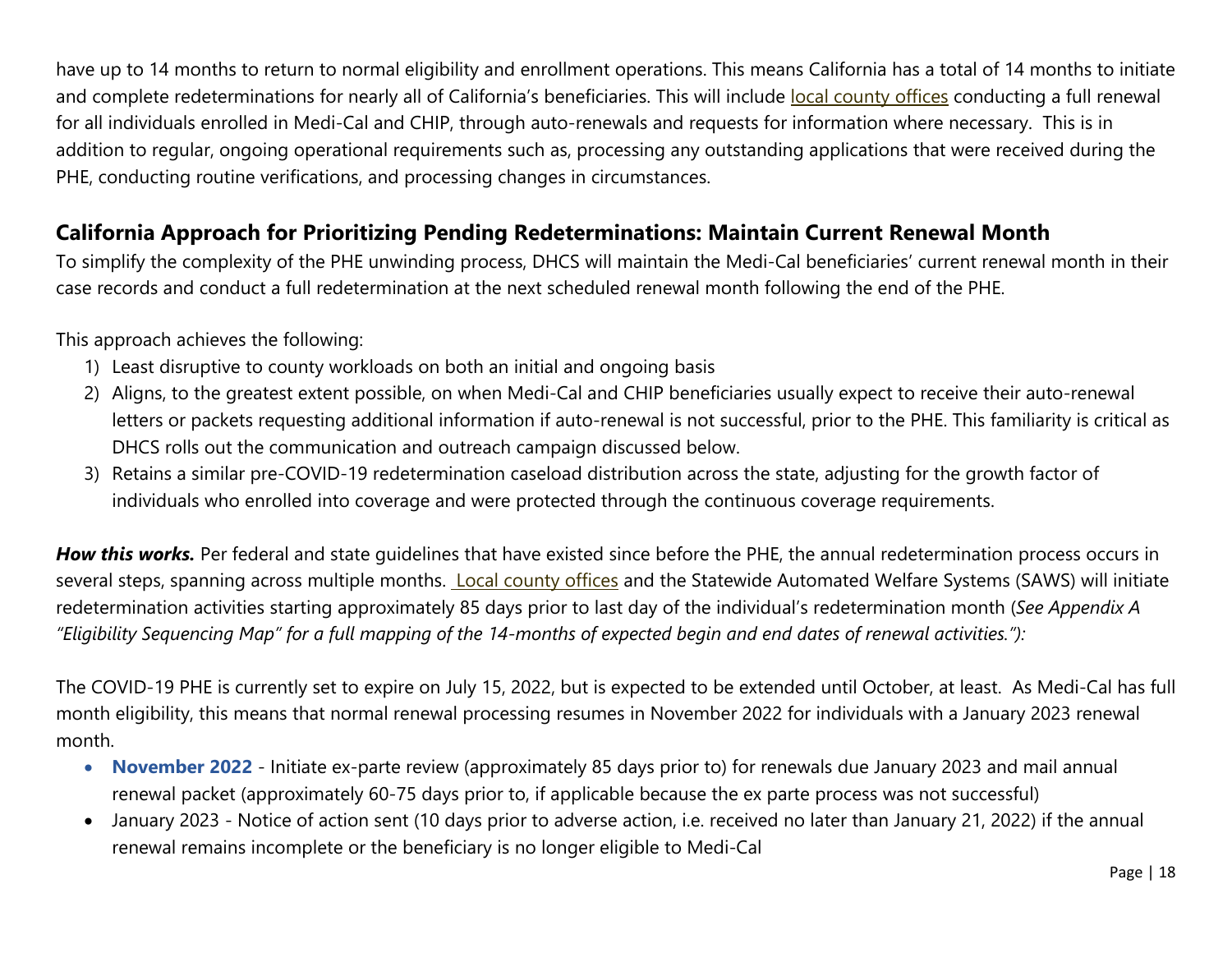have up to 14 months to return to normal eligibility and enrollment operations. This means California has a total of 14 months to initiate and complete redeterminations for nearly all of California's beneficiaries. This will include local county offices conducting a full renewal for all individuals enrolled in Medi-Cal and CHIP, through auto-renewals and requests for information where necessary. This is in addition to regular, ongoing operational requirements such as, processing any outstanding applications that were received during the PHE, conducting routine verifications, and processing changes in circumstances.

## California Approach for Prioritizing Pending Redeterminations: Maintain Current Renewal Month

To simplify the complexity of the PHE unwinding process, DHCS will maintain the Medi-Cal beneficiaries' current renewal month in their case records and conduct a full redetermination at the next scheduled renewal month following the end of the PHE.

This approach achieves the following:

1) Least disruptive to county workloads on both an initial and ongoing basis
2) Aligns, to the greatest extent possible, on when Medi-Cal and CHIP beneficiaries usually expect to receive their auto-renewal letters or packets requesting additional information if auto-renewal is not successful, prior to the PHE. This familiarity is critical as DHCS rolls out the communication and outreach campaign discussed below.
3) Retains a similar pre-COVID-19 redetermination caseload distribution across the state, adjusting for the growth factor of individuals who enrolled into coverage and were protected through the continuous coverage requirements.

***How this works.*** Per federal and state guidelines that have existed since before the PHE, the annual redetermination process occurs in several steps, spanning across multiple months. Local county offices and the Statewide Automated Welfare Systems (SAWS) will initiate redetermination activities starting approximately 85 days prior to last day of the individual's redetermination month (*See Appendix A "Eligibility Sequencing Map" for a full mapping of the 14-months of expected begin and end dates of renewal activities."):*

The COVID-19 PHE is currently set to expire on July 15, 2022, but is expected to be extended until October, at least. As Medi-Cal has full month eligibility, this means that normal renewal processing resumes in November 2022 for individuals with a January 2023 renewal month.

- **November 2022** - Initiate ex-parte review (approximately 85 days prior to) for renewals due January 2023 and mail annual renewal packet (approximately 60-75 days prior to, if applicable because the ex parte process was not successful)
- January 2023 - Notice of action sent (10 days prior to adverse action, i.e. received no later than January 21, 2022) if the annual renewal remains incomplete or the beneficiary is no longer eligible to Medi-Cal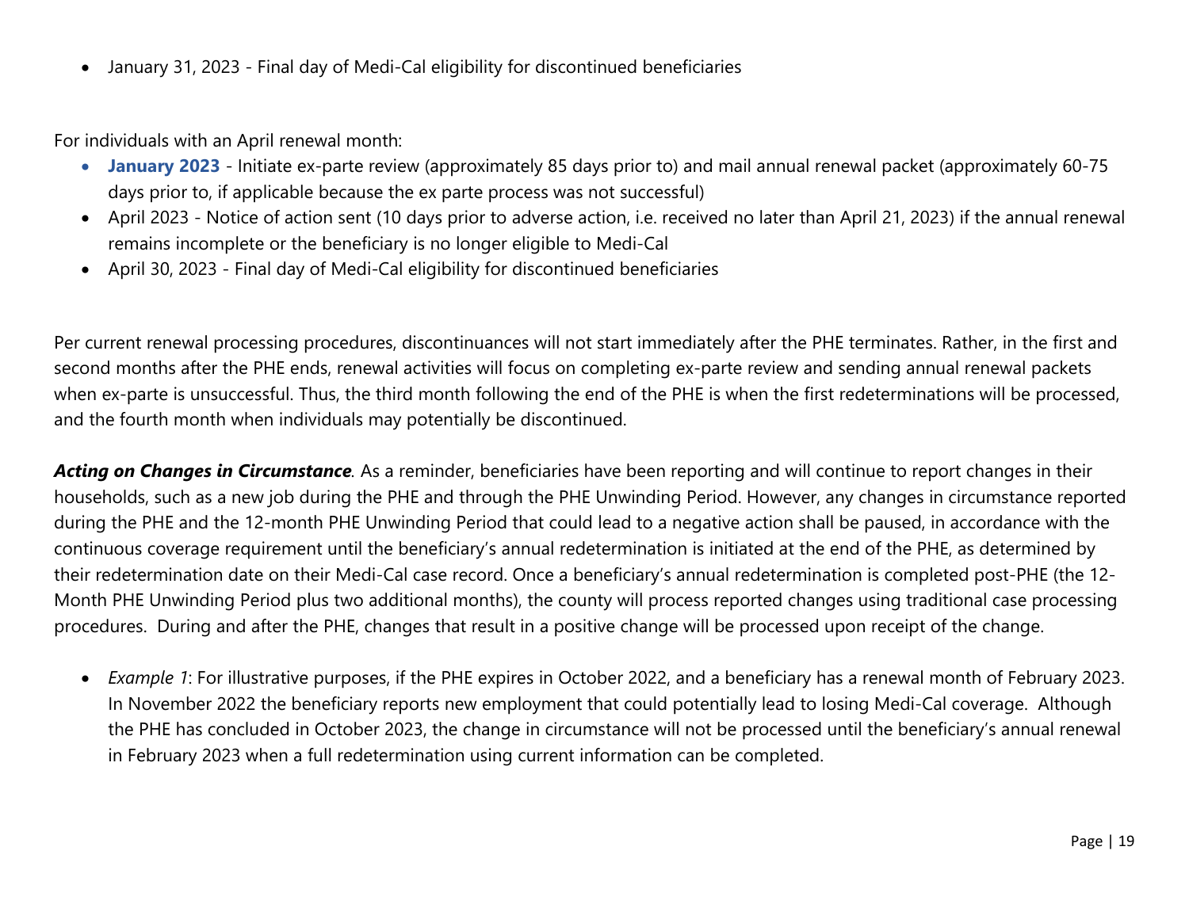- January 31, 2023 - Final day of Medi-Cal eligibility for discontinued beneficiaries

For individuals with an April renewal month:

- **January 2023** - Initiate ex-parte review (approximately 85 days prior to) and mail annual renewal packet (approximately 60-75 days prior to, if applicable because the ex parte process was not successful)
- April 2023 - Notice of action sent (10 days prior to adverse action, i.e. received no later than April 21, 2023) if the annual renewal remains incomplete or the beneficiary is no longer eligible to Medi-Cal
- April 30, 2023 - Final day of Medi-Cal eligibility for discontinued beneficiaries

Per current renewal processing procedures, discontinuances will not start immediately after the PHE terminates. Rather, in the first and second months after the PHE ends, renewal activities will focus on completing ex-parte review and sending annual renewal packets when ex-parte is unsuccessful. Thus, the third month following the end of the PHE is when the first redeterminations will be processed, and the fourth month when individuals may potentially be discontinued.

***Acting on Changes in Circumstance***. As a reminder, beneficiaries have been reporting and will continue to report changes in their households, such as a new job during the PHE and through the PHE Unwinding Period. However, any changes in circumstance reported during the PHE and the 12-month PHE Unwinding Period that could lead to a negative action shall be paused, in accordance with the continuous coverage requirement until the beneficiary's annual redetermination is initiated at the end of the PHE, as determined by their redetermination date on their Medi-Cal case record. Once a beneficiary's annual redetermination is completed post-PHE (the 12-Month PHE Unwinding Period plus two additional months), the county will process reported changes using traditional case processing procedures. During and after the PHE, changes that result in a positive change will be processed upon receipt of the change.

- *Example 1*: For illustrative purposes, if the PHE expires in October 2022, and a beneficiary has a renewal month of February 2023. In November 2022 the beneficiary reports new employment that could potentially lead to losing Medi-Cal coverage. Although the PHE has concluded in October 2023, the change in circumstance will not be processed until the beneficiary's annual renewal in February 2023 when a full redetermination using current information can be completed.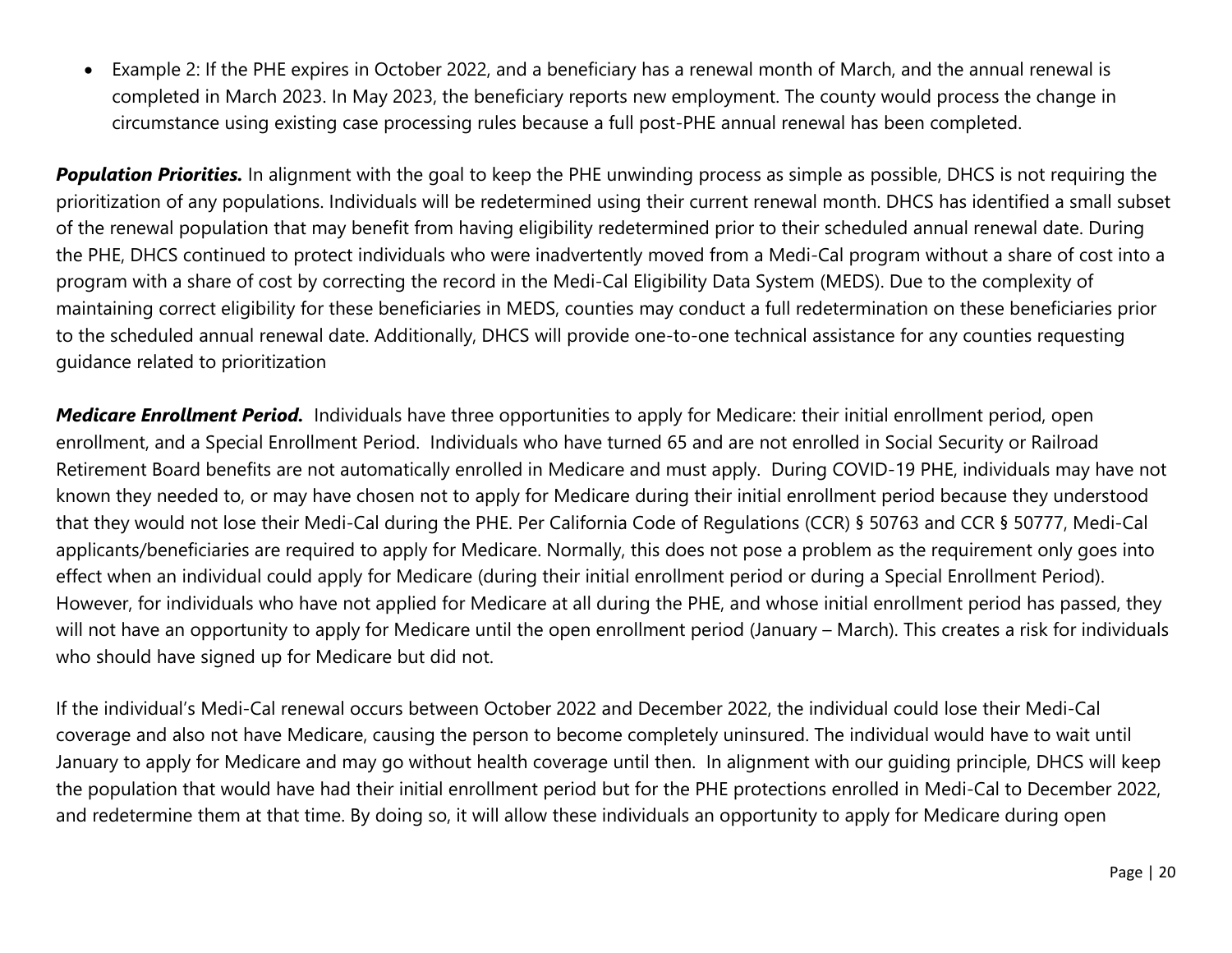- Example 2: If the PHE expires in October 2022, and a beneficiary has a renewal month of March, and the annual renewal is completed in March 2023. In May 2023, the beneficiary reports new employment. The county would process the change in circumstance using existing case processing rules because a full post-PHE annual renewal has been completed.

***Population Priorities.*** In alignment with the goal to keep the PHE unwinding process as simple as possible, DHCS is not requiring the prioritization of any populations. Individuals will be redetermined using their current renewal month. DHCS has identified a small subset of the renewal population that may benefit from having eligibility redetermined prior to their scheduled annual renewal date. During the PHE, DHCS continued to protect individuals who were inadvertently moved from a Medi-Cal program without a share of cost into a program with a share of cost by correcting the record in the Medi-Cal Eligibility Data System (MEDS). Due to the complexity of maintaining correct eligibility for these beneficiaries in MEDS, counties may conduct a full redetermination on these beneficiaries prior to the scheduled annual renewal date. Additionally, DHCS will provide one-to-one technical assistance for any counties requesting guidance related to prioritization

***Medicare Enrollment Period.*** Individuals have three opportunities to apply for Medicare: their initial enrollment period, open enrollment, and a Special Enrollment Period. Individuals who have turned 65 and are not enrolled in Social Security or Railroad Retirement Board benefits are not automatically enrolled in Medicare and must apply. During COVID-19 PHE, individuals may have not known they needed to, or may have chosen not to apply for Medicare during their initial enrollment period because they understood that they would not lose their Medi-Cal during the PHE. Per California Code of Regulations (CCR) § 50763 and CCR § 50777, Medi-Cal applicants/beneficiaries are required to apply for Medicare. Normally, this does not pose a problem as the requirement only goes into effect when an individual could apply for Medicare (during their initial enrollment period or during a Special Enrollment Period). However, for individuals who have not applied for Medicare at all during the PHE, and whose initial enrollment period has passed, they will not have an opportunity to apply for Medicare until the open enrollment period (January – March). This creates a risk for individuals who should have signed up for Medicare but did not.

If the individual's Medi-Cal renewal occurs between October 2022 and December 2022, the individual could lose their Medi-Cal coverage and also not have Medicare, causing the person to become completely uninsured. The individual would have to wait until January to apply for Medicare and may go without health coverage until then. In alignment with our guiding principle, DHCS will keep the population that would have had their initial enrollment period but for the PHE protections enrolled in Medi-Cal to December 2022, and redetermine them at that time. By doing so, it will allow these individuals an opportunity to apply for Medicare during open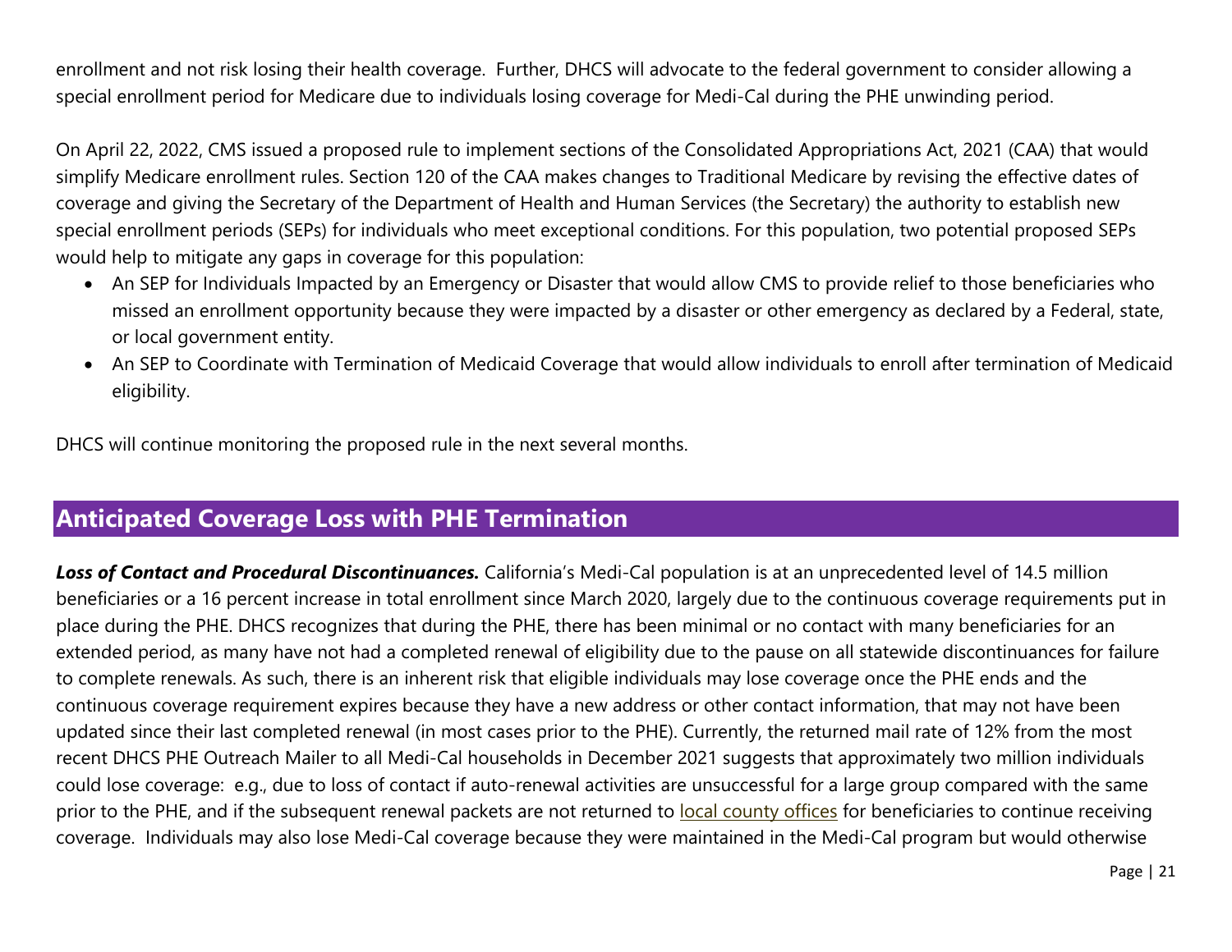enrollment and not risk losing their health coverage. Further, DHCS will advocate to the federal government to consider allowing a special enrollment period for Medicare due to individuals losing coverage for Medi-Cal during the PHE unwinding period.

On April 22, 2022, CMS issued a proposed rule to implement sections of the Consolidated Appropriations Act, 2021 (CAA) that would simplify Medicare enrollment rules. Section 120 of the CAA makes changes to Traditional Medicare by revising the effective dates of coverage and giving the Secretary of the Department of Health and Human Services (the Secretary) the authority to establish new special enrollment periods (SEPs) for individuals who meet exceptional conditions. For this population, two potential proposed SEPs would help to mitigate any gaps in coverage for this population:

- An SEP for Individuals Impacted by an Emergency or Disaster that would allow CMS to provide relief to those beneficiaries who missed an enrollment opportunity because they were impacted by a disaster or other emergency as declared by a Federal, state, or local government entity.
- An SEP to Coordinate with Termination of Medicaid Coverage that would allow individuals to enroll after termination of Medicaid eligibility.

DHCS will continue monitoring the proposed rule in the next several months.

## Anticipated Coverage Loss with PHE Termination

***Loss of Contact and Procedural Discontinuances.*** California's Medi-Cal population is at an unprecedented level of 14.5 million beneficiaries or a 16 percent increase in total enrollment since March 2020, largely due to the continuous coverage requirements put in place during the PHE. DHCS recognizes that during the PHE, there has been minimal or no contact with many beneficiaries for an extended period, as many have not had a completed renewal of eligibility due to the pause on all statewide discontinuances for failure to complete renewals. As such, there is an inherent risk that eligible individuals may lose coverage once the PHE ends and the continuous coverage requirement expires because they have a new address or other contact information, that may not have been updated since their last completed renewal (in most cases prior to the PHE). Currently, the returned mail rate of 12% from the most recent DHCS PHE Outreach Mailer to all Medi-Cal households in December 2021 suggests that approximately two million individuals could lose coverage: e.g., due to loss of contact if auto-renewal activities are unsuccessful for a large group compared with the same prior to the PHE, and if the subsequent renewal packets are not returned to local county offices for beneficiaries to continue receiving coverage. Individuals may also lose Medi-Cal coverage because they were maintained in the Medi-Cal program but would otherwise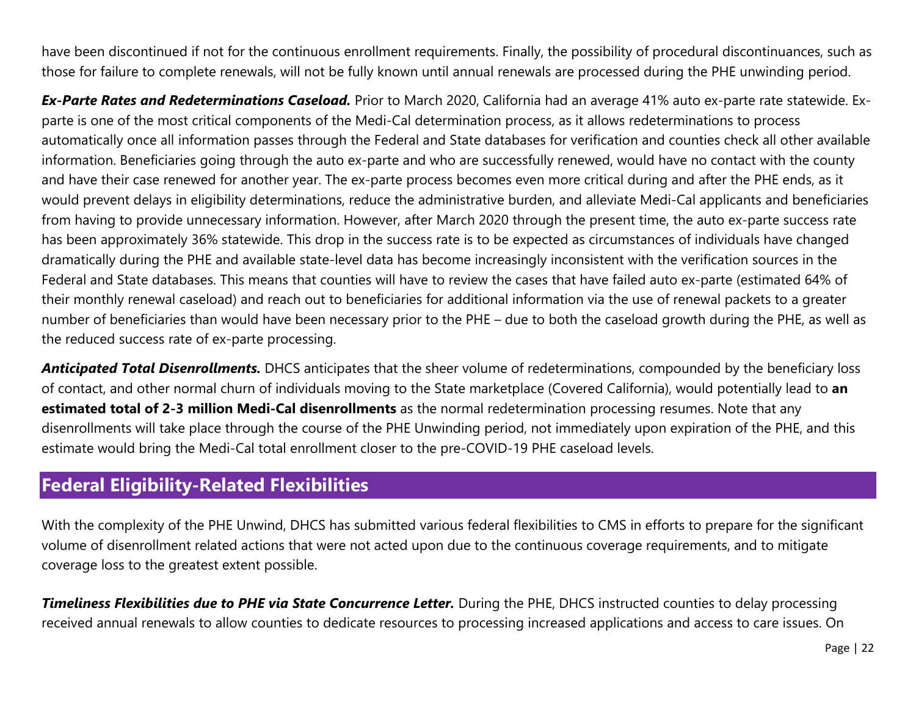have been discontinued if not for the continuous enrollment requirements. Finally, the possibility of procedural discontinuances, such as those for failure to complete renewals, will not be fully known until annual renewals are processed during the PHE unwinding period.

***Ex-Parte Rates and Redeterminations Caseload.*** Prior to March 2020, California had an average 41% auto ex-parte rate statewide. Ex-parte is one of the most critical components of the Medi-Cal determination process, as it allows redeterminations to process automatically once all information passes through the Federal and State databases for verification and counties check all other available information. Beneficiaries going through the auto ex-parte and who are successfully renewed, would have no contact with the county and have their case renewed for another year. The ex-parte process becomes even more critical during and after the PHE ends, as it would prevent delays in eligibility determinations, reduce the administrative burden, and alleviate Medi-Cal applicants and beneficiaries from having to provide unnecessary information. However, after March 2020 through the present time, the auto ex-parte success rate has been approximately 36% statewide. This drop in the success rate is to be expected as circumstances of individuals have changed dramatically during the PHE and available state-level data has become increasingly inconsistent with the verification sources in the Federal and State databases. This means that counties will have to review the cases that have failed auto ex-parte (estimated 64% of their monthly renewal caseload) and reach out to beneficiaries for additional information via the use of renewal packets to a greater number of beneficiaries than would have been necessary prior to the PHE – due to both the caseload growth during the PHE, as well as the reduced success rate of ex-parte processing.

***Anticipated Total Disenrollments.*** DHCS anticipates that the sheer volume of redeterminations, compounded by the beneficiary loss of contact, and other normal churn of individuals moving to the State marketplace (Covered California), would potentially lead to **an estimated total of 2-3 million Medi-Cal disenrollments** as the normal redetermination processing resumes. Note that any disenrollments will take place through the course of the PHE Unwinding period, not immediately upon expiration of the PHE, and this estimate would bring the Medi-Cal total enrollment closer to the pre-COVID-19 PHE caseload levels.

## Federal Eligibility-Related Flexibilities

With the complexity of the PHE Unwind, DHCS has submitted various federal flexibilities to CMS in efforts to prepare for the significant volume of disenrollment related actions that were not acted upon due to the continuous coverage requirements, and to mitigate coverage loss to the greatest extent possible.

***Timeliness Flexibilities due to PHE via State Concurrence Letter.*** During the PHE, DHCS instructed counties to delay processing received annual renewals to allow counties to dedicate resources to processing increased applications and access to care issues. On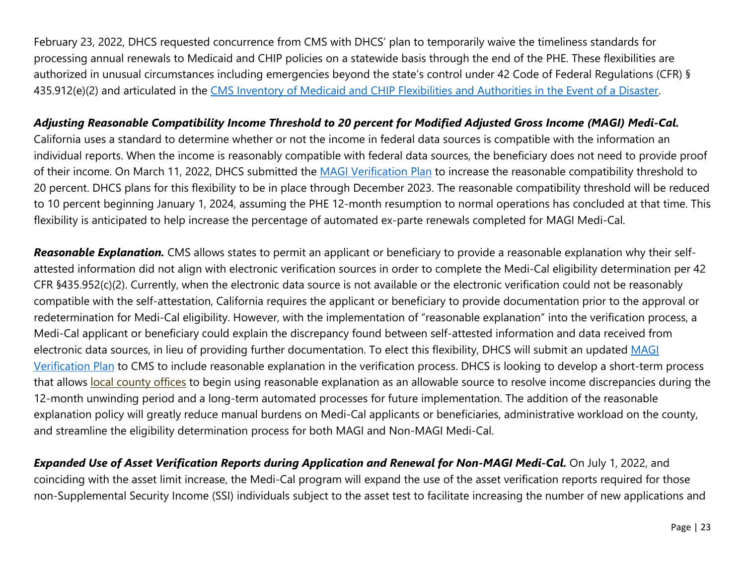February 23, 2022, DHCS requested concurrence from CMS with DHCS' plan to temporarily waive the timeliness standards for processing annual renewals to Medicaid and CHIP policies on a statewide basis through the end of the PHE. These flexibilities are authorized in unusual circumstances including emergencies beyond the state's control under 42 Code of Federal Regulations (CFR) § 435.912(e)(2) and articulated in the [CMS Inventory of Medicaid and CHIP Flexibilities and Authorities in the Event of a Disaster](#).

***Adjusting Reasonable Compatibility Income Threshold to 20 percent for Modified Adjusted Gross Income (MAGI) Medi-Cal.*** California uses a standard to determine whether or not the income in federal data sources is compatible with the information an individual reports. When the income is reasonably compatible with federal data sources, the beneficiary does not need to provide proof of their income. On March 11, 2022, DHCS submitted the [MAGI Verification Plan](#) to increase the reasonable compatibility threshold to 20 percent. DHCS plans for this flexibility to be in place through December 2023. The reasonable compatibility threshold will be reduced to 10 percent beginning January 1, 2024, assuming the PHE 12-month resumption to normal operations has concluded at that time. This flexibility is anticipated to help increase the percentage of automated ex-parte renewals completed for MAGI Medi-Cal.

***Reasonable Explanation.*** CMS allows states to permit an applicant or beneficiary to provide a reasonable explanation why their self-attested information did not align with electronic verification sources in order to complete the Medi-Cal eligibility determination per 42 CFR §435.952(c)(2). Currently, when the electronic data source is not available or the electronic verification could not be reasonably compatible with the self-attestation, California requires the applicant or beneficiary to provide documentation prior to the approval or redetermination for Medi-Cal eligibility. However, with the implementation of "reasonable explanation" into the verification process, a Medi-Cal applicant or beneficiary could explain the discrepancy found between self-attested information and data received from electronic data sources, in lieu of providing further documentation. To elect this flexibility, DHCS will submit an updated [MAGI Verification Plan](#) to CMS to include reasonable explanation in the verification process. DHCS is looking to develop a short-term process that allows [local county offices](#) to begin using reasonable explanation as an allowable source to resolve income discrepancies during the 12-month unwinding period and a long-term automated processes for future implementation. The addition of the reasonable explanation policy will greatly reduce manual burdens on Medi-Cal applicants or beneficiaries, administrative workload on the county, and streamline the eligibility determination process for both MAGI and Non-MAGI Medi-Cal.

***Expanded Use of Asset Verification Reports during Application and Renewal for Non-MAGI Medi-Cal.*** On July 1, 2022, and coinciding with the asset limit increase, the Medi-Cal program will expand the use of the asset verification reports required for those non-Supplemental Security Income (SSI) individuals subject to the asset test to facilitate increasing the number of new applications and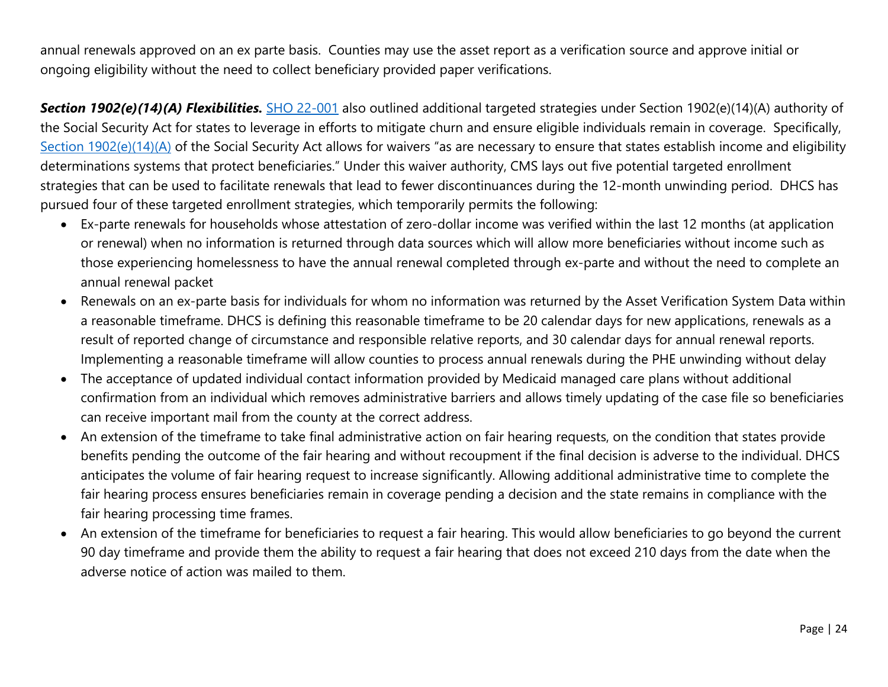annual renewals approved on an ex parte basis. Counties may use the asset report as a verification source and approve initial or ongoing eligibility without the need to collect beneficiary provided paper verifications.

***Section 1902(e)(14)(A) Flexibilities.*** [SHO 22-001](#) also outlined additional targeted strategies under Section 1902(e)(14)(A) authority of the Social Security Act for states to leverage in efforts to mitigate churn and ensure eligible individuals remain in coverage. Specifically, [Section 1902(e)(14)(A)](#) of the Social Security Act allows for waivers "as are necessary to ensure that states establish income and eligibility determinations systems that protect beneficiaries." Under this waiver authority, CMS lays out five potential targeted enrollment strategies that can be used to facilitate renewals that lead to fewer discontinuances during the 12-month unwinding period. DHCS has pursued four of these targeted enrollment strategies, which temporarily permits the following:

- Ex-parte renewals for households whose attestation of zero-dollar income was verified within the last 12 months (at application or renewal) when no information is returned through data sources which will allow more beneficiaries without income such as those experiencing homelessness to have the annual renewal completed through ex-parte and without the need to complete an annual renewal packet
- Renewals on an ex-parte basis for individuals for whom no information was returned by the Asset Verification System Data within a reasonable timeframe. DHCS is defining this reasonable timeframe to be 20 calendar days for new applications, renewals as a result of reported change of circumstance and responsible relative reports, and 30 calendar days for annual renewal reports. Implementing a reasonable timeframe will allow counties to process annual renewals during the PHE unwinding without delay
- The acceptance of updated individual contact information provided by Medicaid managed care plans without additional confirmation from an individual which removes administrative barriers and allows timely updating of the case file so beneficiaries can receive important mail from the county at the correct address.
- An extension of the timeframe to take final administrative action on fair hearing requests, on the condition that states provide benefits pending the outcome of the fair hearing and without recoupment if the final decision is adverse to the individual. DHCS anticipates the volume of fair hearing request to increase significantly. Allowing additional administrative time to complete the fair hearing process ensures beneficiaries remain in coverage pending a decision and the state remains in compliance with the fair hearing processing time frames.
- An extension of the timeframe for beneficiaries to request a fair hearing. This would allow beneficiaries to go beyond the current 90 day timeframe and provide them the ability to request a fair hearing that does not exceed 210 days from the date when the adverse notice of action was mailed to them.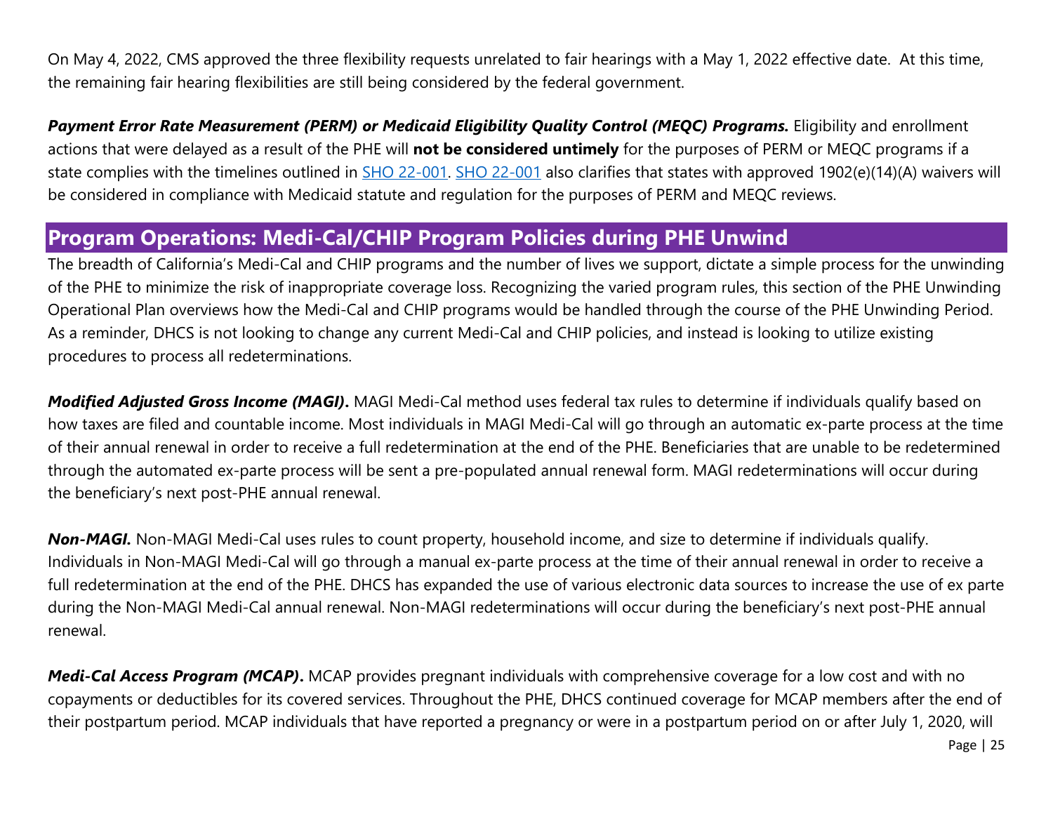On May 4, 2022, CMS approved the three flexibility requests unrelated to fair hearings with a May 1, 2022 effective date. At this time, the remaining fair hearing flexibilities are still being considered by the federal government.

***Payment Error Rate Measurement (PERM) or Medicaid Eligibility Quality Control (MEQC) Programs.*** Eligibility and enrollment actions that were delayed as a result of the PHE will **not be considered untimely** for the purposes of PERM or MEQC programs if a state complies with the timelines outlined in SHO 22-001. SHO 22-001 also clarifies that states with approved 1902(e)(14)(A) waivers will be considered in compliance with Medicaid statute and regulation for the purposes of PERM and MEQC reviews.

## Program Operations: Medi-Cal/CHIP Program Policies during PHE Unwind

The breadth of California's Medi-Cal and CHIP programs and the number of lives we support, dictate a simple process for the unwinding of the PHE to minimize the risk of inappropriate coverage loss. Recognizing the varied program rules, this section of the PHE Unwinding Operational Plan overviews how the Medi-Cal and CHIP programs would be handled through the course of the PHE Unwinding Period. As a reminder, DHCS is not looking to change any current Medi-Cal and CHIP policies, and instead is looking to utilize existing procedures to process all redeterminations.

***Modified Adjusted Gross Income (MAGI).*** MAGI Medi-Cal method uses federal tax rules to determine if individuals qualify based on how taxes are filed and countable income. Most individuals in MAGI Medi-Cal will go through an automatic ex-parte process at the time of their annual renewal in order to receive a full redetermination at the end of the PHE. Beneficiaries that are unable to be redetermined through the automated ex-parte process will be sent a pre-populated annual renewal form. MAGI redeterminations will occur during the beneficiary's next post-PHE annual renewal.

***Non-MAGI.*** Non-MAGI Medi-Cal uses rules to count property, household income, and size to determine if individuals qualify. Individuals in Non-MAGI Medi-Cal will go through a manual ex-parte process at the time of their annual renewal in order to receive a full redetermination at the end of the PHE. DHCS has expanded the use of various electronic data sources to increase the use of ex parte during the Non-MAGI Medi-Cal annual renewal. Non-MAGI redeterminations will occur during the beneficiary's next post-PHE annual renewal.

***Medi-Cal Access Program (MCAP).*** MCAP provides pregnant individuals with comprehensive coverage for a low cost and with no copayments or deductibles for its covered services. Throughout the PHE, DHCS continued coverage for MCAP members after the end of their postpartum period. MCAP individuals that have reported a pregnancy or were in a postpartum period on or after July 1, 2020, will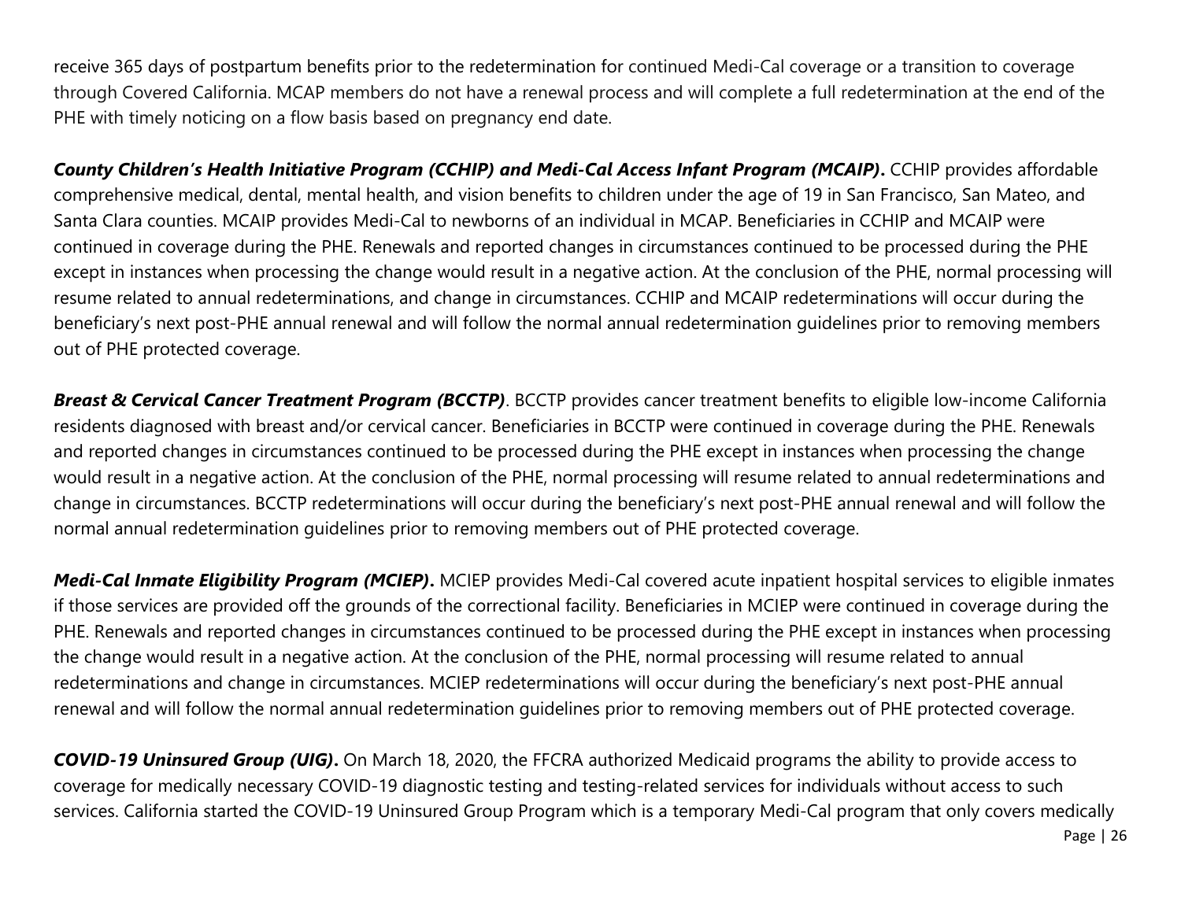receive 365 days of postpartum benefits prior to the redetermination for continued Medi-Cal coverage or a transition to coverage through Covered California. MCAP members do not have a renewal process and will complete a full redetermination at the end of the PHE with timely noticing on a flow basis based on pregnancy end date.

***County Children's Health Initiative Program (CCHIP) and Medi-Cal Access Infant Program (MCAIP)***. CCHIP provides affordable comprehensive medical, dental, mental health, and vision benefits to children under the age of 19 in San Francisco, San Mateo, and Santa Clara counties. MCAIP provides Medi-Cal to newborns of an individual in MCAP. Beneficiaries in CCHIP and MCAIP were continued in coverage during the PHE. Renewals and reported changes in circumstances continued to be processed during the PHE except in instances when processing the change would result in a negative action. At the conclusion of the PHE, normal processing will resume related to annual redeterminations, and change in circumstances. CCHIP and MCAIP redeterminations will occur during the beneficiary's next post-PHE annual renewal and will follow the normal annual redetermination guidelines prior to removing members out of PHE protected coverage.

***Breast & Cervical Cancer Treatment Program (BCCTP)***. BCCTP provides cancer treatment benefits to eligible low-income California residents diagnosed with breast and/or cervical cancer. Beneficiaries in BCCTP were continued in coverage during the PHE. Renewals and reported changes in circumstances continued to be processed during the PHE except in instances when processing the change would result in a negative action. At the conclusion of the PHE, normal processing will resume related to annual redeterminations and change in circumstances. BCCTP redeterminations will occur during the beneficiary's next post-PHE annual renewal and will follow the normal annual redetermination guidelines prior to removing members out of PHE protected coverage.

***Medi-Cal Inmate Eligibility Program (MCIEP)***. MCIEP provides Medi-Cal covered acute inpatient hospital services to eligible inmates if those services are provided off the grounds of the correctional facility. Beneficiaries in MCIEP were continued in coverage during the PHE. Renewals and reported changes in circumstances continued to be processed during the PHE except in instances when processing the change would result in a negative action. At the conclusion of the PHE, normal processing will resume related to annual redeterminations and change in circumstances. MCIEP redeterminations will occur during the beneficiary's next post-PHE annual renewal and will follow the normal annual redetermination guidelines prior to removing members out of PHE protected coverage.

***COVID-19 Uninsured Group (UIG)***. On March 18, 2020, the FFCRA authorized Medicaid programs the ability to provide access to coverage for medically necessary COVID-19 diagnostic testing and testing-related services for individuals without access to such services. California started the COVID-19 Uninsured Group Program which is a temporary Medi-Cal program that only covers medically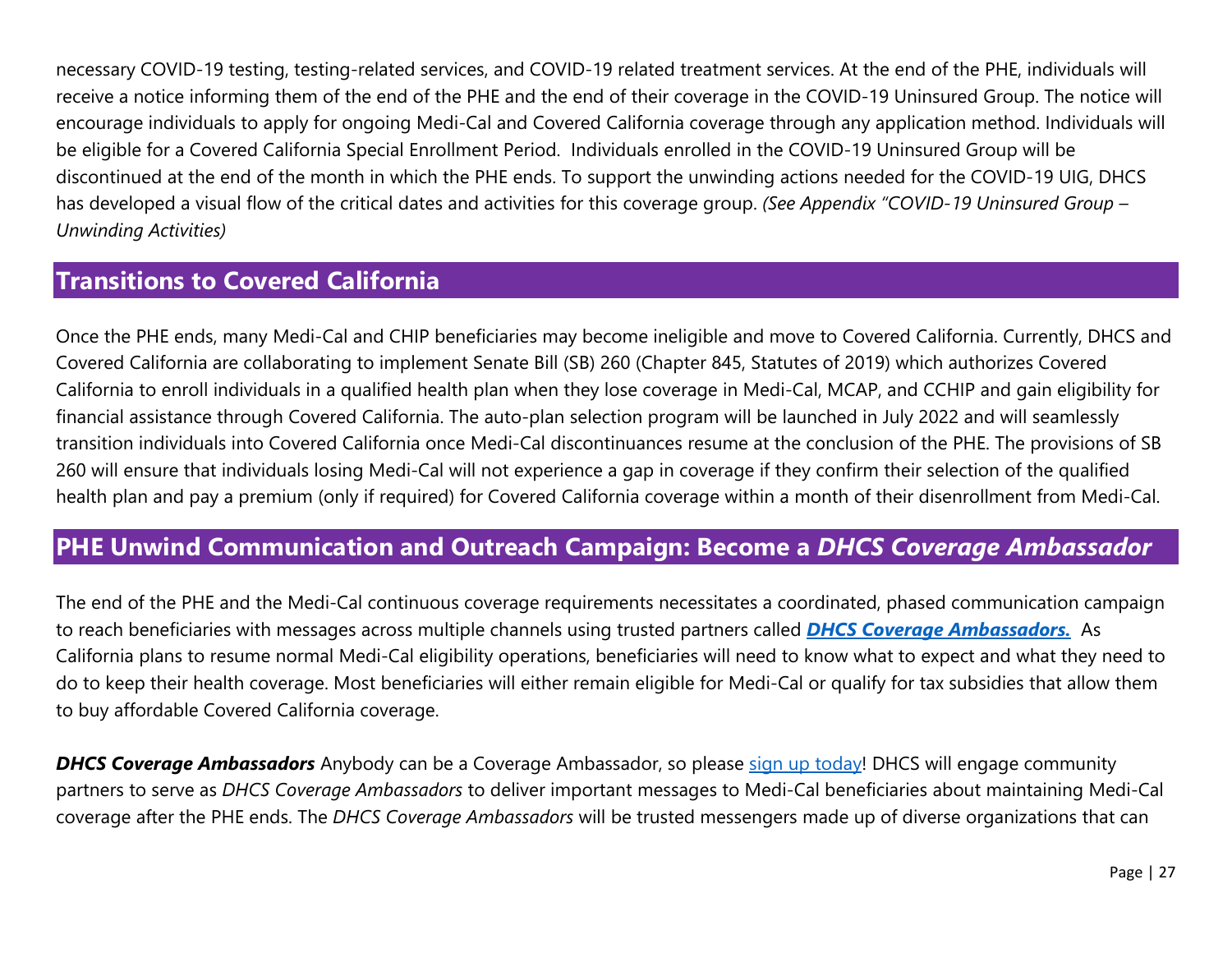necessary COVID-19 testing, testing-related services, and COVID-19 related treatment services. At the end of the PHE, individuals will receive a notice informing them of the end of the PHE and the end of their coverage in the COVID-19 Uninsured Group. The notice will encourage individuals to apply for ongoing Medi-Cal and Covered California coverage through any application method. Individuals will be eligible for a Covered California Special Enrollment Period. Individuals enrolled in the COVID-19 Uninsured Group will be discontinued at the end of the month in which the PHE ends. To support the unwinding actions needed for the COVID-19 UIG, DHCS has developed a visual flow of the critical dates and activities for this coverage group. *(See Appendix "COVID-19 Uninsured Group – Unwinding Activities)*

## Transitions to Covered California

Once the PHE ends, many Medi-Cal and CHIP beneficiaries may become ineligible and move to Covered California. Currently, DHCS and Covered California are collaborating to implement Senate Bill (SB) 260 (Chapter 845, Statutes of 2019) which authorizes Covered California to enroll individuals in a qualified health plan when they lose coverage in Medi-Cal, MCAP, and CCHIP and gain eligibility for financial assistance through Covered California. The auto-plan selection program will be launched in July 2022 and will seamlessly transition individuals into Covered California once Medi-Cal discontinuances resume at the conclusion of the PHE. The provisions of SB 260 will ensure that individuals losing Medi-Cal will not experience a gap in coverage if they confirm their selection of the qualified health plan and pay a premium (only if required) for Covered California coverage within a month of their disenrollment from Medi-Cal.

## PHE Unwind Communication and Outreach Campaign: Become a *DHCS Coverage Ambassador*

The end of the PHE and the Medi-Cal continuous coverage requirements necessitates a coordinated, phased communication campaign to reach beneficiaries with messages across multiple channels using trusted partners called ***DHCS Coverage Ambassadors.*** As California plans to resume normal Medi-Cal eligibility operations, beneficiaries will need to know what to expect and what they need to do to keep their health coverage. Most beneficiaries will either remain eligible for Medi-Cal or qualify for tax subsidies that allow them to buy affordable Covered California coverage.

***DHCS Coverage Ambassadors*** Anybody can be a Coverage Ambassador, so please sign up today! DHCS will engage community partners to serve as *DHCS Coverage Ambassadors* to deliver important messages to Medi-Cal beneficiaries about maintaining Medi-Cal coverage after the PHE ends. The *DHCS Coverage Ambassadors* will be trusted messengers made up of diverse organizations that can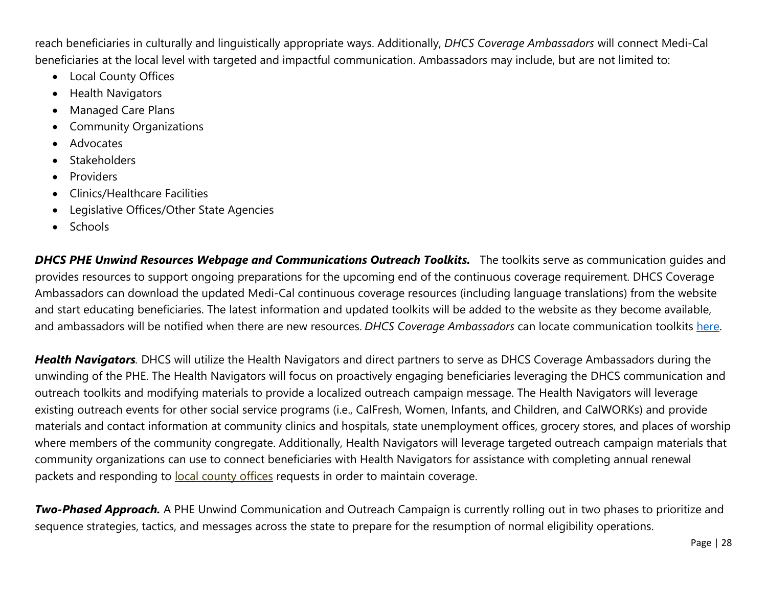reach beneficiaries in culturally and linguistically appropriate ways. Additionally, *DHCS Coverage Ambassadors* will connect Medi-Cal beneficiaries at the local level with targeted and impactful communication. Ambassadors may include, but are not limited to:

- Local County Offices
- Health Navigators
- Managed Care Plans
- Community Organizations
- Advocates
- Stakeholders
- Providers
- Clinics/Healthcare Facilities
- Legislative Offices/Other State Agencies
- Schools

***DHCS PHE Unwind Resources Webpage and Communications Outreach Toolkits.*** The toolkits serve as communication guides and provides resources to support ongoing preparations for the upcoming end of the continuous coverage requirement. DHCS Coverage Ambassadors can download the updated Medi-Cal continuous coverage resources (including language translations) from the website and start educating beneficiaries. The latest information and updated toolkits will be added to the website as they become available, and ambassadors will be notified when there are new resources. *DHCS Coverage Ambassadors* can locate communication toolkits here.

***Health Navigators****.* DHCS will utilize the Health Navigators and direct partners to serve as DHCS Coverage Ambassadors during the unwinding of the PHE. The Health Navigators will focus on proactively engaging beneficiaries leveraging the DHCS communication and outreach toolkits and modifying materials to provide a localized outreach campaign message. The Health Navigators will leverage existing outreach events for other social service programs (i.e., CalFresh, Women, Infants, and Children, and CalWORKs) and provide materials and contact information at community clinics and hospitals, state unemployment offices, grocery stores, and places of worship where members of the community congregate. Additionally, Health Navigators will leverage targeted outreach campaign materials that community organizations can use to connect beneficiaries with Health Navigators for assistance with completing annual renewal packets and responding to local county offices requests in order to maintain coverage.

***Two-Phased Approach.*** A PHE Unwind Communication and Outreach Campaign is currently rolling out in two phases to prioritize and sequence strategies, tactics, and messages across the state to prepare for the resumption of normal eligibility operations.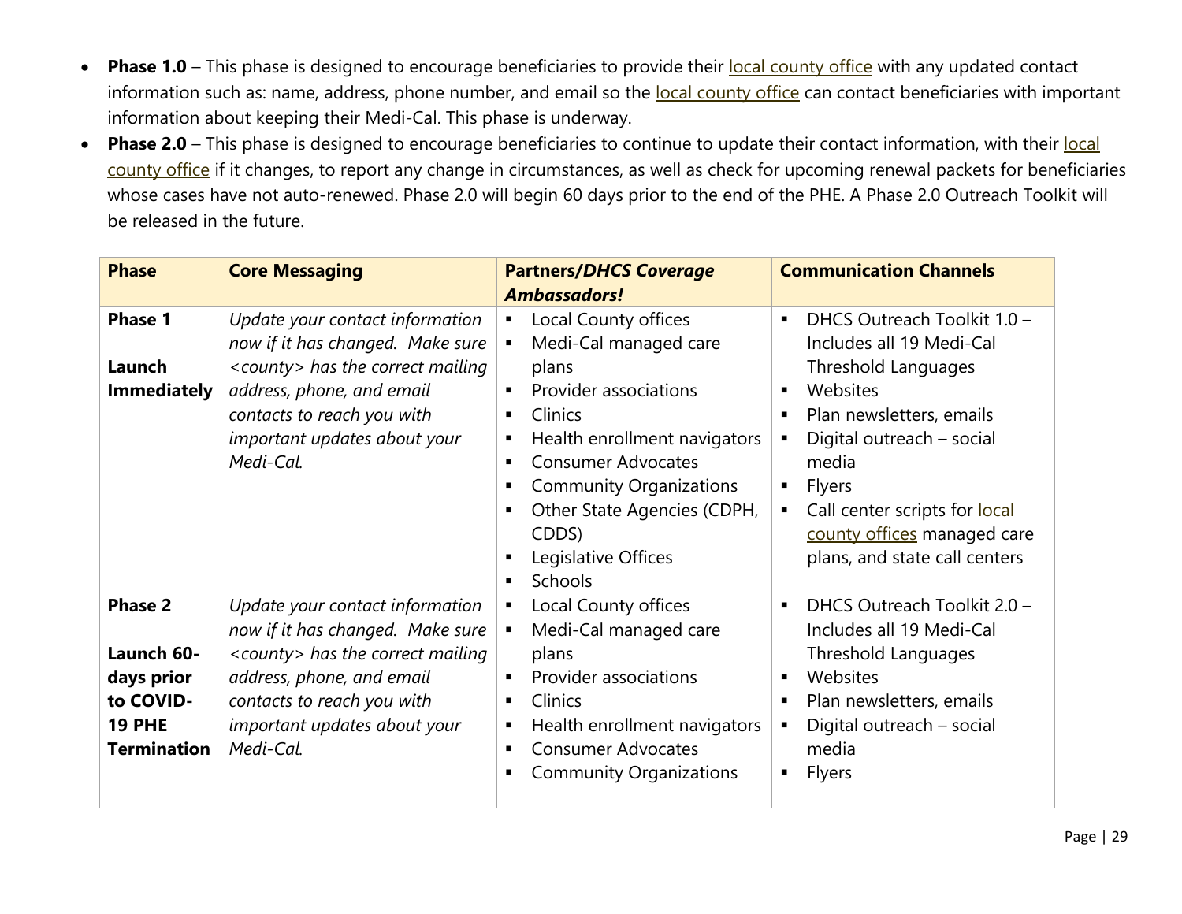- **Phase 1.0** – This phase is designed to encourage beneficiaries to provide their local county office with any updated contact information such as: name, address, phone number, and email so the local county office can contact beneficiaries with important information about keeping their Medi-Cal. This phase is underway.
- **Phase 2.0** – This phase is designed to encourage beneficiaries to continue to update their contact information, with their local county office if it changes, to report any change in circumstances, as well as check for upcoming renewal packets for beneficiaries whose cases have not auto-renewed. Phase 2.0 will begin 60 days prior to the end of the PHE. A Phase 2.0 Outreach Toolkit will be released in the future.

| Phase | Core Messaging | Partners/*DHCS Coverage Ambassadors!* | Communication Channels |
|---|---|---|---|
| **Phase 1**<br><br>**Launch Immediately** | *Update your contact information now if it has changed. Make sure <county> has the correct mailing address, phone, and email contacts to reach you with important updates about your Medi-Cal.* | ▪ Local County offices<br>▪ Medi-Cal managed care plans<br>▪ Provider associations<br>▪ Clinics<br>▪ Health enrollment navigators<br>▪ Consumer Advocates<br>▪ Community Organizations<br>▪ Other State Agencies (CDPH, CDDS)<br>▪ Legislative Offices<br>▪ Schools | ▪ DHCS Outreach Toolkit 1.0 – Includes all 19 Medi-Cal Threshold Languages<br>▪ Websites<br>▪ Plan newsletters, emails<br>▪ Digital outreach – social media<br>▪ Flyers<br>▪ Call center scripts for local county offices managed care plans, and state call centers |
| **Phase 2**<br><br>**Launch 60-days prior to COVID-19 PHE Termination** | *Update your contact information now if it has changed. Make sure <county> has the correct mailing address, phone, and email contacts to reach you with important updates about your Medi-Cal.* | ▪ Local County offices<br>▪ Medi-Cal managed care plans<br>▪ Provider associations<br>▪ Clinics<br>▪ Health enrollment navigators<br>▪ Consumer Advocates<br>▪ Community Organizations | ▪ DHCS Outreach Toolkit 2.0 – Includes all 19 Medi-Cal Threshold Languages<br>▪ Websites<br>▪ Plan newsletters, emails<br>▪ Digital outreach – social media<br>▪ Flyers |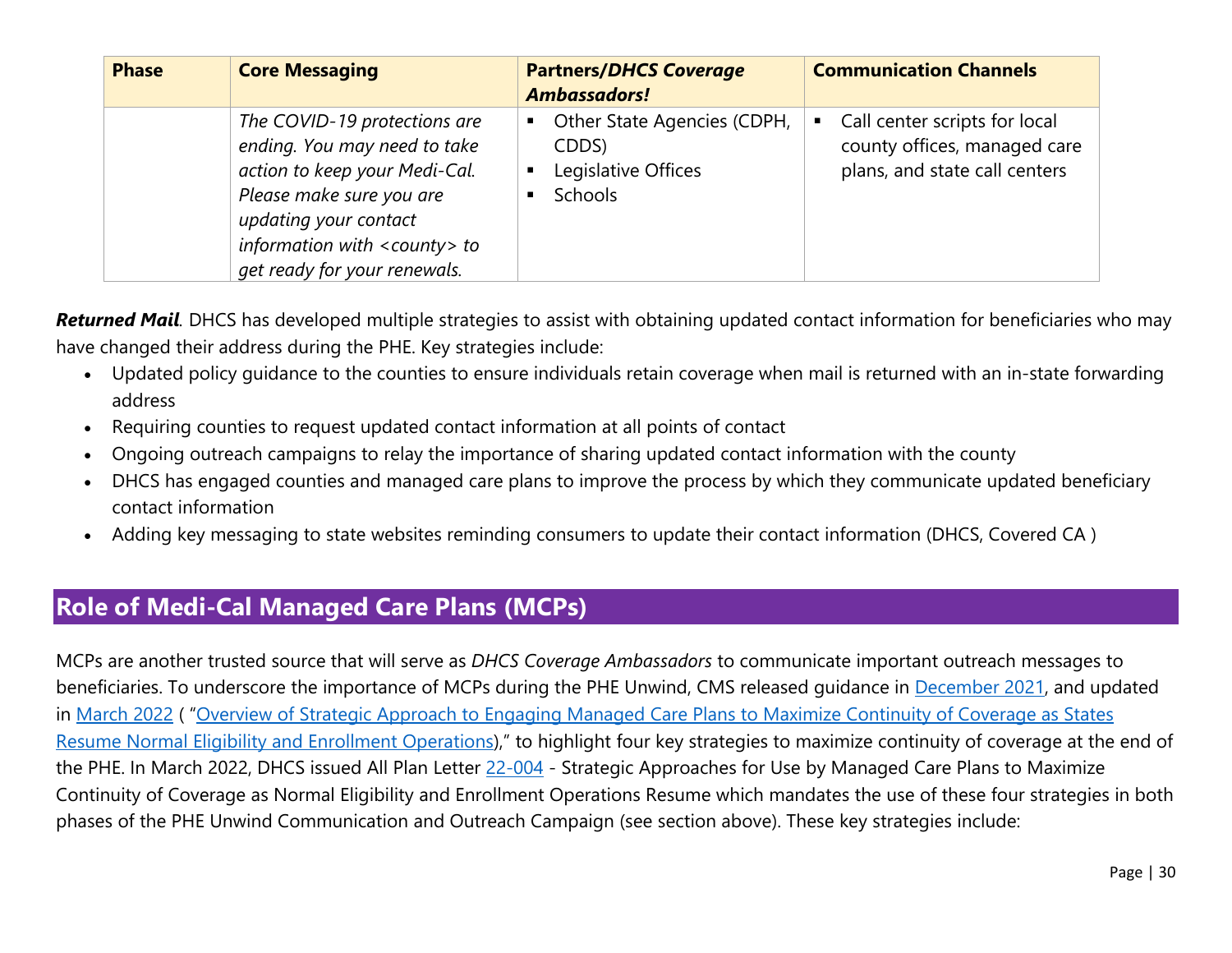| Phase | Core Messaging | Partners/*DHCS Coverage Ambassadors!* | Communication Channels |
| --- | --- | --- | --- |
| | *The COVID-19 protections are ending. You may need to take action to keep your Medi-Cal. Please make sure you are updating your contact information with <county> to get ready for your renewals.* | ▪ Other State Agencies (CDPH, CDDS)<br>▪ Legislative Offices<br>▪ Schools | ▪ Call center scripts for local county offices, managed care plans, and state call centers |

***Returned Mail***. DHCS has developed multiple strategies to assist with obtaining updated contact information for beneficiaries who may have changed their address during the PHE. Key strategies include:

- Updated policy guidance to the counties to ensure individuals retain coverage when mail is returned with an in-state forwarding address
- Requiring counties to request updated contact information at all points of contact
- Ongoing outreach campaigns to relay the importance of sharing updated contact information with the county
- DHCS has engaged counties and managed care plans to improve the process by which they communicate updated beneficiary contact information
- Adding key messaging to state websites reminding consumers to update their contact information (DHCS, Covered CA )

## Role of Medi-Cal Managed Care Plans (MCPs)

MCPs are another trusted source that will serve as *DHCS Coverage Ambassadors* to communicate important outreach messages to beneficiaries. To underscore the importance of MCPs during the PHE Unwind, CMS released guidance in December 2021, and updated in March 2022 ( "Overview of Strategic Approach to Engaging Managed Care Plans to Maximize Continuity of Coverage as States Resume Normal Eligibility and Enrollment Operations)," to highlight four key strategies to maximize continuity of coverage at the end of the PHE. In March 2022, DHCS issued All Plan Letter 22-004 - Strategic Approaches for Use by Managed Care Plans to Maximize Continuity of Coverage as Normal Eligibility and Enrollment Operations Resume which mandates the use of these four strategies in both phases of the PHE Unwind Communication and Outreach Campaign (see section above). These key strategies include: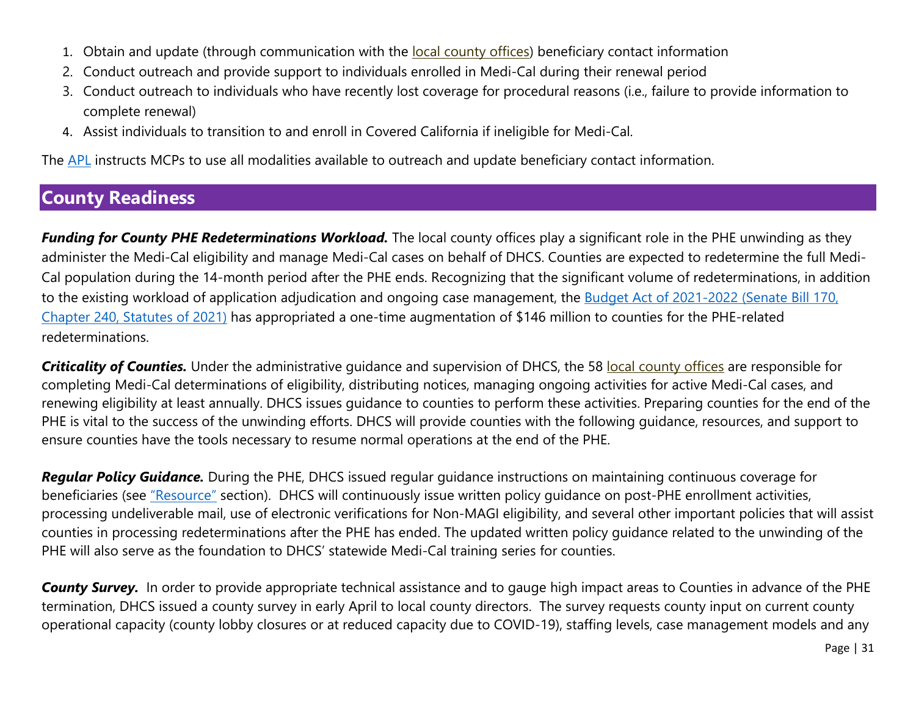1. Obtain and update (through communication with the local county offices) beneficiary contact information
2. Conduct outreach and provide support to individuals enrolled in Medi-Cal during their renewal period
3. Conduct outreach to individuals who have recently lost coverage for procedural reasons (i.e., failure to provide information to complete renewal)
4. Assist individuals to transition to and enroll in Covered California if ineligible for Medi-Cal.

The APL instructs MCPs to use all modalities available to outreach and update beneficiary contact information.

## County Readiness

***Funding for County PHE Redeterminations Workload.*** The local county offices play a significant role in the PHE unwinding as they administer the Medi-Cal eligibility and manage Medi-Cal cases on behalf of DHCS. Counties are expected to redetermine the full Medi-Cal population during the 14-month period after the PHE ends. Recognizing that the significant volume of redeterminations, in addition to the existing workload of application adjudication and ongoing case management, the Budget Act of 2021-2022 (Senate Bill 170, Chapter 240, Statutes of 2021) has appropriated a one-time augmentation of $146 million to counties for the PHE-related redeterminations.

***Criticality of Counties.*** Under the administrative guidance and supervision of DHCS, the 58 local county offices are responsible for completing Medi-Cal determinations of eligibility, distributing notices, managing ongoing activities for active Medi-Cal cases, and renewing eligibility at least annually. DHCS issues guidance to counties to perform these activities. Preparing counties for the end of the PHE is vital to the success of the unwinding efforts. DHCS will provide counties with the following guidance, resources, and support to ensure counties have the tools necessary to resume normal operations at the end of the PHE.

***Regular Policy Guidance.*** During the PHE, DHCS issued regular guidance instructions on maintaining continuous coverage for beneficiaries (see "Resource" section). DHCS will continuously issue written policy guidance on post-PHE enrollment activities, processing undeliverable mail, use of electronic verifications for Non-MAGI eligibility, and several other important policies that will assist counties in processing redeterminations after the PHE has ended. The updated written policy guidance related to the unwinding of the PHE will also serve as the foundation to DHCS' statewide Medi-Cal training series for counties.

***County Survey.*** In order to provide appropriate technical assistance and to gauge high impact areas to Counties in advance of the PHE termination, DHCS issued a county survey in early April to local county directors. The survey requests county input on current county operational capacity (county lobby closures or at reduced capacity due to COVID-19), staffing levels, case management models and any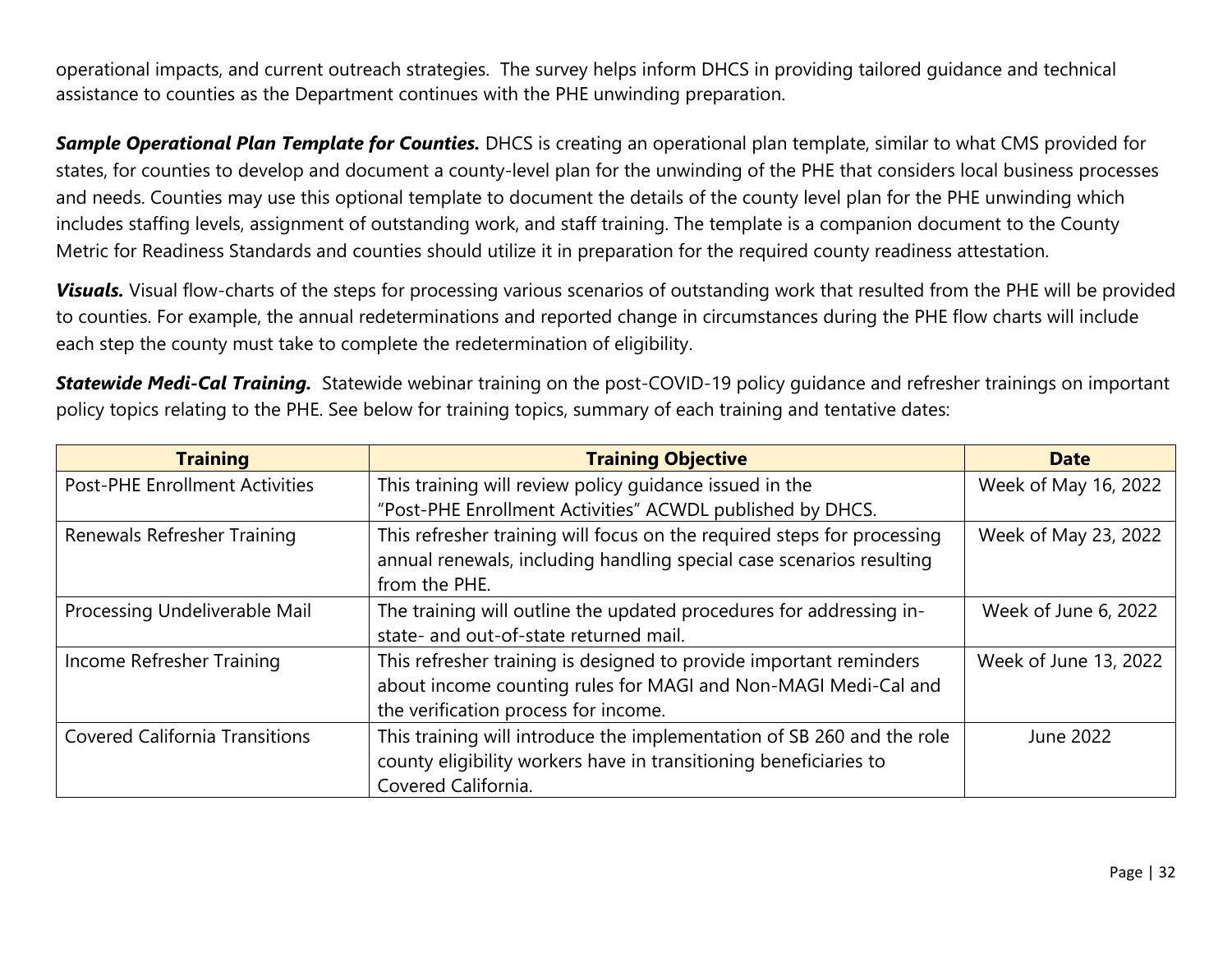operational impacts, and current outreach strategies. The survey helps inform DHCS in providing tailored guidance and technical assistance to counties as the Department continues with the PHE unwinding preparation.

***Sample Operational Plan Template for Counties.*** DHCS is creating an operational plan template, similar to what CMS provided for states, for counties to develop and document a county-level plan for the unwinding of the PHE that considers local business processes and needs. Counties may use this optional template to document the details of the county level plan for the PHE unwinding which includes staffing levels, assignment of outstanding work, and staff training. The template is a companion document to the County Metric for Readiness Standards and counties should utilize it in preparation for the required county readiness attestation.

***Visuals.*** Visual flow-charts of the steps for processing various scenarios of outstanding work that resulted from the PHE will be provided to counties. For example, the annual redeterminations and reported change in circumstances during the PHE flow charts will include each step the county must take to complete the redetermination of eligibility.

***Statewide Medi-Cal Training.*** Statewide webinar training on the post-COVID-19 policy guidance and refresher trainings on important policy topics relating to the PHE. See below for training topics, summary of each training and tentative dates:

| Training | Training Objective | Date |
|---|---|---|
| Post-PHE Enrollment Activities | This training will review policy guidance issued in the "Post-PHE Enrollment Activities" ACWDL published by DHCS. | Week of May 16, 2022 |
| Renewals Refresher Training | This refresher training will focus on the required steps for processing annual renewals, including handling special case scenarios resulting from the PHE. | Week of May 23, 2022 |
| Processing Undeliverable Mail | The training will outline the updated procedures for addressing in-state- and out-of-state returned mail. | Week of June 6, 2022 |
| Income Refresher Training | This refresher training is designed to provide important reminders about income counting rules for MAGI and Non-MAGI Medi-Cal and the verification process for income. | Week of June 13, 2022 |
| Covered California Transitions | This training will introduce the implementation of SB 260 and the role county eligibility workers have in transitioning beneficiaries to Covered California. | June 2022 |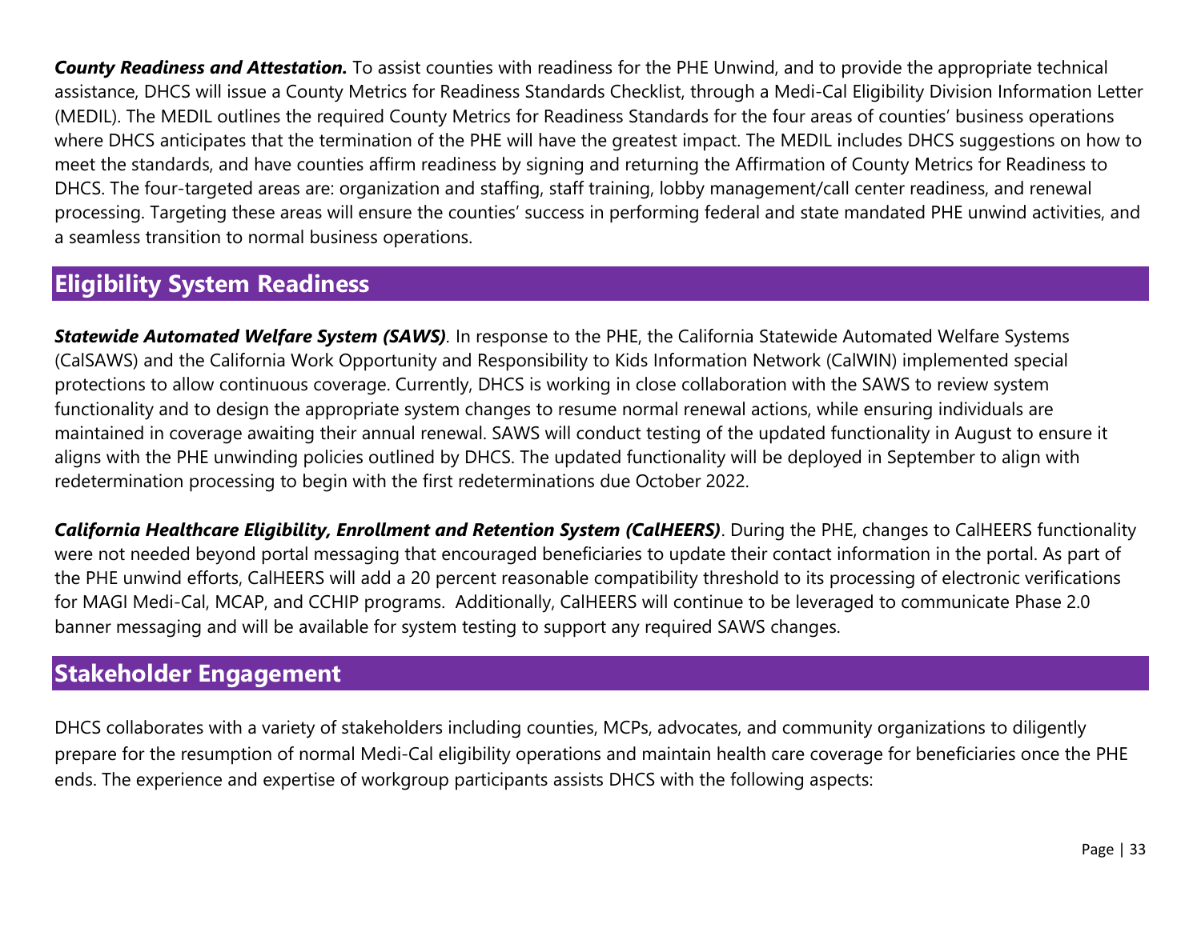***County Readiness and Attestation.*** To assist counties with readiness for the PHE Unwind, and to provide the appropriate technical assistance, DHCS will issue a County Metrics for Readiness Standards Checklist, through a Medi-Cal Eligibility Division Information Letter (MEDIL). The MEDIL outlines the required County Metrics for Readiness Standards for the four areas of counties' business operations where DHCS anticipates that the termination of the PHE will have the greatest impact. The MEDIL includes DHCS suggestions on how to meet the standards, and have counties affirm readiness by signing and returning the Affirmation of County Metrics for Readiness to DHCS. The four-targeted areas are: organization and staffing, staff training, lobby management/call center readiness, and renewal processing. Targeting these areas will ensure the counties' success in performing federal and state mandated PHE unwind activities, and a seamless transition to normal business operations.

## Eligibility System Readiness

***Statewide Automated Welfare System (SAWS)***. In response to the PHE, the California Statewide Automated Welfare Systems (CalSAWS) and the California Work Opportunity and Responsibility to Kids Information Network (CalWIN) implemented special protections to allow continuous coverage. Currently, DHCS is working in close collaboration with the SAWS to review system functionality and to design the appropriate system changes to resume normal renewal actions, while ensuring individuals are maintained in coverage awaiting their annual renewal. SAWS will conduct testing of the updated functionality in August to ensure it aligns with the PHE unwinding policies outlined by DHCS. The updated functionality will be deployed in September to align with redetermination processing to begin with the first redeterminations due October 2022.

***California Healthcare Eligibility, Enrollment and Retention System (CalHEERS)***. During the PHE, changes to CalHEERS functionality were not needed beyond portal messaging that encouraged beneficiaries to update their contact information in the portal. As part of the PHE unwind efforts, CalHEERS will add a 20 percent reasonable compatibility threshold to its processing of electronic verifications for MAGI Medi-Cal, MCAP, and CCHIP programs. Additionally, CalHEERS will continue to be leveraged to communicate Phase 2.0 banner messaging and will be available for system testing to support any required SAWS changes.

## Stakeholder Engagement

DHCS collaborates with a variety of stakeholders including counties, MCPs, advocates, and community organizations to diligently prepare for the resumption of normal Medi-Cal eligibility operations and maintain health care coverage for beneficiaries once the PHE ends. The experience and expertise of workgroup participants assists DHCS with the following aspects: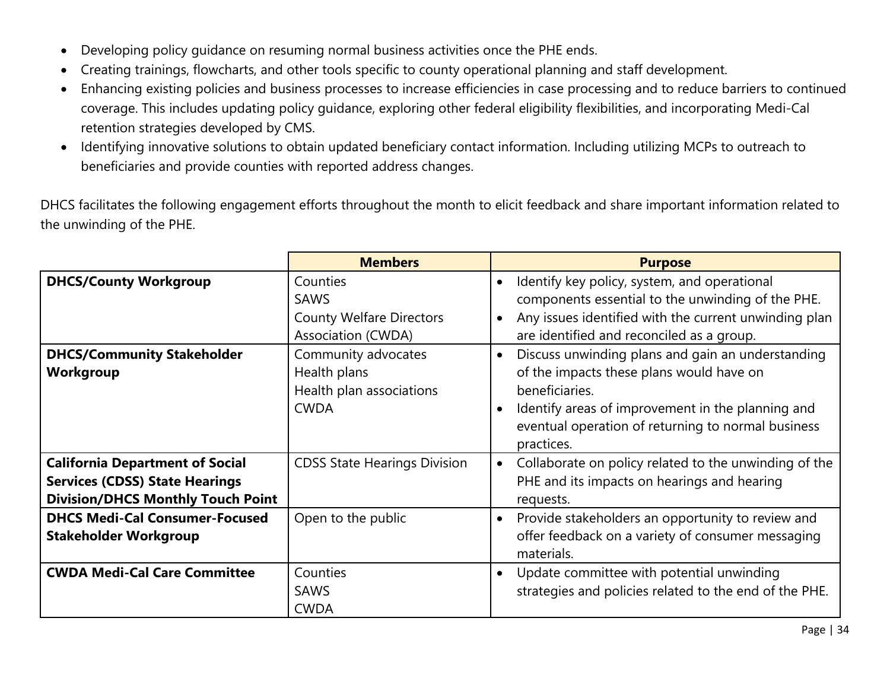- Developing policy guidance on resuming normal business activities once the PHE ends.
- Creating trainings, flowcharts, and other tools specific to county operational planning and staff development.
- Enhancing existing policies and business processes to increase efficiencies in case processing and to reduce barriers to continued coverage. This includes updating policy guidance, exploring other federal eligibility flexibilities, and incorporating Medi-Cal retention strategies developed by CMS.
- Identifying innovative solutions to obtain updated beneficiary contact information. Including utilizing MCPs to outreach to beneficiaries and provide counties with reported address changes.

DHCS facilitates the following engagement efforts throughout the month to elicit feedback and share important information related to the unwinding of the PHE.

| | Members | Purpose |
|---|---|---|
| **DHCS/County Workgroup** | Counties<br>SAWS<br>County Welfare Directors Association (CWDA) | • Identify key policy, system, and operational components essential to the unwinding of the PHE.<br>• Any issues identified with the current unwinding plan are identified and reconciled as a group. |
| **DHCS/Community Stakeholder Workgroup** | Community advocates<br>Health plans<br>Health plan associations<br>CWDA | • Discuss unwinding plans and gain an understanding of the impacts these plans would have on beneficiaries.<br>• Identify areas of improvement in the planning and eventual operation of returning to normal business practices. |
| **California Department of Social Services (CDSS) State Hearings Division/DHCS Monthly Touch Point** | CDSS State Hearings Division | • Collaborate on policy related to the unwinding of the PHE and its impacts on hearings and hearing requests. |
| **DHCS Medi-Cal Consumer-Focused Stakeholder Workgroup** | Open to the public | • Provide stakeholders an opportunity to review and offer feedback on a variety of consumer messaging materials. |
| **CWDA Medi-Cal Care Committee** | Counties<br>SAWS<br>CWDA | • Update committee with potential unwinding strategies and policies related to the end of the PHE. |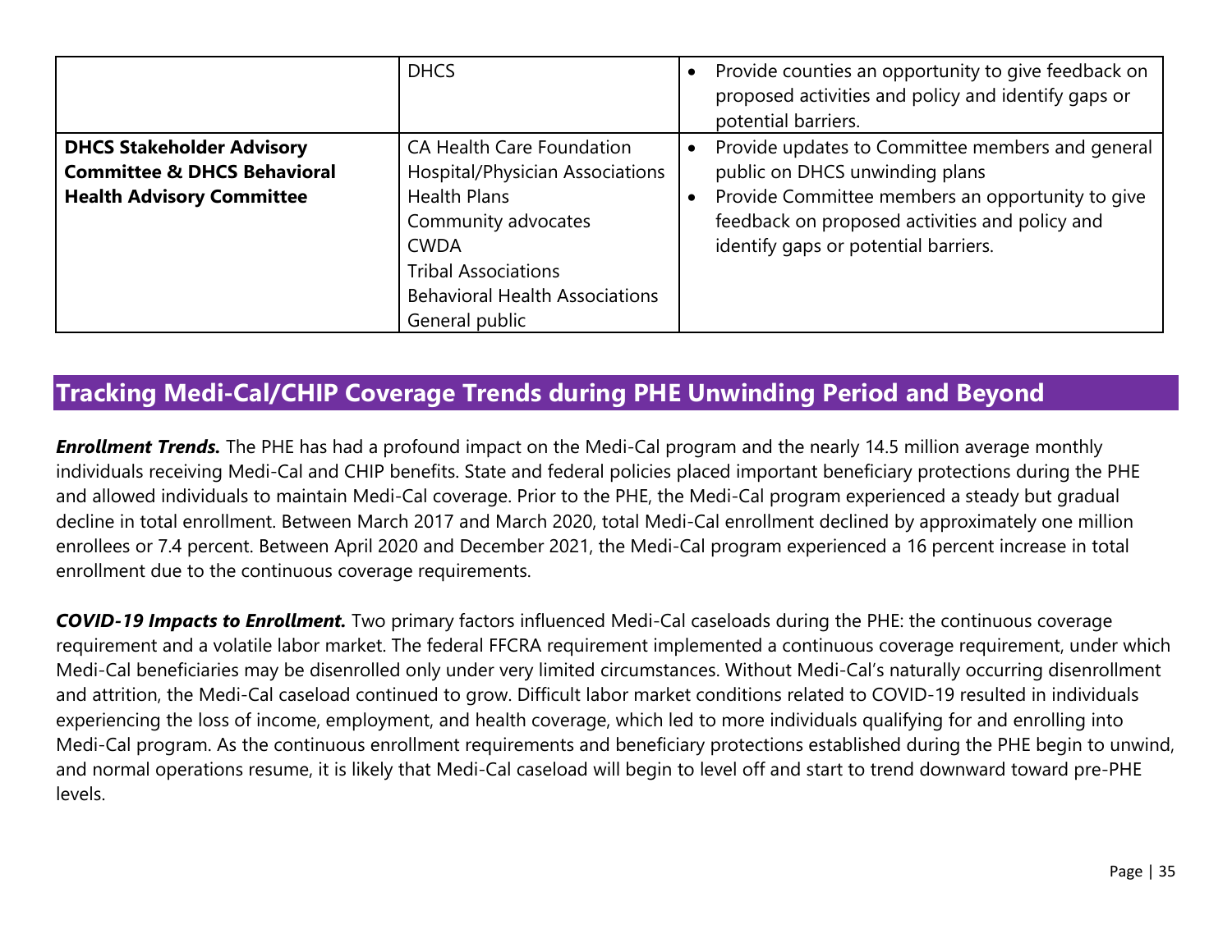| | | |
|---|---|---|
| | DHCS | • Provide counties an opportunity to give feedback on proposed activities and policy and identify gaps or potential barriers. |
| **DHCS Stakeholder Advisory Committee & DHCS Behavioral Health Advisory Committee** | CA Health Care Foundation<br>Hospital/Physician Associations<br>Health Plans<br>Community advocates<br>CWDA<br>Tribal Associations<br>Behavioral Health Associations<br>General public | • Provide updates to Committee members and general public on DHCS unwinding plans<br>• Provide Committee members an opportunity to give feedback on proposed activities and policy and identify gaps or potential barriers. |

## Tracking Medi-Cal/CHIP Coverage Trends during PHE Unwinding Period and Beyond

***Enrollment Trends.*** The PHE has had a profound impact on the Medi-Cal program and the nearly 14.5 million average monthly individuals receiving Medi-Cal and CHIP benefits. State and federal policies placed important beneficiary protections during the PHE and allowed individuals to maintain Medi-Cal coverage. Prior to the PHE, the Medi-Cal program experienced a steady but gradual decline in total enrollment. Between March 2017 and March 2020, total Medi-Cal enrollment declined by approximately one million enrollees or 7.4 percent. Between April 2020 and December 2021, the Medi-Cal program experienced a 16 percent increase in total enrollment due to the continuous coverage requirements.

***COVID-19 Impacts to Enrollment.*** Two primary factors influenced Medi-Cal caseloads during the PHE: the continuous coverage requirement and a volatile labor market. The federal FFCRA requirement implemented a continuous coverage requirement, under which Medi-Cal beneficiaries may be disenrolled only under very limited circumstances. Without Medi-Cal's naturally occurring disenrollment and attrition, the Medi-Cal caseload continued to grow. Difficult labor market conditions related to COVID-19 resulted in individuals experiencing the loss of income, employment, and health coverage, which led to more individuals qualifying for and enrolling into Medi-Cal program. As the continuous enrollment requirements and beneficiary protections established during the PHE begin to unwind, and normal operations resume, it is likely that Medi-Cal caseload will begin to level off and start to trend downward toward pre-PHE levels.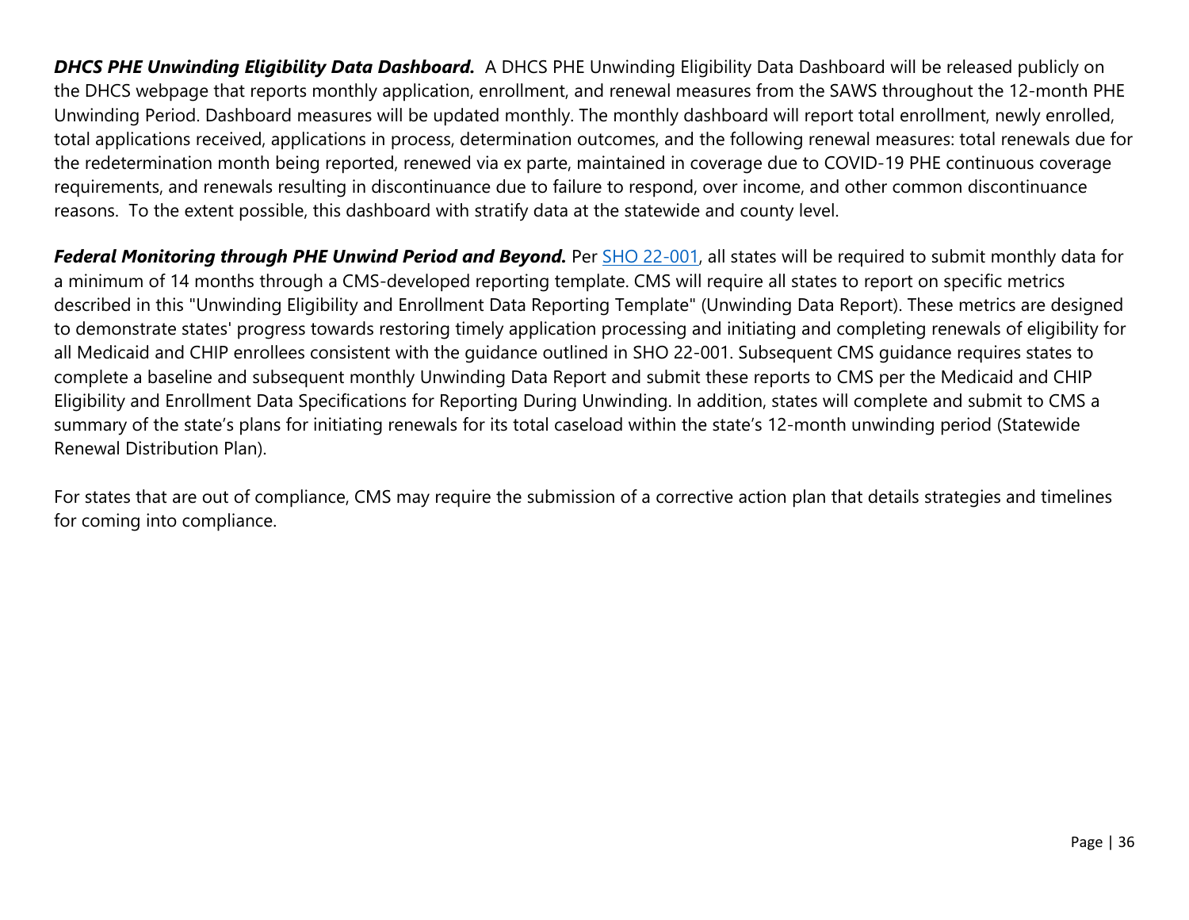***DHCS PHE Unwinding Eligibility Data Dashboard.*** A DHCS PHE Unwinding Eligibility Data Dashboard will be released publicly on the DHCS webpage that reports monthly application, enrollment, and renewal measures from the SAWS throughout the 12-month PHE Unwinding Period. Dashboard measures will be updated monthly. The monthly dashboard will report total enrollment, newly enrolled, total applications received, applications in process, determination outcomes, and the following renewal measures: total renewals due for the redetermination month being reported, renewed via ex parte, maintained in coverage due to COVID-19 PHE continuous coverage requirements, and renewals resulting in discontinuance due to failure to respond, over income, and other common discontinuance reasons. To the extent possible, this dashboard with stratify data at the statewide and county level.

***Federal Monitoring through PHE Unwind Period and Beyond.*** Per SHO 22-001, all states will be required to submit monthly data for a minimum of 14 months through a CMS-developed reporting template. CMS will require all states to report on specific metrics described in this "Unwinding Eligibility and Enrollment Data Reporting Template" (Unwinding Data Report). These metrics are designed to demonstrate states' progress towards restoring timely application processing and initiating and completing renewals of eligibility for all Medicaid and CHIP enrollees consistent with the guidance outlined in SHO 22-001. Subsequent CMS guidance requires states to complete a baseline and subsequent monthly Unwinding Data Report and submit these reports to CMS per the Medicaid and CHIP Eligibility and Enrollment Data Specifications for Reporting During Unwinding. In addition, states will complete and submit to CMS a summary of the state's plans for initiating renewals for its total caseload within the state's 12-month unwinding period (Statewide Renewal Distribution Plan).

For states that are out of compliance, CMS may require the submission of a corrective action plan that details strategies and timelines for coming into compliance.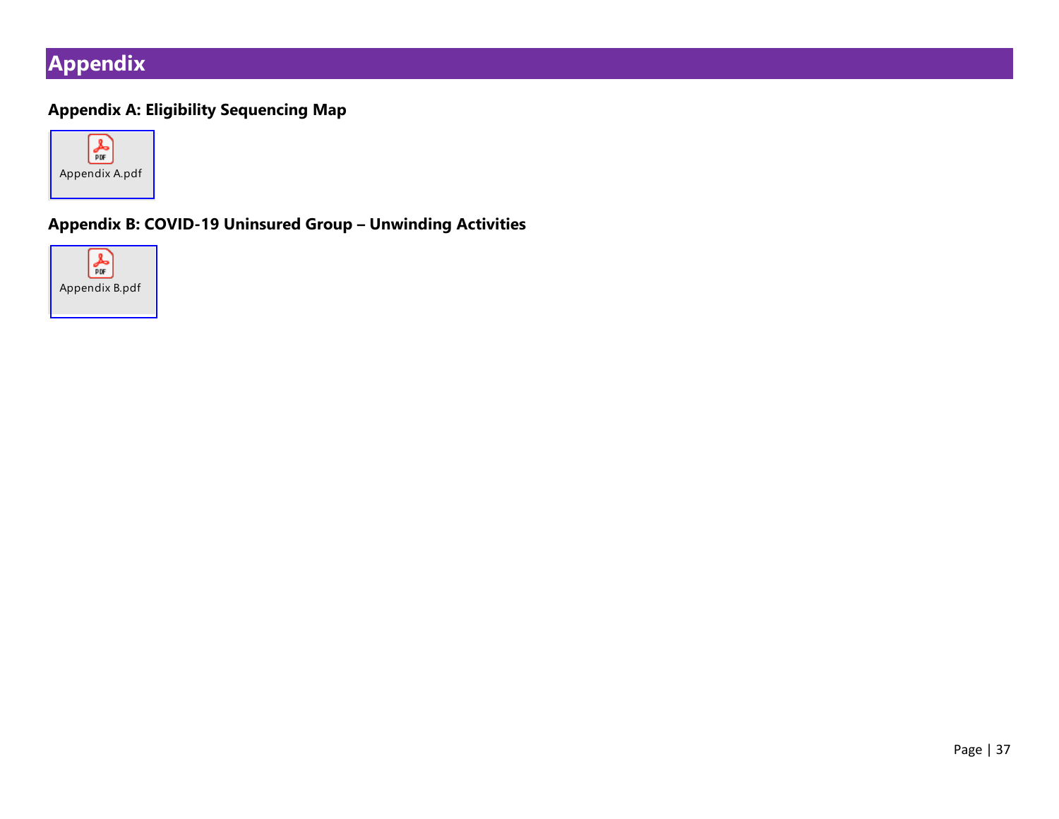# Appendix

## Appendix A: Eligibility Sequencing Map

Appendix A.pdf

## Appendix B: COVID-19 Uninsured Group – Unwinding Activities

Appendix B.pdf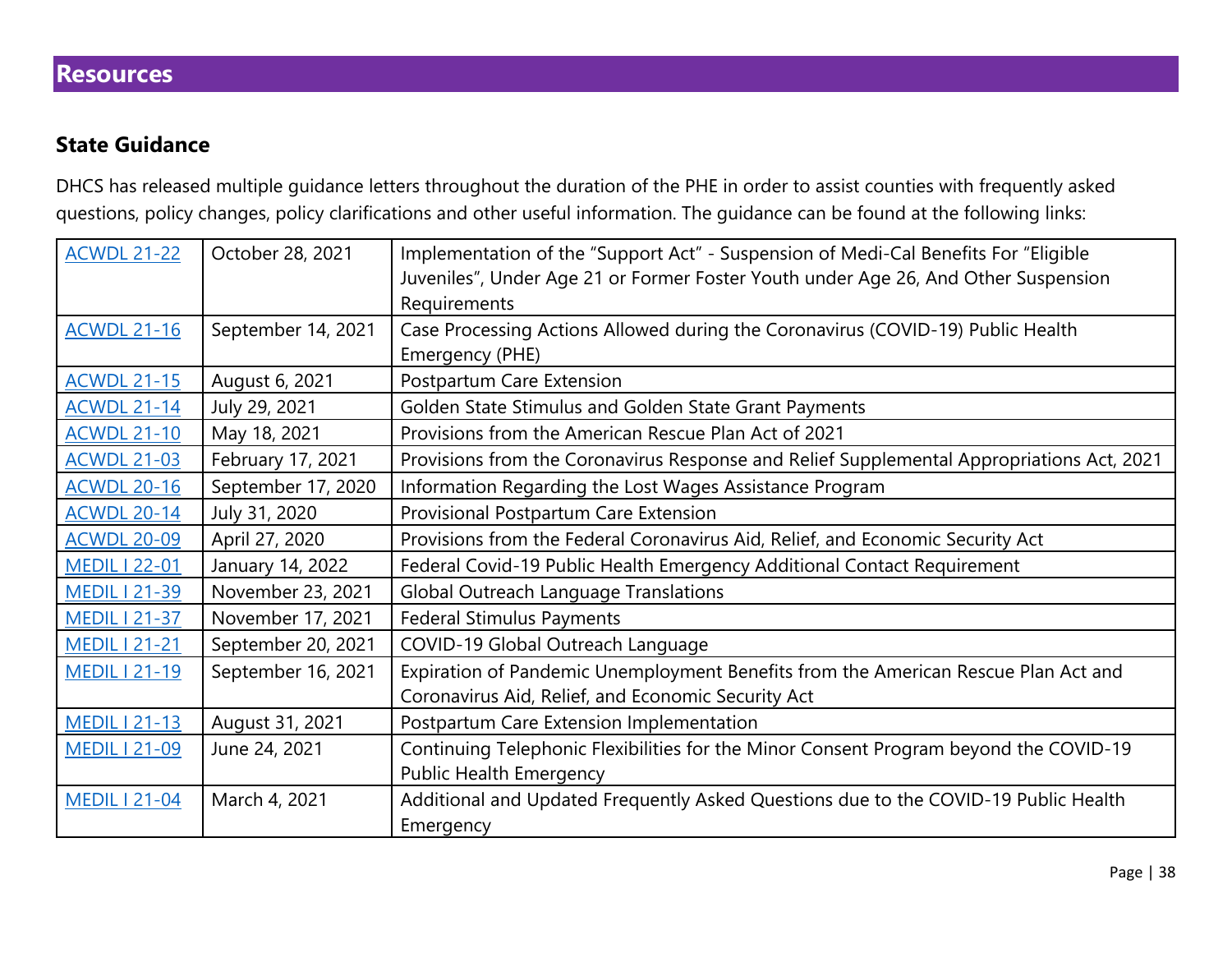## Resources

### State Guidance

DHCS has released multiple guidance letters throughout the duration of the PHE in order to assist counties with frequently asked questions, policy changes, policy clarifications and other useful information. The guidance can be found at the following links:

| | | |
|---|---|---|
| ACWDL 21-22 | October 28, 2021 | Implementation of the "Support Act" - Suspension of Medi-Cal Benefits For "Eligible Juveniles", Under Age 21 or Former Foster Youth under Age 26, And Other Suspension Requirements |
| ACWDL 21-16 | September 14, 2021 | Case Processing Actions Allowed during the Coronavirus (COVID-19) Public Health Emergency (PHE) |
| ACWDL 21-15 | August 6, 2021 | Postpartum Care Extension |
| ACWDL 21-14 | July 29, 2021 | Golden State Stimulus and Golden State Grant Payments |
| ACWDL 21-10 | May 18, 2021 | Provisions from the American Rescue Plan Act of 2021 |
| ACWDL 21-03 | February 17, 2021 | Provisions from the Coronavirus Response and Relief Supplemental Appropriations Act, 2021 |
| ACWDL 20-16 | September 17, 2020 | Information Regarding the Lost Wages Assistance Program |
| ACWDL 20-14 | July 31, 2020 | Provisional Postpartum Care Extension |
| ACWDL 20-09 | April 27, 2020 | Provisions from the Federal Coronavirus Aid, Relief, and Economic Security Act |
| MEDIL I 22-01 | January 14, 2022 | Federal Covid-19 Public Health Emergency Additional Contact Requirement |
| MEDIL I 21-39 | November 23, 2021 | Global Outreach Language Translations |
| MEDIL I 21-37 | November 17, 2021 | Federal Stimulus Payments |
| MEDIL I 21-21 | September 20, 2021 | COVID-19 Global Outreach Language |
| MEDIL I 21-19 | September 16, 2021 | Expiration of Pandemic Unemployment Benefits from the American Rescue Plan Act and Coronavirus Aid, Relief, and Economic Security Act |
| MEDIL I 21-13 | August 31, 2021 | Postpartum Care Extension Implementation |
| MEDIL I 21-09 | June 24, 2021 | Continuing Telephonic Flexibilities for the Minor Consent Program beyond the COVID-19 Public Health Emergency |
| MEDIL I 21-04 | March 4, 2021 | Additional and Updated Frequently Asked Questions due to the COVID-19 Public Health Emergency |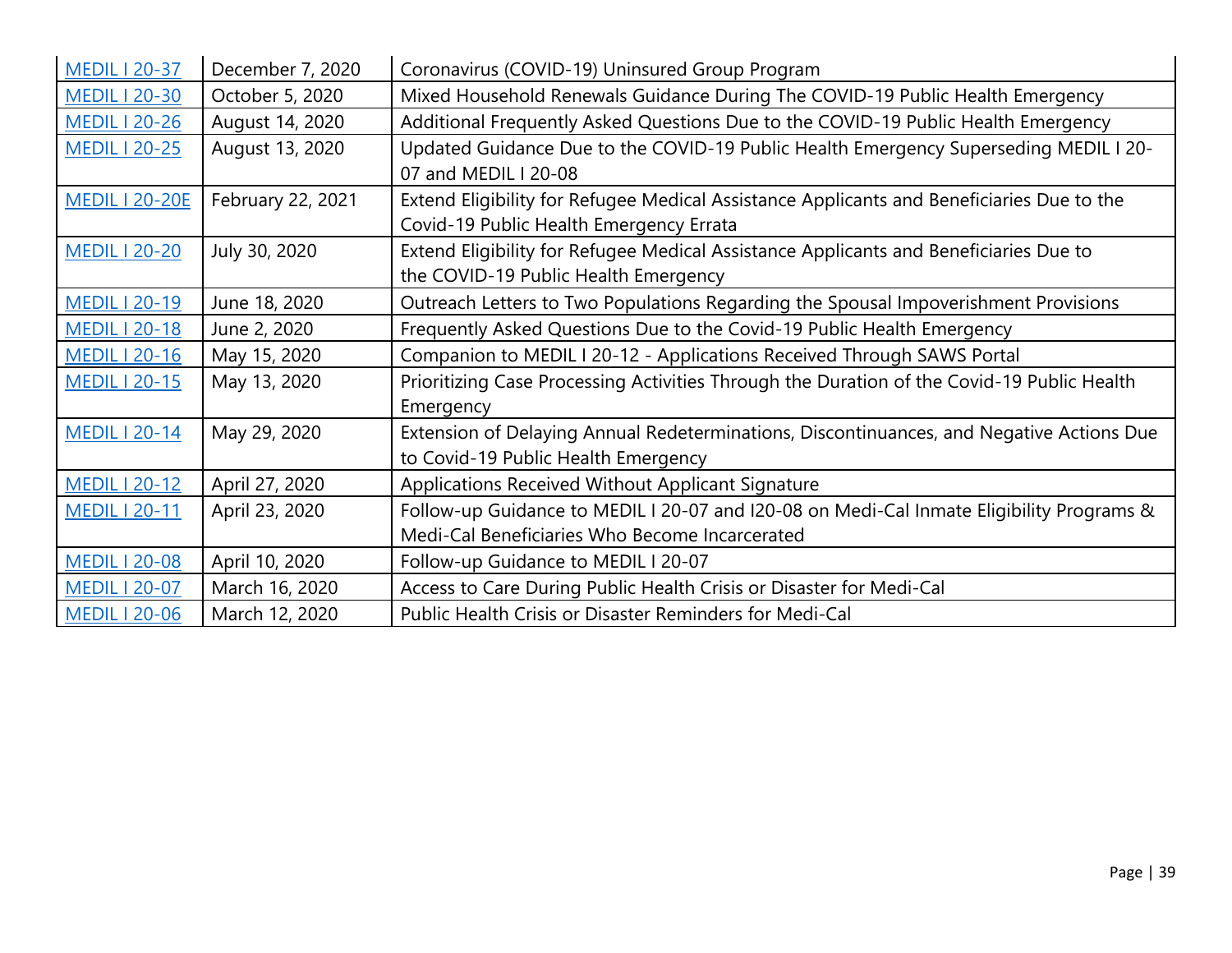| | | |
|---|---|---|
| MEDIL I 20-37 | December 7, 2020 | Coronavirus (COVID-19) Uninsured Group Program |
| MEDIL I 20-30 | October 5, 2020 | Mixed Household Renewals Guidance During The COVID-19 Public Health Emergency |
| MEDIL I 20-26 | August 14, 2020 | Additional Frequently Asked Questions Due to the COVID-19 Public Health Emergency |
| MEDIL I 20-25 | August 13, 2020 | Updated Guidance Due to the COVID-19 Public Health Emergency Superseding MEDIL I 20-07 and MEDIL I 20-08 |
| MEDIL I 20-20E | February 22, 2021 | Extend Eligibility for Refugee Medical Assistance Applicants and Beneficiaries Due to the Covid-19 Public Health Emergency Errata |
| MEDIL I 20-20 | July 30, 2020 | Extend Eligibility for Refugee Medical Assistance Applicants and Beneficiaries Due to the COVID-19 Public Health Emergency |
| MEDIL I 20-19 | June 18, 2020 | Outreach Letters to Two Populations Regarding the Spousal Impoverishment Provisions |
| MEDIL I 20-18 | June 2, 2020 | Frequently Asked Questions Due to the Covid-19 Public Health Emergency |
| MEDIL I 20-16 | May 15, 2020 | Companion to MEDIL I 20-12 - Applications Received Through SAWS Portal |
| MEDIL I 20-15 | May 13, 2020 | Prioritizing Case Processing Activities Through the Duration of the Covid-19 Public Health Emergency |
| MEDIL I 20-14 | May 29, 2020 | Extension of Delaying Annual Redeterminations, Discontinuances, and Negative Actions Due to Covid-19 Public Health Emergency |
| MEDIL I 20-12 | April 27, 2020 | Applications Received Without Applicant Signature |
| MEDIL I 20-11 | April 23, 2020 | Follow-up Guidance to MEDIL I 20-07 and I20-08 on Medi-Cal Inmate Eligibility Programs & Medi-Cal Beneficiaries Who Become Incarcerated |
| MEDIL I 20-08 | April 10, 2020 | Follow-up Guidance to MEDIL I 20-07 |
| MEDIL I 20-07 | March 16, 2020 | Access to Care During Public Health Crisis or Disaster for Medi-Cal |
| MEDIL I 20-06 | March 12, 2020 | Public Health Crisis or Disaster Reminders for Medi-Cal |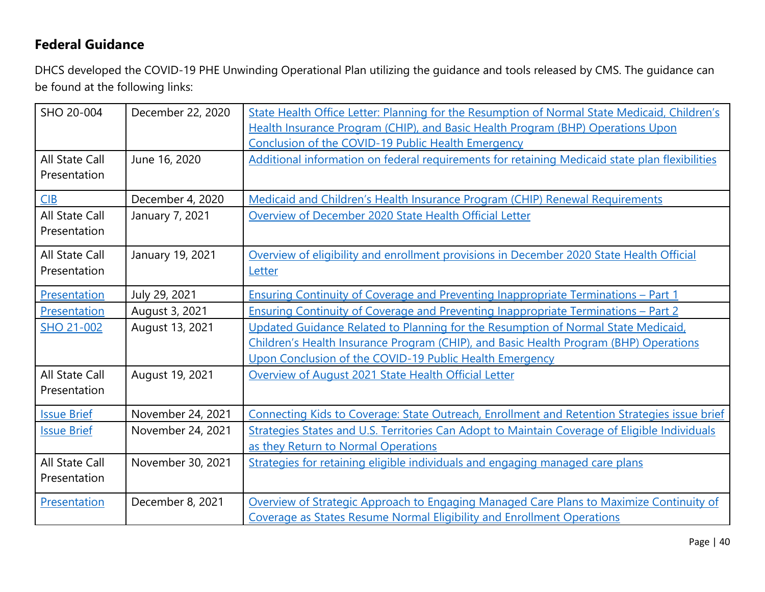## Federal Guidance

DHCS developed the COVID-19 PHE Unwinding Operational Plan utilizing the guidance and tools released by CMS. The guidance can be found at the following links:

| | | |
|---|---|---|
| SHO 20-004 | December 22, 2020 | State Health Office Letter: Planning for the Resumption of Normal State Medicaid, Children's Health Insurance Program (CHIP), and Basic Health Program (BHP) Operations Upon Conclusion of the COVID-19 Public Health Emergency |
| All State Call Presentation | June 16, 2020 | Additional information on federal requirements for retaining Medicaid state plan flexibilities |
| CIB | December 4, 2020 | Medicaid and Children's Health Insurance Program (CHIP) Renewal Requirements |
| All State Call Presentation | January 7, 2021 | Overview of December 2020 State Health Official Letter |
| All State Call Presentation | January 19, 2021 | Overview of eligibility and enrollment provisions in December 2020 State Health Official Letter |
| Presentation | July 29, 2021 | Ensuring Continuity of Coverage and Preventing Inappropriate Terminations – Part 1 |
| Presentation | August 3, 2021 | Ensuring Continuity of Coverage and Preventing Inappropriate Terminations – Part 2 |
| SHO 21-002 | August 13, 2021 | Updated Guidance Related to Planning for the Resumption of Normal State Medicaid, Children's Health Insurance Program (CHIP), and Basic Health Program (BHP) Operations Upon Conclusion of the COVID-19 Public Health Emergency |
| All State Call Presentation | August 19, 2021 | Overview of August 2021 State Health Official Letter |
| Issue Brief | November 24, 2021 | Connecting Kids to Coverage: State Outreach, Enrollment and Retention Strategies issue brief |
| Issue Brief | November 24, 2021 | Strategies States and U.S. Territories Can Adopt to Maintain Coverage of Eligible Individuals as they Return to Normal Operations |
| All State Call Presentation | November 30, 2021 | Strategies for retaining eligible individuals and engaging managed care plans |
| Presentation | December 8, 2021 | Overview of Strategic Approach to Engaging Managed Care Plans to Maximize Continuity of Coverage as States Resume Normal Eligibility and Enrollment Operations |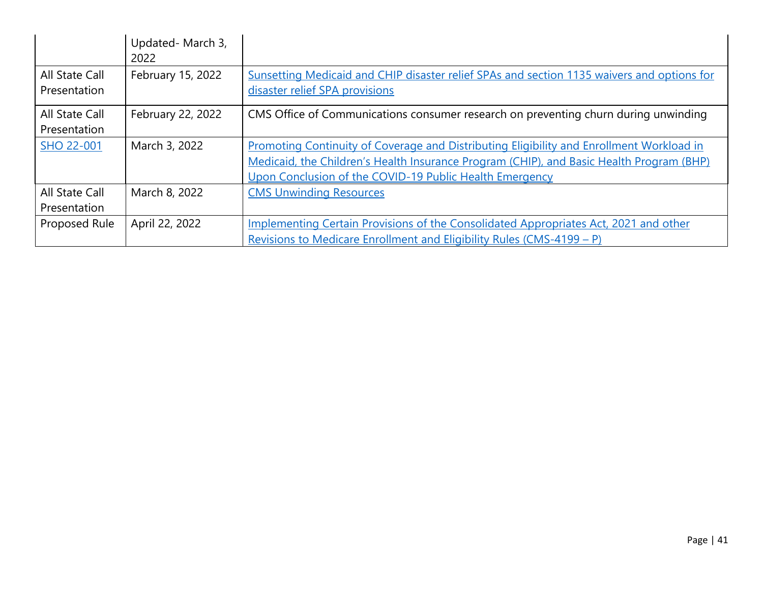| | | |
|---|---|---|
| | Updated- March 3, 2022 | |
| All State Call Presentation | February 15, 2022 | Sunsetting Medicaid and CHIP disaster relief SPAs and section 1135 waivers and options for disaster relief SPA provisions |
| All State Call Presentation | February 22, 2022 | CMS Office of Communications consumer research on preventing churn during unwinding |
| SHO 22-001 | March 3, 2022 | Promoting Continuity of Coverage and Distributing Eligibility and Enrollment Workload in Medicaid, the Children's Health Insurance Program (CHIP), and Basic Health Program (BHP) Upon Conclusion of the COVID-19 Public Health Emergency |
| All State Call Presentation | March 8, 2022 | CMS Unwinding Resources |
| Proposed Rule | April 22, 2022 | Implementing Certain Provisions of the Consolidated Appropriates Act, 2021 and other Revisions to Medicare Enrollment and Eligibility Rules (CMS-4199 – P) |